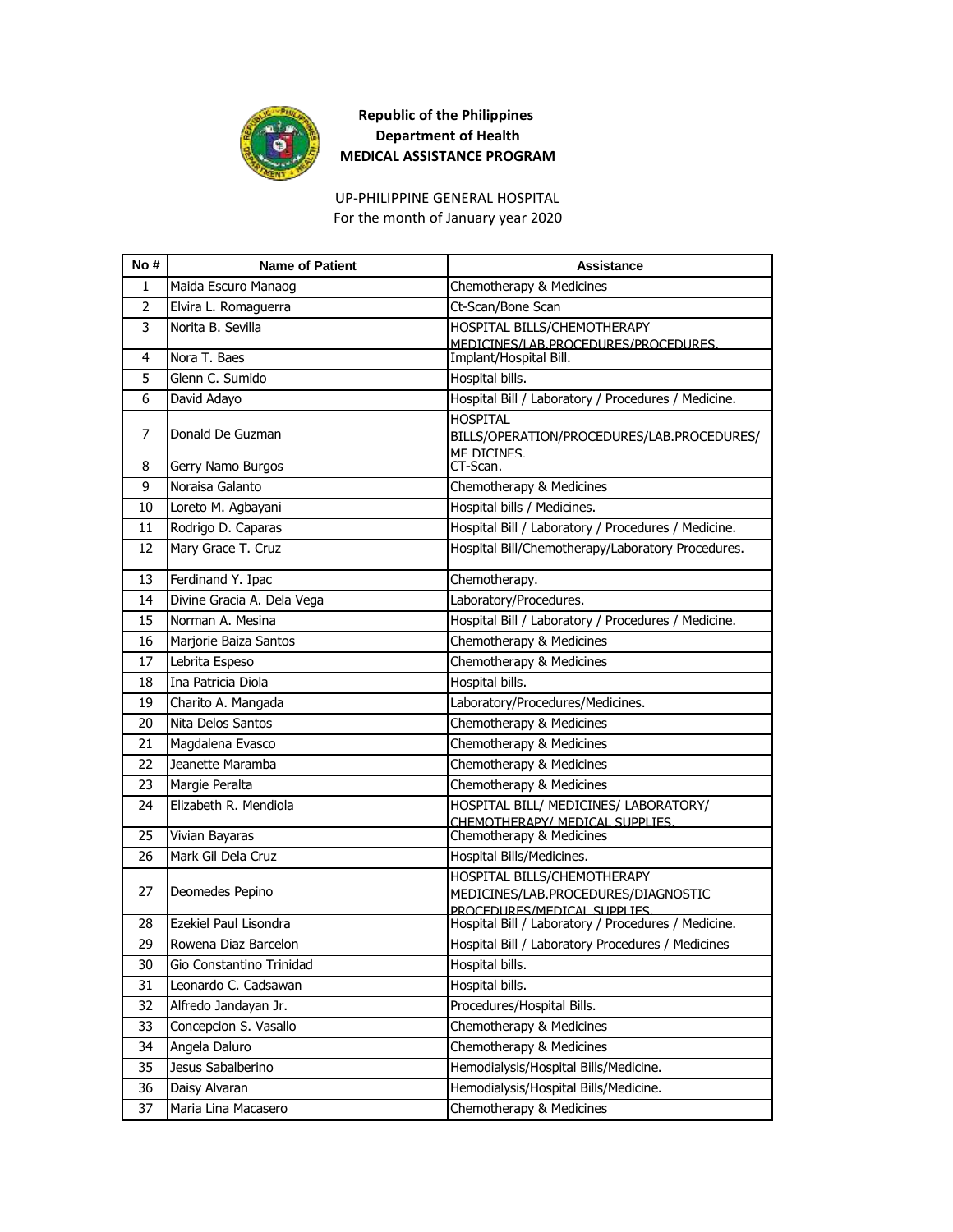**Republic of the Philippines**
**Department of Health**
**MEDICAL ASSISTANCE PROGRAM**

UP-PHILIPPINE GENERAL HOSPITAL
For the month of January year 2020

| No # | Name of Patient | Assistance |
|---|---|---|
| 1 | Maida Escuro Manaog | Chemotherapy & Medicines |
| 2 | Elvira L. Romaguerra | Ct-Scan/Bone Scan |
| 3 | Norita B. Sevilla | HOSPITAL BILLS/CHEMOTHERAPY MEDICINES/LAB.PROCEDURES/PROCEDURES. |
| 4 | Nora T. Baes | Implant/Hospital Bill. |
| 5 | Glenn C. Sumido | Hospital bills. |
| 6 | David Adayo | Hospital Bill / Laboratory / Procedures / Medicine. |
| 7 | Donald De Guzman | HOSPITAL BILLS/OPERATION/PROCEDURES/LAB.PROCEDURES/ ME DICINES. |
| 8 | Gerry Namo Burgos | CT-Scan. |
| 9 | Noraisa Galanto | Chemotherapy & Medicines |
| 10 | Loreto M. Agbayani | Hospital bills / Medicines. |
| 11 | Rodrigo D. Caparas | Hospital Bill / Laboratory / Procedures / Medicine. |
| 12 | Mary Grace T. Cruz | Hospital Bill/Chemotherapy/Laboratory Procedures. |
| 13 | Ferdinand Y. Ipac | Chemotherapy. |
| 14 | Divine Gracia A. Dela Vega | Laboratory/Procedures. |
| 15 | Norman A. Mesina | Hospital Bill / Laboratory / Procedures / Medicine. |
| 16 | Marjorie Baiza Santos | Chemotherapy & Medicines |
| 17 | Lebrita Espeso | Chemotherapy & Medicines |
| 18 | Ina Patricia Diola | Hospital bills. |
| 19 | Charito A. Mangada | Laboratory/Procedures/Medicines. |
| 20 | Nita Delos Santos | Chemotherapy & Medicines |
| 21 | Magdalena Evasco | Chemotherapy & Medicines |
| 22 | Jeanette Maramba | Chemotherapy & Medicines |
| 23 | Margie Peralta | Chemotherapy & Medicines |
| 24 | Elizabeth R. Mendiola | HOSPITAL BILL/ MEDICINES/ LABORATORY/ CHEMOTHERAPY/ MEDICAL SUPPLIES. |
| 25 | Vivian Bayaras | Chemotherapy & Medicines |
| 26 | Mark Gil Dela Cruz | Hospital Bills/Medicines. |
| 27 | Deomedes Pepino | HOSPITAL BILLS/CHEMOTHERAPY MEDICINES/LAB.PROCEDURES/DIAGNOSTIC PROCEDURES/MEDICAL SUPPLIES. |
| 28 | Ezekiel Paul Lisondra | Hospital Bill / Laboratory / Procedures / Medicine. |
| 29 | Rowena Diaz Barcelon | Hospital Bill / Laboratory Procedures / Medicines |
| 30 | Gio Constantino Trinidad | Hospital bills. |
| 31 | Leonardo C. Cadsawan | Hospital bills. |
| 32 | Alfredo Jandayan Jr. | Procedures/Hospital Bills. |
| 33 | Concepcion S. Vasallo | Chemotherapy & Medicines |
| 34 | Angela Daluro | Chemotherapy & Medicines |
| 35 | Jesus Sabalberino | Hemodialysis/Hospital Bills/Medicine. |
| 36 | Daisy Alvaran | Hemodialysis/Hospital Bills/Medicine. |
| 37 | Maria Lina Macasero | Chemotherapy & Medicines |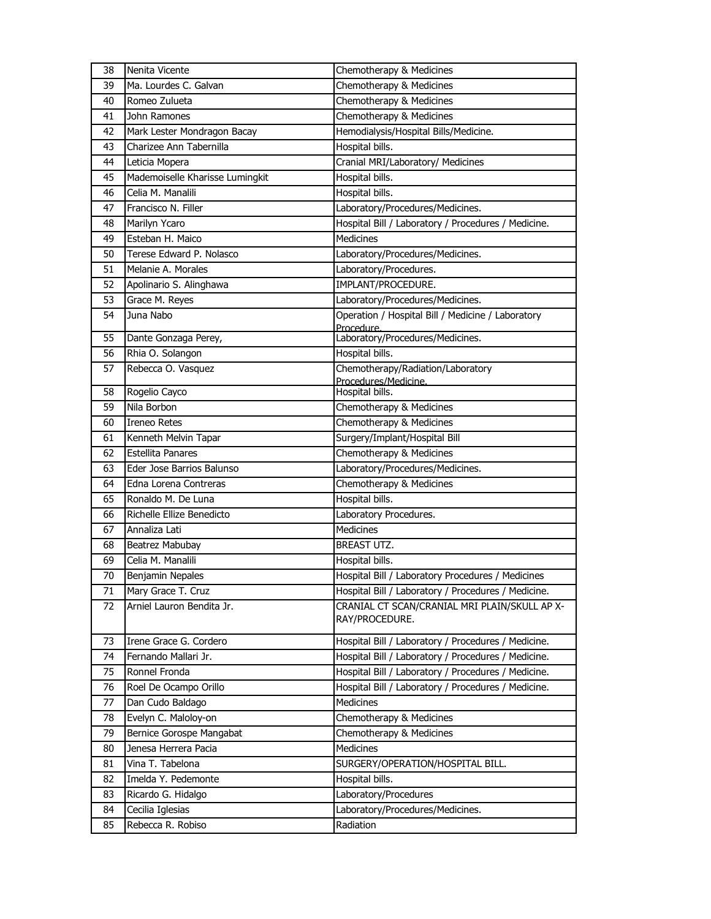| 38 | Nenita Vicente | Chemotherapy & Medicines |
|---|---|---|
| 39 | Ma. Lourdes C. Galvan | Chemotherapy & Medicines |
| 40 | Romeo Zulueta | Chemotherapy & Medicines |
| 41 | John Ramones | Chemotherapy & Medicines |
| 42 | Mark Lester Mondragon Bacay | Hemodialysis/Hospital Bills/Medicine. |
| 43 | Charizee Ann Tabernilla | Hospital bills. |
| 44 | Leticia Mopera | Cranial MRI/Laboratory/ Medicines |
| 45 | Mademoiselle Kharisse Lumingkit | Hospital bills. |
| 46 | Celia M. Manalili | Hospital bills. |
| 47 | Francisco N. Filler | Laboratory/Procedures/Medicines. |
| 48 | Marilyn Ycaro | Hospital Bill / Laboratory / Procedures / Medicine. |
| 49 | Esteban H. Maico | Medicines |
| 50 | Terese Edward P. Nolasco | Laboratory/Procedures/Medicines. |
| 51 | Melanie A. Morales | Laboratory/Procedures. |
| 52 | Apolinario S. Alinghawa | IMPLANT/PROCEDURE. |
| 53 | Grace M. Reyes | Laboratory/Procedures/Medicines. |
| 54 | Juna Nabo | Operation / Hospital Bill / Medicine / Laboratory Procedure. |
| 55 | Dante Gonzaga Perey, | Laboratory/Procedures/Medicines. |
| 56 | Rhia O. Solangon | Hospital bills. |
| 57 | Rebecca O. Vasquez | Chemotherapy/Radiation/Laboratory Procedures/Medicine. |
| 58 | Rogelio Cayco | Hospital bills. |
| 59 | Nila Borbon | Chemotherapy & Medicines |
| 60 | Ireneo Retes | Chemotherapy & Medicines |
| 61 | Kenneth Melvin Tapar | Surgery/Implant/Hospital Bill |
| 62 | Estellita Panares | Chemotherapy & Medicines |
| 63 | Eder Jose Barrios Balunso | Laboratory/Procedures/Medicines. |
| 64 | Edna Lorena Contreras | Chemotherapy & Medicines |
| 65 | Ronaldo M. De Luna | Hospital bills. |
| 66 | Richelle Ellize Benedicto | Laboratory Procedures. |
| 67 | Annaliza Lati | Medicines |
| 68 | Beatrez Mabubay | BREAST UTZ. |
| 69 | Celia M. Manalili | Hospital bills. |
| 70 | Benjamin Nepales | Hospital Bill / Laboratory Procedures / Medicines |
| 71 | Mary Grace T. Cruz | Hospital Bill / Laboratory / Procedures / Medicine. |
| 72 | Arniel Lauron Bendita Jr. | CRANIAL CT SCAN/CRANIAL MRI PLAIN/SKULL AP X-RAY/PROCEDURE. |
| 73 | Irene Grace G. Cordero | Hospital Bill / Laboratory / Procedures / Medicine. |
| 74 | Fernando Mallari Jr. | Hospital Bill / Laboratory / Procedures / Medicine. |
| 75 | Ronnel Fronda | Hospital Bill / Laboratory / Procedures / Medicine. |
| 76 | Roel De Ocampo Orillo | Hospital Bill / Laboratory / Procedures / Medicine. |
| 77 | Dan Cudo Baldago | Medicines |
| 78 | Evelyn C. Maloloy-on | Chemotherapy & Medicines |
| 79 | Bernice Gorospe Mangabat | Chemotherapy & Medicines |
| 80 | Jenesa Herrera Pacia | Medicines |
| 81 | Vina T. Tabelona | SURGERY/OPERATION/HOSPITAL BILL. |
| 82 | Imelda Y. Pedemonte | Hospital bills. |
| 83 | Ricardo G. Hidalgo | Laboratory/Procedures |
| 84 | Cecilia Iglesias | Laboratory/Procedures/Medicines. |
| 85 | Rebecca R. Robiso | Radiation |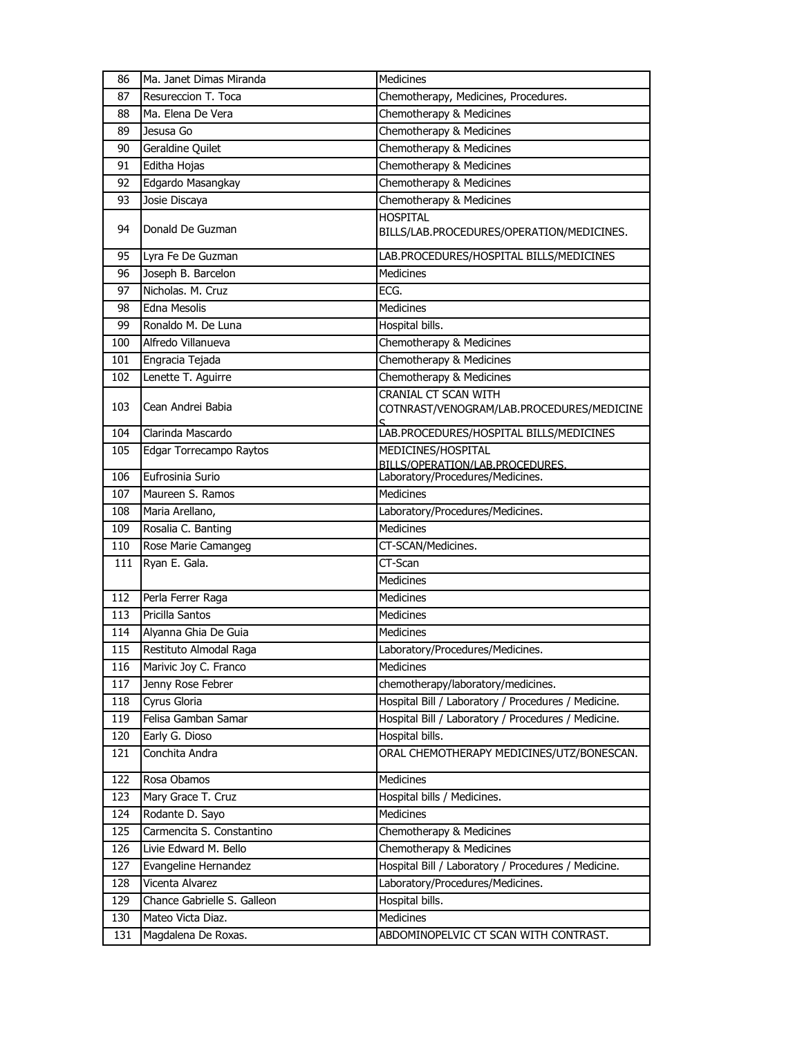| 86 | Ma. Janet Dimas Miranda | Medicines |
|---|---|---|
| 87 | Resureccion T. Toca | Chemotherapy, Medicines, Procedures. |
| 88 | Ma. Elena De Vera | Chemotherapy & Medicines |
| 89 | Jesusa Go | Chemotherapy & Medicines |
| 90 | Geraldine Quilet | Chemotherapy & Medicines |
| 91 | Editha Hojas | Chemotherapy & Medicines |
| 92 | Edgardo Masangkay | Chemotherapy & Medicines |
| 93 | Josie Discaya | Chemotherapy & Medicines |
| 94 | Donald De Guzman | HOSPITAL BILLS/LAB.PROCEDURES/OPERATION/MEDICINES. |
| 95 | Lyra Fe De Guzman | LAB.PROCEDURES/HOSPITAL BILLS/MEDICINES |
| 96 | Joseph B. Barcelon | Medicines |
| 97 | Nicholas. M. Cruz | ECG. |
| 98 | Edna Mesolis | Medicines |
| 99 | Ronaldo M. De Luna | Hospital bills. |
| 100 | Alfredo Villanueva | Chemotherapy & Medicines |
| 101 | Engracia Tejada | Chemotherapy & Medicines |
| 102 | Lenette T. Aguirre | Chemotherapy & Medicines |
| 103 | Cean Andrei Babia | CRANIAL CT SCAN WITH COTNRAST/VENOGRAM/LAB.PROCEDURES/MEDICINES |
| 104 | Clarinda Mascardo | LAB.PROCEDURES/HOSPITAL BILLS/MEDICINES |
| 105 | Edgar Torrecampo Raytos | MEDICINES/HOSPITAL BILLS/OPERATION/LAB.PROCEDURES. |
| 106 | Eufrosinia Surio | Laboratory/Procedures/Medicines. |
| 107 | Maureen S. Ramos | Medicines |
| 108 | Maria Arellano, | Laboratory/Procedures/Medicines. |
| 109 | Rosalia C. Banting | Medicines |
| 110 | Rose Marie Camangeg | CT-SCAN/Medicines. |
| 111 | Ryan E. Gala. | CT-Scan |
| | | Medicines |
| 112 | Perla Ferrer Raga | Medicines |
| 113 | Pricilla Santos | Medicines |
| 114 | Alyanna Ghia De Guia | Medicines |
| 115 | Restituto Almodal Raga | Laboratory/Procedures/Medicines. |
| 116 | Marivic Joy C. Franco | Medicines |
| 117 | Jenny Rose Febrer | chemotherapy/laboratory/medicines. |
| 118 | Cyrus Gloria | Hospital Bill / Laboratory / Procedures / Medicine. |
| 119 | Felisa Gamban Samar | Hospital Bill / Laboratory / Procedures / Medicine. |
| 120 | Early G. Dioso | Hospital bills. |
| 121 | Conchita Andra | ORAL CHEMOTHERAPY MEDICINES/UTZ/BONESCAN. |
| 122 | Rosa Obamos | Medicines |
| 123 | Mary Grace T. Cruz | Hospital bills / Medicines. |
| 124 | Rodante D. Sayo | Medicines |
| 125 | Carmencita S. Constantino | Chemotherapy & Medicines |
| 126 | Livie Edward M. Bello | Chemotherapy & Medicines |
| 127 | Evangeline Hernandez | Hospital Bill / Laboratory / Procedures / Medicine. |
| 128 | Vicenta Alvarez | Laboratory/Procedures/Medicines. |
| 129 | Chance Gabrielle S. Galleon | Hospital bills. |
| 130 | Mateo Victa Diaz. | Medicines |
| 131 | Magdalena De Roxas. | ABDOMINOPELVIC CT SCAN WITH CONTRAST. |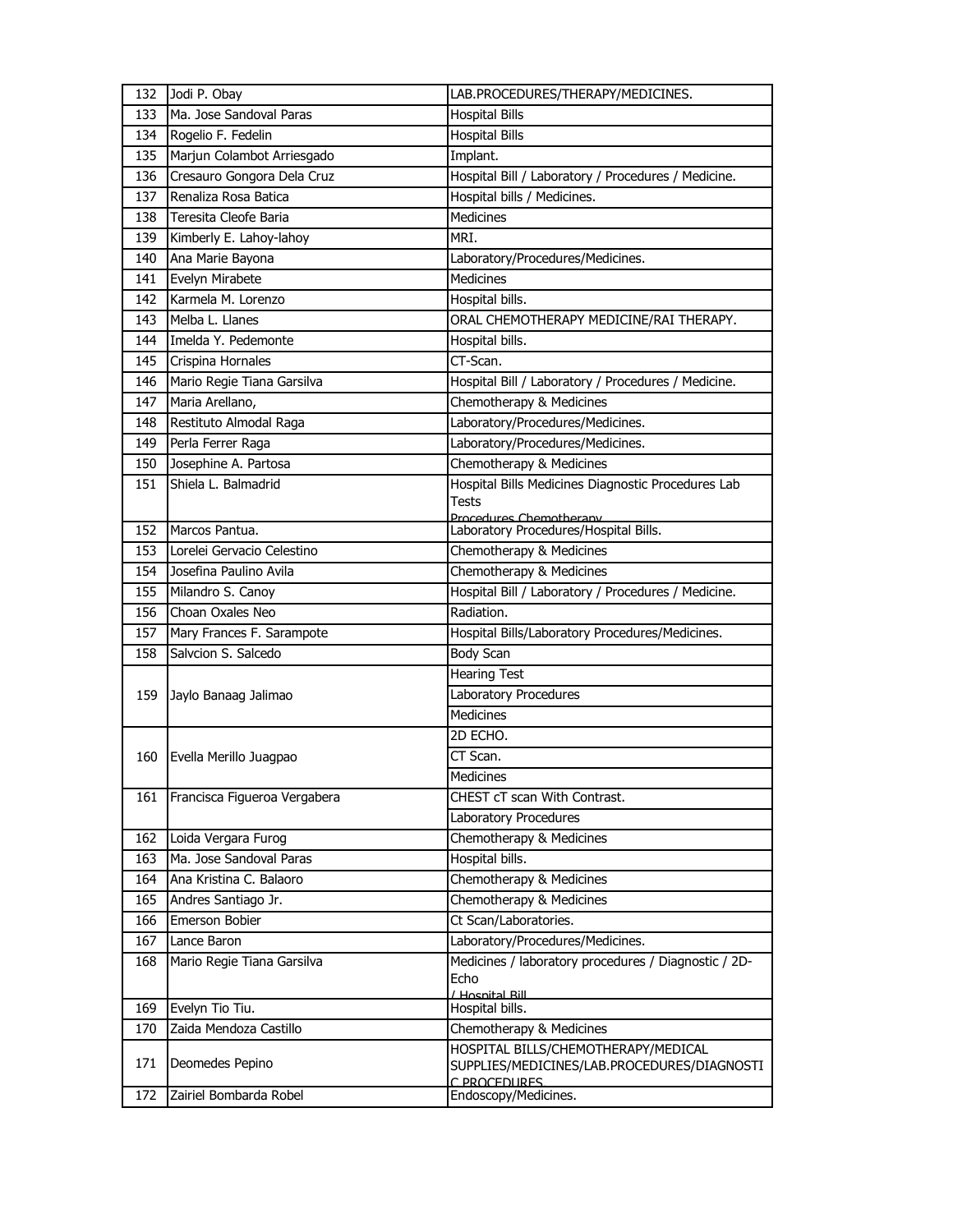| 132 | Jodi P. Obay | LAB.PROCEDURES/THERAPY/MEDICINES. |
|---|---|---|
| 133 | Ma. Jose Sandoval Paras | Hospital Bills |
| 134 | Rogelio F. Fedelin | Hospital Bills |
| 135 | Marjun Colambot Arriesgado | Implant. |
| 136 | Cresauro Gongora Dela Cruz | Hospital Bill / Laboratory / Procedures / Medicine. |
| 137 | Renaliza Rosa Batica | Hospital bills / Medicines. |
| 138 | Teresita Cleofe Baria | Medicines |
| 139 | Kimberly E. Lahoy-lahoy | MRI. |
| 140 | Ana Marie Bayona | Laboratory/Procedures/Medicines. |
| 141 | Evelyn Mirabete | Medicines |
| 142 | Karmela M. Lorenzo | Hospital bills. |
| 143 | Melba L. Llanes | ORAL CHEMOTHERAPY MEDICINE/RAI THERAPY. |
| 144 | Imelda Y. Pedemonte | Hospital bills. |
| 145 | Crispina Hornales | CT-Scan. |
| 146 | Mario Regie Tiana Garsilva | Hospital Bill / Laboratory / Procedures / Medicine. |
| 147 | Maria Arellano, | Chemotherapy & Medicines |
| 148 | Restituto Almodal Raga | Laboratory/Procedures/Medicines. |
| 149 | Perla Ferrer Raga | Laboratory/Procedures/Medicines. |
| 150 | Josephine A. Partosa | Chemotherapy & Medicines |
| 151 | Shiela L. Balmadrid | Hospital Bills Medicines Diagnostic Procedures Lab Tests Procedures Chemotherapy |
| 152 | Marcos Pantua. | Laboratory Procedures/Hospital Bills. |
| 153 | Lorelei Gervacio Celestino | Chemotherapy & Medicines |
| 154 | Josefina Paulino Avila | Chemotherapy & Medicines |
| 155 | Milandro S. Canoy | Hospital Bill / Laboratory / Procedures / Medicine. |
| 156 | Choan Oxales Neo | Radiation. |
| 157 | Mary Frances F. Sarampote | Hospital Bills/Laboratory Procedures/Medicines. |
| 158 | Salvcion S. Salcedo | Body Scan |
| 159 | Jaylo Banaag Jalimao | Hearing Test |
| | | Laboratory Procedures |
| | | Medicines |
| 160 | Evella Merillo Juagpao | 2D ECHO. |
| | | CT Scan. |
| | | Medicines |
| 161 | Francisca Figueroa Vergabera | CHEST cT scan With Contrast. |
| | | Laboratory Procedures |
| 162 | Loida Vergara Furog | Chemotherapy & Medicines |
| 163 | Ma. Jose Sandoval Paras | Hospital bills. |
| 164 | Ana Kristina C. Balaoro | Chemotherapy & Medicines |
| 165 | Andres Santiago Jr. | Chemotherapy & Medicines |
| 166 | Emerson Bobier | Ct Scan/Laboratories. |
| 167 | Lance Baron | Laboratory/Procedures/Medicines. |
| 168 | Mario Regie Tiana Garsilva | Medicines / laboratory procedures / Diagnostic / 2D-Echo / Hospital Bill |
| 169 | Evelyn Tio Tiu. | Hospital bills. |
| 170 | Zaida Mendoza Castillo | Chemotherapy & Medicines |
| 171 | Deomedes Pepino | HOSPITAL BILLS/CHEMOTHERAPY/MEDICAL SUPPLIES/MEDICINES/LAB.PROCEDURES/DIAGNOSTIC PROCEDURES |
| 172 | Zairiel Bombarda Robel | Endoscopy/Medicines. |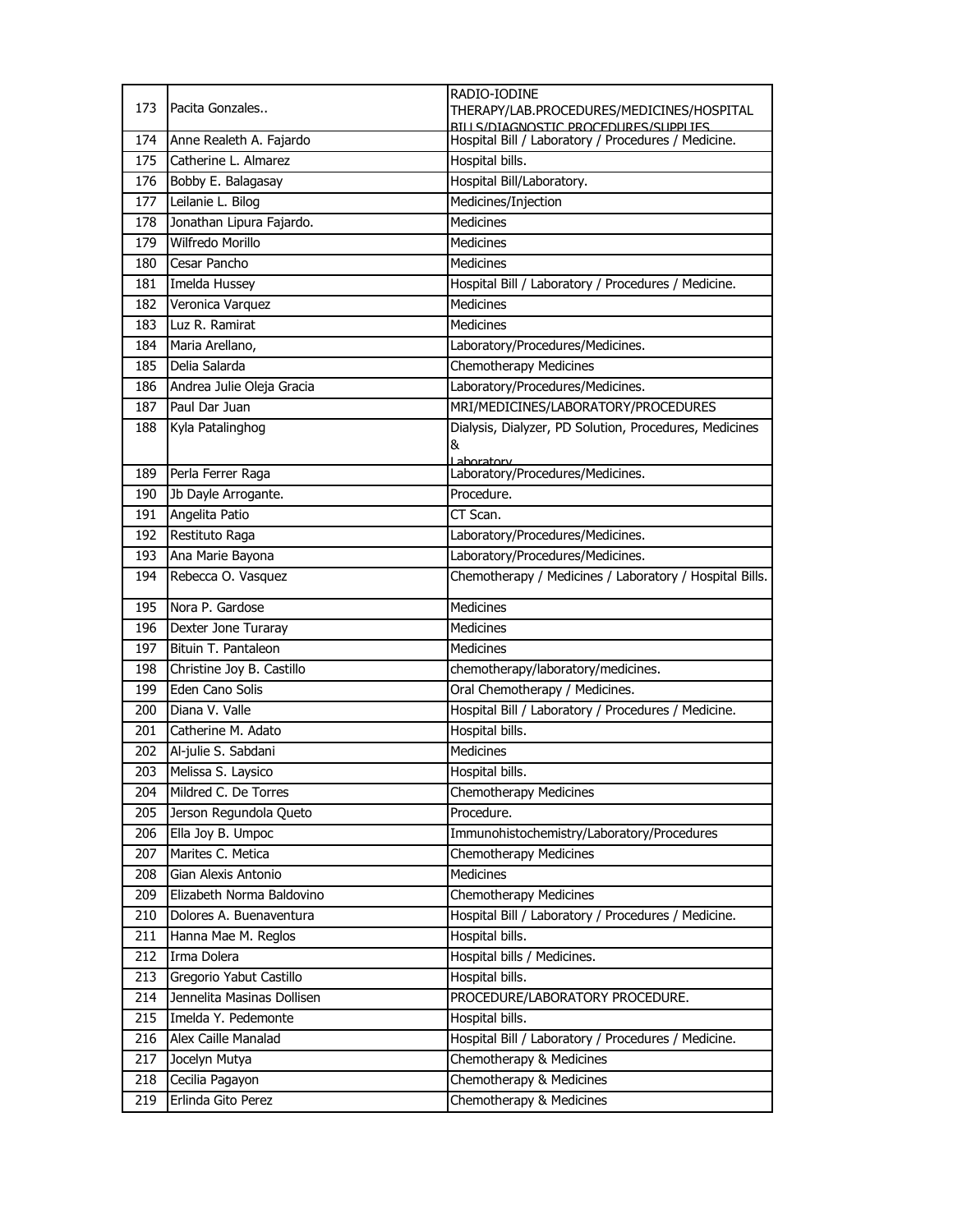| 173 | Pacita Gonzales.. | RADIO-IODINE THERAPY/LAB.PROCEDURES/MEDICINES/HOSPITAL BILLS/DIAGNOSTIC PROCEDURES/SUPPLIES |
|---|---|---|
| 174 | Anne Realeth A. Fajardo | Hospital Bill / Laboratory / Procedures / Medicine. |
| 175 | Catherine L. Almarez | Hospital bills. |
| 176 | Bobby E. Balagasay | Hospital Bill/Laboratory. |
| 177 | Leilanie L. Bilog | Medicines/Injection |
| 178 | Jonathan Lipura Fajardo. | Medicines |
| 179 | Wilfredo Morillo | Medicines |
| 180 | Cesar Pancho | Medicines |
| 181 | Imelda Hussey | Hospital Bill / Laboratory / Procedures / Medicine. |
| 182 | Veronica Varquez | Medicines |
| 183 | Luz R. Ramirat | Medicines |
| 184 | Maria Arellano, | Laboratory/Procedures/Medicines. |
| 185 | Delia Salarda | Chemotherapy Medicines |
| 186 | Andrea Julie Oleja Gracia | Laboratory/Procedures/Medicines. |
| 187 | Paul Dar Juan | MRI/MEDICINES/LABORATORY/PROCEDURES |
| 188 | Kyla Patalinghog | Dialysis, Dialyzer, PD Solution, Procedures, Medicines & Laboratory |
| 189 | Perla Ferrer Raga | Laboratory/Procedures/Medicines. |
| 190 | Jb Dayle Arrogante. | Procedure. |
| 191 | Angelita Patio | CT Scan. |
| 192 | Restituto Raga | Laboratory/Procedures/Medicines. |
| 193 | Ana Marie Bayona | Laboratory/Procedures/Medicines. |
| 194 | Rebecca O. Vasquez | Chemotherapy / Medicines / Laboratory / Hospital Bills. |
| 195 | Nora P. Gardose | Medicines |
| 196 | Dexter Jone Turaray | Medicines |
| 197 | Bituin T. Pantaleon | Medicines |
| 198 | Christine Joy B. Castillo | chemotherapy/laboratory/medicines. |
| 199 | Eden Cano Solis | Oral Chemotherapy / Medicines. |
| 200 | Diana V. Valle | Hospital Bill / Laboratory / Procedures / Medicine. |
| 201 | Catherine M. Adato | Hospital bills. |
| 202 | Al-julie S. Sabdani | Medicines |
| 203 | Melissa S. Laysico | Hospital bills. |
| 204 | Mildred C. De Torres | Chemotherapy Medicines |
| 205 | Jerson Regundola Queto | Procedure. |
| 206 | Ella Joy B. Umpoc | Immunohistochemistry/Laboratory/Procedures |
| 207 | Marites C. Metica | Chemotherapy Medicines |
| 208 | Gian Alexis Antonio | Medicines |
| 209 | Elizabeth Norma Baldovino | Chemotherapy Medicines |
| 210 | Dolores A. Buenaventura | Hospital Bill / Laboratory / Procedures / Medicine. |
| 211 | Hanna Mae M. Reglos | Hospital bills. |
| 212 | Irma Dolera | Hospital bills / Medicines. |
| 213 | Gregorio Yabut Castillo | Hospital bills. |
| 214 | Jennelita Masinas Dollisen | PROCEDURE/LABORATORY PROCEDURE. |
| 215 | Imelda Y. Pedemonte | Hospital bills. |
| 216 | Alex Caille Manalad | Hospital Bill / Laboratory / Procedures / Medicine. |
| 217 | Jocelyn Mutya | Chemotherapy & Medicines |
| 218 | Cecilia Pagayon | Chemotherapy & Medicines |
| 219 | Erlinda Gito Perez | Chemotherapy & Medicines |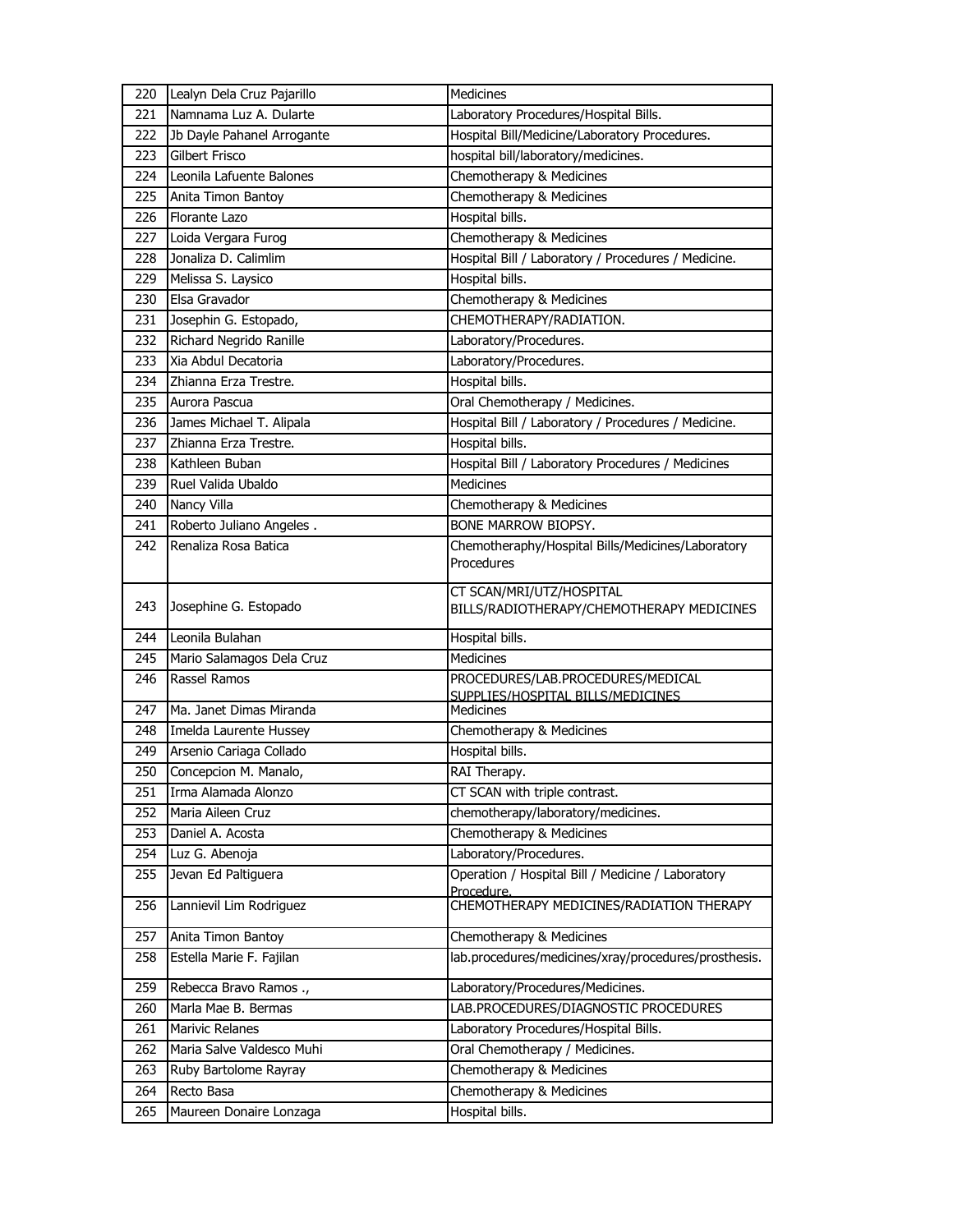| | | |
|---|---|---|
| 220 | Lealyn Dela Cruz Pajarillo | Medicines |
| 221 | Namnama Luz A. Dularte | Laboratory Procedures/Hospital Bills. |
| 222 | Jb Dayle Pahanel Arrogante | Hospital Bill/Medicine/Laboratory Procedures. |
| 223 | Gilbert Frisco | hospital bill/laboratory/medicines. |
| 224 | Leonila Lafuente Balones | Chemotherapy & Medicines |
| 225 | Anita Timon Bantoy | Chemotherapy & Medicines |
| 226 | Florante Lazo | Hospital bills. |
| 227 | Loida Vergara Furog | Chemotherapy & Medicines |
| 228 | Jonaliza D. Calimlim | Hospital Bill / Laboratory / Procedures / Medicine. |
| 229 | Melissa S. Laysico | Hospital bills. |
| 230 | Elsa Gravador | Chemotherapy & Medicines |
| 231 | Josephin G. Estopado, | CHEMOTHERAPY/RADIATION. |
| 232 | Richard Negrido Ranille | Laboratory/Procedures. |
| 233 | Xia Abdul Decatoria | Laboratory/Procedures. |
| 234 | Zhianna Erza Trestre. | Hospital bills. |
| 235 | Aurora Pascua | Oral Chemotherapy / Medicines. |
| 236 | James Michael T. Alipala | Hospital Bill / Laboratory / Procedures / Medicine. |
| 237 | Zhianna Erza Trestre. | Hospital bills. |
| 238 | Kathleen Buban | Hospital Bill / Laboratory Procedures / Medicines |
| 239 | Ruel Valida Ubaldo | Medicines |
| 240 | Nancy Villa | Chemotherapy & Medicines |
| 241 | Roberto Juliano Angeles . | BONE MARROW BIOPSY. |
| 242 | Renaliza Rosa Batica | Chemotheraphy/Hospital Bills/Medicines/Laboratory Procedures |
| 243 | Josephine G. Estopado | CT SCAN/MRI/UTZ/HOSPITAL BILLS/RADIOTHERAPY/CHEMOTHERAPY MEDICINES |
| 244 | Leonila Bulahan | Hospital bills. |
| 245 | Mario Salamagos Dela Cruz | Medicines |
| 246 | Rassel Ramos | PROCEDURES/LAB.PROCEDURES/MEDICAL SUPPLIES/HOSPITAL BILLS/MEDICINES |
| 247 | Ma. Janet Dimas Miranda | Medicines |
| 248 | Imelda Laurente Hussey | Chemotherapy & Medicines |
| 249 | Arsenio Cariaga Collado | Hospital bills. |
| 250 | Concepcion M. Manalo, | RAI Therapy. |
| 251 | Irma Alamada Alonzo | CT SCAN with triple contrast. |
| 252 | Maria Aileen Cruz | chemotherapy/laboratory/medicines. |
| 253 | Daniel A. Acosta | Chemotherapy & Medicines |
| 254 | Luz G. Abenoja | Laboratory/Procedures. |
| 255 | Jevan Ed Paltiguera | Operation / Hospital Bill / Medicine / Laboratory Procedure. |
| 256 | Lannievil Lim Rodriguez | CHEMOTHERAPY MEDICINES/RADIATION THERAPY |
| 257 | Anita Timon Bantoy | Chemotherapy & Medicines |
| 258 | Estella Marie F. Fajilan | lab.procedures/medicines/xray/procedures/prosthesis. |
| 259 | Rebecca Bravo Ramos ., | Laboratory/Procedures/Medicines. |
| 260 | Marla Mae B. Bermas | LAB.PROCEDURES/DIAGNOSTIC PROCEDURES |
| 261 | Marivic Relanes | Laboratory Procedures/Hospital Bills. |
| 262 | Maria Salve Valdesco Muhi | Oral Chemotherapy / Medicines. |
| 263 | Ruby Bartolome Rayray | Chemotherapy & Medicines |
| 264 | Recto Basa | Chemotherapy & Medicines |
| 265 | Maureen Donaire Lonzaga | Hospital bills. |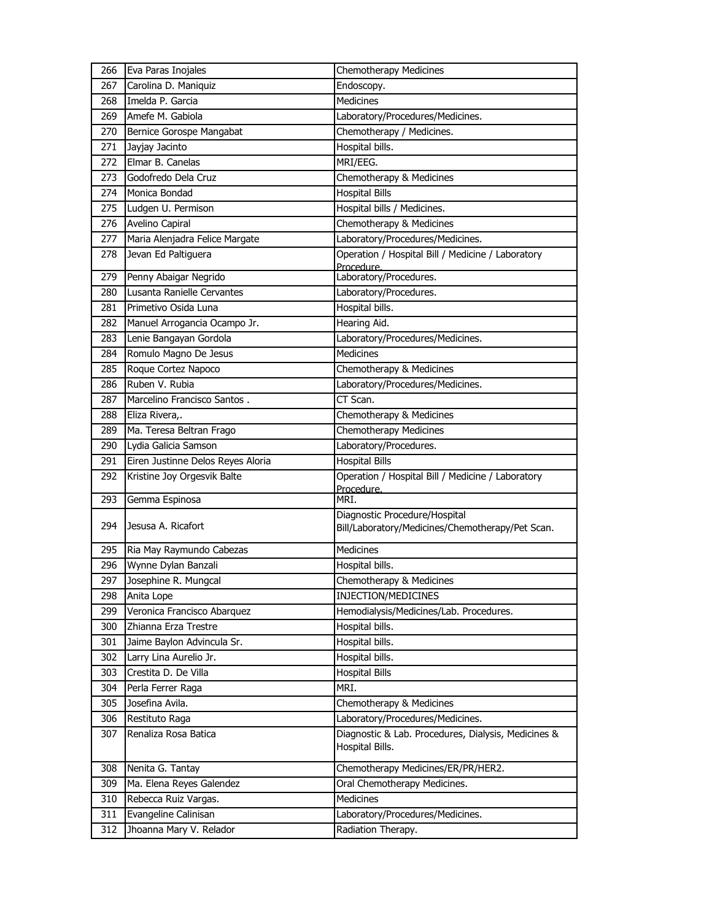| 266 | Eva Paras Inojales | Chemotherapy Medicines |
|---|---|---|
| 267 | Carolina D. Maniquiz | Endoscopy. |
| 268 | Imelda P. Garcia | Medicines |
| 269 | Amefe M. Gabiola | Laboratory/Procedures/Medicines. |
| 270 | Bernice Gorospe Mangabat | Chemotherapy / Medicines. |
| 271 | Jayjay Jacinto | Hospital bills. |
| 272 | Elmar B. Canelas | MRI/EEG. |
| 273 | Godofredo Dela Cruz | Chemotherapy & Medicines |
| 274 | Monica Bondad | Hospital Bills |
| 275 | Ludgen U. Permison | Hospital bills / Medicines. |
| 276 | Avelino Capiral | Chemotherapy & Medicines |
| 277 | Maria Alenjadra Felice Margate | Laboratory/Procedures/Medicines. |
| 278 | Jevan Ed Paltiguera | Operation / Hospital Bill / Medicine / Laboratory Procedure. |
| 279 | Penny Abaigar Negrido | Laboratory/Procedures. |
| 280 | Lusanta Ranielle Cervantes | Laboratory/Procedures. |
| 281 | Primetivo Osida Luna | Hospital bills. |
| 282 | Manuel Arrogancia Ocampo Jr. | Hearing Aid. |
| 283 | Lenie Bangayan Gordola | Laboratory/Procedures/Medicines. |
| 284 | Romulo Magno De Jesus | Medicines |
| 285 | Roque Cortez Napoco | Chemotherapy & Medicines |
| 286 | Ruben V. Rubia | Laboratory/Procedures/Medicines. |
| 287 | Marcelino Francisco Santos . | CT Scan. |
| 288 | Eliza Rivera,. | Chemotherapy & Medicines |
| 289 | Ma. Teresa Beltran Frago | Chemotherapy Medicines |
| 290 | Lydia Galicia Samson | Laboratory/Procedures. |
| 291 | Eiren Justinne Delos Reyes Aloria | Hospital Bills |
| 292 | Kristine Joy Orgesvik Balte | Operation / Hospital Bill / Medicine / Laboratory Procedure. |
| 293 | Gemma Espinosa | MRI. |
| 294 | Jesusa A. Ricafort | Diagnostic Procedure/Hospital Bill/Laboratory/Medicines/Chemotherapy/Pet Scan. |
| 295 | Ria May Raymundo Cabezas | Medicines |
| 296 | Wynne Dylan Banzali | Hospital bills. |
| 297 | Josephine R. Mungcal | Chemotherapy & Medicines |
| 298 | Anita Lope | INJECTION/MEDICINES |
| 299 | Veronica Francisco Abarquez | Hemodialysis/Medicines/Lab. Procedures. |
| 300 | Zhianna Erza Trestre | Hospital bills. |
| 301 | Jaime Baylon Advincula Sr. | Hospital bills. |
| 302 | Larry Lina Aurelio Jr. | Hospital bills. |
| 303 | Crestita D. De Villa | Hospital Bills |
| 304 | Perla Ferrer Raga | MRI. |
| 305 | Josefina Avila. | Chemotherapy & Medicines |
| 306 | Restituto Raga | Laboratory/Procedures/Medicines. |
| 307 | Renaliza Rosa Batica | Diagnostic & Lab. Procedures, Dialysis, Medicines & Hospital Bills. |
| 308 | Nenita G. Tantay | Chemotherapy Medicines/ER/PR/HER2. |
| 309 | Ma. Elena Reyes Galendez | Oral Chemotherapy Medicines. |
| 310 | Rebecca Ruiz Vargas. | Medicines |
| 311 | Evangeline Calinisan | Laboratory/Procedures/Medicines. |
| 312 | Jhoanna Mary V. Relador | Radiation Therapy. |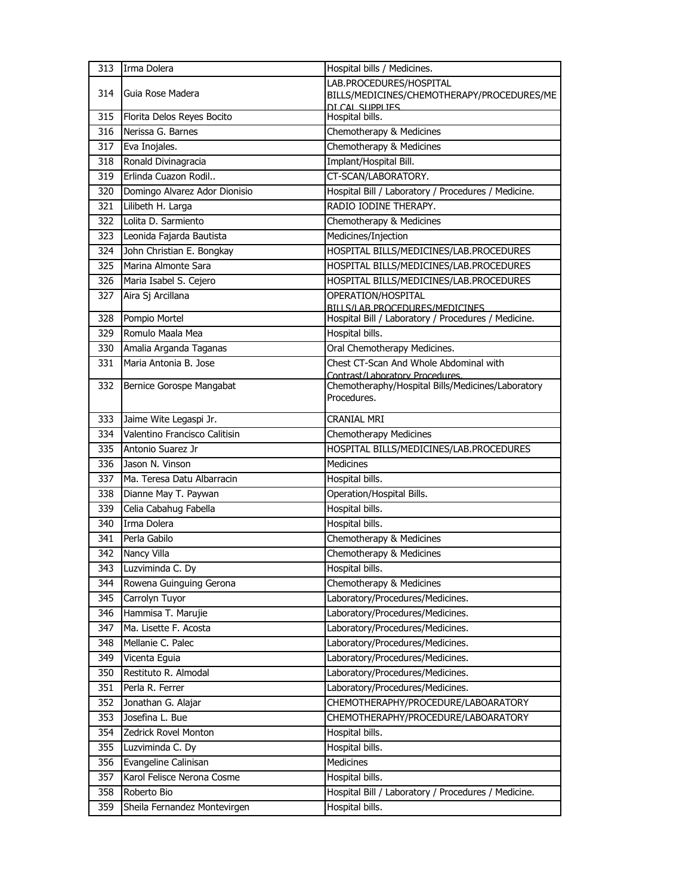| 313 | Irma Dolera | Hospital bills / Medicines. |
|---|---|---|
| 314 | Guia Rose Madera | LAB.PROCEDURES/HOSPITAL BILLS/MEDICINES/CHEMOTHERAPY/PROCEDURES/MEDICAL SUPPLIES |
| 315 | Florita Delos Reyes Bocito | Hospital bills. |
| 316 | Nerissa G. Barnes | Chemotherapy & Medicines |
| 317 | Eva Inojales. | Chemotherapy & Medicines |
| 318 | Ronald Divinagracia | Implant/Hospital Bill. |
| 319 | Erlinda Cuazon Rodil.. | CT-SCAN/LABORATORY. |
| 320 | Domingo Alvarez Ador Dionisio | Hospital Bill / Laboratory / Procedures / Medicine. |
| 321 | Lilibeth H. Larga | RADIO IODINE THERAPY. |
| 322 | Lolita D. Sarmiento | Chemotherapy & Medicines |
| 323 | Leonida Fajarda Bautista | Medicines/Injection |
| 324 | John Christian E. Bongkay | HOSPITAL BILLS/MEDICINES/LAB.PROCEDURES |
| 325 | Marina Almonte Sara | HOSPITAL BILLS/MEDICINES/LAB.PROCEDURES |
| 326 | Maria Isabel S. Cejero | HOSPITAL BILLS/MEDICINES/LAB.PROCEDURES |
| 327 | Aira Sj Arcillana | OPERATION/HOSPITAL BILLS/LAB.PROCEDURES/MEDICINES |
| 328 | Pompio Mortel | Hospital Bill / Laboratory / Procedures / Medicine. |
| 329 | Romulo Maala Mea | Hospital bills. |
| 330 | Amalia Arganda Taganas | Oral Chemotherapy Medicines. |
| 331 | Maria Antonia B. Jose | Chest CT-Scan And Whole Abdominal with Contrast/Laboratory Procedures. |
| 332 | Bernice Gorospe Mangabat | Chemotheraphy/Hospital Bills/Medicines/Laboratory Procedures. |
| 333 | Jaime Wite Legaspi Jr. | CRANIAL MRI |
| 334 | Valentino Francisco Calitisin | Chemotherapy Medicines |
| 335 | Antonio Suarez Jr | HOSPITAL BILLS/MEDICINES/LAB.PROCEDURES |
| 336 | Jason N. Vinson | Medicines |
| 337 | Ma. Teresa Datu Albarracin | Hospital bills. |
| 338 | Dianne May T. Paywan | Operation/Hospital Bills. |
| 339 | Celia Cabahug Fabella | Hospital bills. |
| 340 | Irma Dolera | Hospital bills. |
| 341 | Perla Gabilo | Chemotherapy & Medicines |
| 342 | Nancy Villa | Chemotherapy & Medicines |
| 343 | Luzviminda C. Dy | Hospital bills. |
| 344 | Rowena Guinguing Gerona | Chemotherapy & Medicines |
| 345 | Carrolyn Tuyor | Laboratory/Procedures/Medicines. |
| 346 | Hammisa T. Marujie | Laboratory/Procedures/Medicines. |
| 347 | Ma. Lisette F. Acosta | Laboratory/Procedures/Medicines. |
| 348 | Mellanie C. Palec | Laboratory/Procedures/Medicines. |
| 349 | Vicenta Eguia | Laboratory/Procedures/Medicines. |
| 350 | Restituto R. Almodal | Laboratory/Procedures/Medicines. |
| 351 | Perla R. Ferrer | Laboratory/Procedures/Medicines. |
| 352 | Jonathan G. Alajar | CHEMOTHERAPHY/PROCEDURE/LABOARATORY |
| 353 | Josefina L. Bue | CHEMOTHERAPHY/PROCEDURE/LABOARATORY |
| 354 | Zedrick Rovel Monton | Hospital bills. |
| 355 | Luzviminda C. Dy | Hospital bills. |
| 356 | Evangeline Calinisan | Medicines |
| 357 | Karol Felisce Nerona Cosme | Hospital bills. |
| 358 | Roberto Bio | Hospital Bill / Laboratory / Procedures / Medicine. |
| 359 | Sheila Fernandez Montevirgen | Hospital bills. |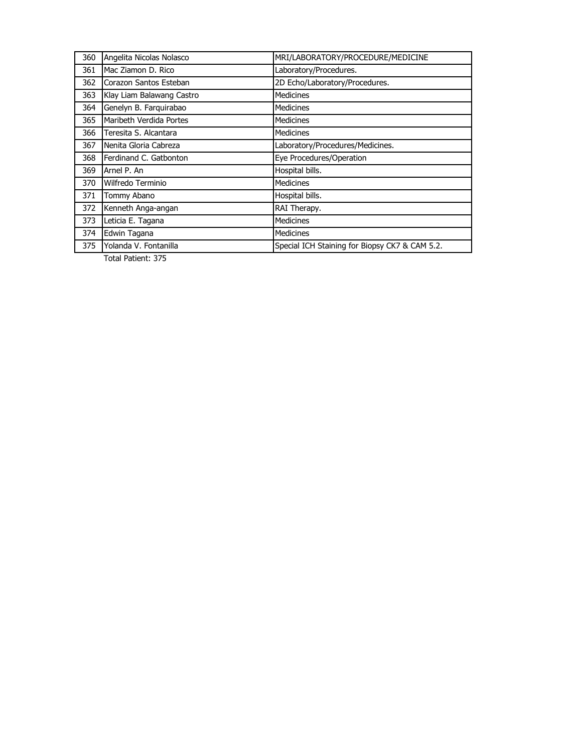| | | |
|---|---|---|
| 360 | Angelita Nicolas Nolasco | MRI/LABORATORY/PROCEDURE/MEDICINE |
| 361 | Mac Ziamon D. Rico | Laboratory/Procedures. |
| 362 | Corazon Santos Esteban | 2D Echo/Laboratory/Procedures. |
| 363 | Klay Liam Balawang Castro | Medicines |
| 364 | Genelyn B. Farquirabao | Medicines |
| 365 | Maribeth Verdida Portes | Medicines |
| 366 | Teresita S. Alcantara | Medicines |
| 367 | Nenita Gloria Cabreza | Laboratory/Procedures/Medicines. |
| 368 | Ferdinand C. Gatbonton | Eye Procedures/Operation |
| 369 | Arnel P. An | Hospital bills. |
| 370 | Wilfredo Terminio | Medicines |
| 371 | Tommy Abano | Hospital bills. |
| 372 | Kenneth Anga-angan | RAI Therapy. |
| 373 | Leticia E. Tagana | Medicines |
| 374 | Edwin Tagana | Medicines |
| 375 | Yolanda V. Fontanilla | Special ICH Staining for Biopsy CK7 & CAM 5.2. |

Total Patient: 375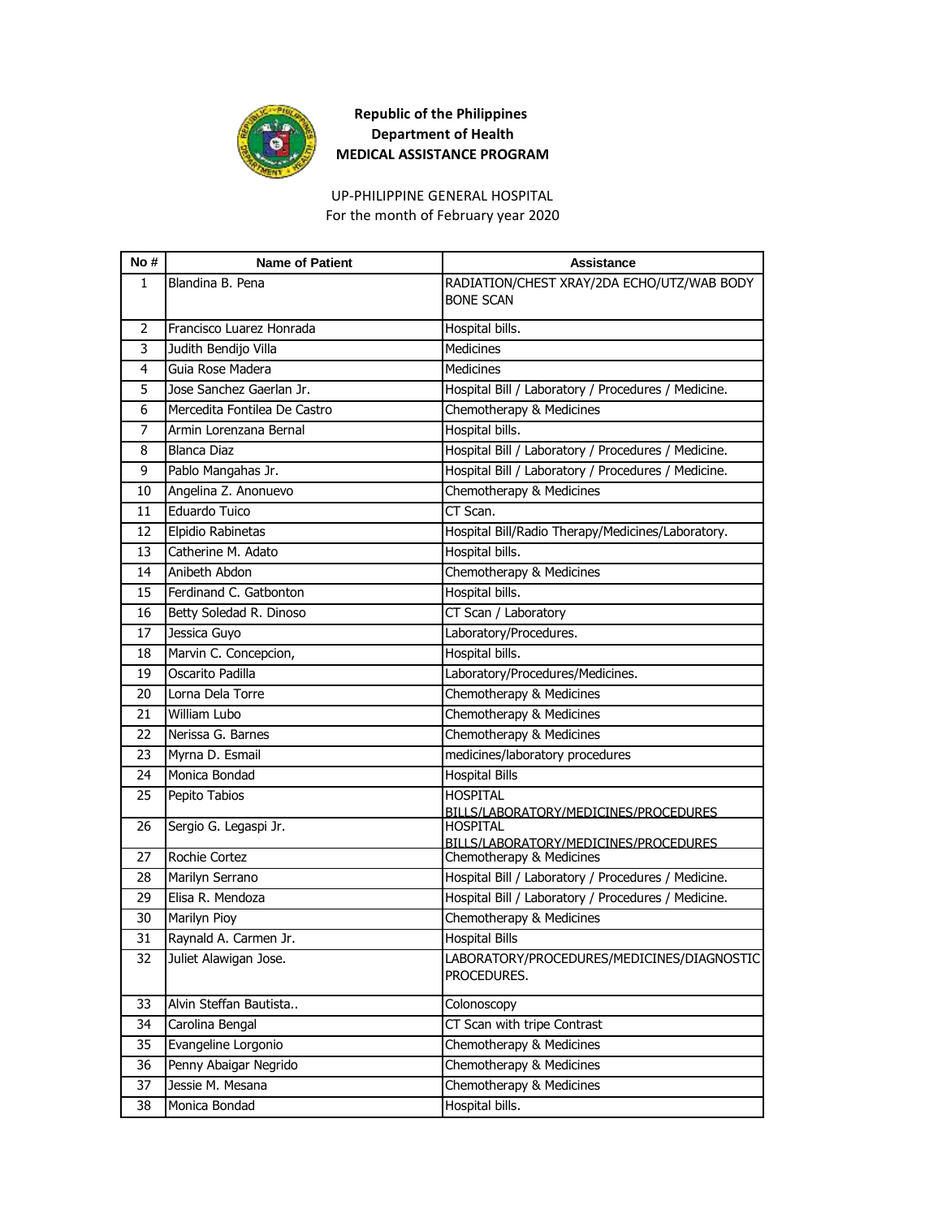**Republic of the Philippines**
**Department of Health**
**MEDICAL ASSISTANCE PROGRAM**

UP-PHILIPPINE GENERAL HOSPITAL
For the month of February year 2020

| No # | Name of Patient | Assistance |
|---|---|---|
| 1 | Blandina B. Pena | RADIATION/CHEST XRAY/2DA ECHO/UTZ/WAB BODY BONE SCAN |
| 2 | Francisco Luarez Honrada | Hospital bills. |
| 3 | Judith Bendijo Villa | Medicines |
| 4 | Guia Rose Madera | Medicines |
| 5 | Jose Sanchez Gaerlan Jr. | Hospital Bill / Laboratory / Procedures / Medicine. |
| 6 | Mercedita Fontilea De Castro | Chemotherapy & Medicines |
| 7 | Armin Lorenzana Bernal | Hospital bills. |
| 8 | Blanca Diaz | Hospital Bill / Laboratory / Procedures / Medicine. |
| 9 | Pablo Mangahas Jr. | Hospital Bill / Laboratory / Procedures / Medicine. |
| 10 | Angelina Z. Anonuevo | Chemotherapy & Medicines |
| 11 | Eduardo Tuico | CT Scan. |
| 12 | Elpidio Rabinetas | Hospital Bill/Radio Therapy/Medicines/Laboratory. |
| 13 | Catherine M. Adato | Hospital bills. |
| 14 | Anibeth Abdon | Chemotherapy & Medicines |
| 15 | Ferdinand C. Gatbonton | Hospital bills. |
| 16 | Betty Soledad R. Dinoso | CT Scan / Laboratory |
| 17 | Jessica Guyo | Laboratory/Procedures. |
| 18 | Marvin C. Concepcion, | Hospital bills. |
| 19 | Oscarito Padilla | Laboratory/Procedures/Medicines. |
| 20 | Lorna Dela Torre | Chemotherapy & Medicines |
| 21 | William Lubo | Chemotherapy & Medicines |
| 22 | Nerissa G. Barnes | Chemotherapy & Medicines |
| 23 | Myrna D. Esmail | medicines/laboratory procedures |
| 24 | Monica Bondad | Hospital Bills |
| 25 | Pepito Tabios | HOSPITAL BILLS/LABORATORY/MEDICINES/PROCEDURES |
| 26 | Sergio G. Legaspi Jr. | HOSPITAL BILLS/LABORATORY/MEDICINES/PROCEDURES |
| 27 | Rochie Cortez | Chemotherapy & Medicines |
| 28 | Marilyn Serrano | Hospital Bill / Laboratory / Procedures / Medicine. |
| 29 | Elisa R. Mendoza | Hospital Bill / Laboratory / Procedures / Medicine. |
| 30 | Marilyn Pioy | Chemotherapy & Medicines |
| 31 | Raynald A. Carmen Jr. | Hospital Bills |
| 32 | Juliet Alawigan Jose. | LABORATORY/PROCEDURES/MEDICINES/DIAGNOSTIC PROCEDURES. |
| 33 | Alvin Steffan Bautista.. | Colonoscopy |
| 34 | Carolina Bengal | CT Scan with tripe Contrast |
| 35 | Evangeline Lorgonio | Chemotherapy & Medicines |
| 36 | Penny Abaigar Negrido | Chemotherapy & Medicines |
| 37 | Jessie M. Mesana | Chemotherapy & Medicines |
| 38 | Monica Bondad | Hospital bills. |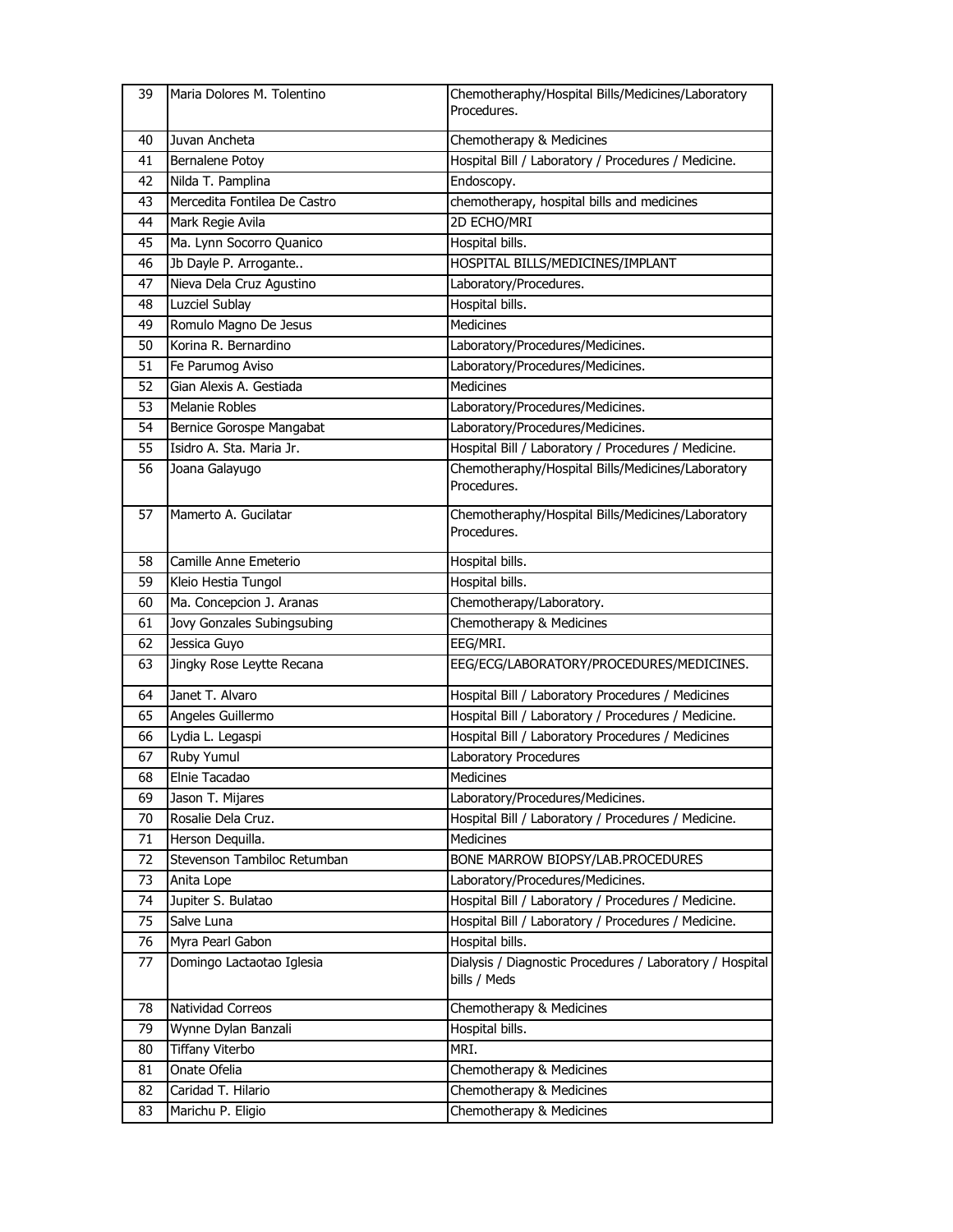| 39 | Maria Dolores M. Tolentino | Chemotheraphy/Hospital Bills/Medicines/Laboratory Procedures. |
|---|---|---|
| 40 | Juvan Ancheta | Chemotherapy & Medicines |
| 41 | Bernalene Potoy | Hospital Bill / Laboratory / Procedures / Medicine. |
| 42 | Nilda T. Pamplina | Endoscopy. |
| 43 | Mercedita Fontilea De Castro | chemotherapy, hospital bills and medicines |
| 44 | Mark Regie Avila | 2D ECHO/MRI |
| 45 | Ma. Lynn Socorro Quanico | Hospital bills. |
| 46 | Jb Dayle P. Arrogante.. | HOSPITAL BILLS/MEDICINES/IMPLANT |
| 47 | Nieva Dela Cruz Agustino | Laboratory/Procedures. |
| 48 | Luzciel Sublay | Hospital bills. |
| 49 | Romulo Magno De Jesus | Medicines |
| 50 | Korina R. Bernardino | Laboratory/Procedures/Medicines. |
| 51 | Fe Parumog Aviso | Laboratory/Procedures/Medicines. |
| 52 | Gian Alexis A. Gestiada | Medicines |
| 53 | Melanie Robles | Laboratory/Procedures/Medicines. |
| 54 | Bernice Gorospe Mangabat | Laboratory/Procedures/Medicines. |
| 55 | Isidro A. Sta. Maria Jr. | Hospital Bill / Laboratory / Procedures / Medicine. |
| 56 | Joana Galayugo | Chemotheraphy/Hospital Bills/Medicines/Laboratory Procedures. |
| 57 | Mamerto A. Gucilatar | Chemotheraphy/Hospital Bills/Medicines/Laboratory Procedures. |
| 58 | Camille Anne Emeterio | Hospital bills. |
| 59 | Kleio Hestia Tungol | Hospital bills. |
| 60 | Ma. Concepcion J. Aranas | Chemotherapy/Laboratory. |
| 61 | Jovy Gonzales Subingsubing | Chemotherapy & Medicines |
| 62 | Jessica Guyo | EEG/MRI. |
| 63 | Jingky Rose Leytte Recana | EEG/ECG/LABORATORY/PROCEDURES/MEDICINES. |
| 64 | Janet T. Alvaro | Hospital Bill / Laboratory Procedures / Medicines |
| 65 | Angeles Guillermo | Hospital Bill / Laboratory / Procedures / Medicine. |
| 66 | Lydia L. Legaspi | Hospital Bill / Laboratory Procedures / Medicines |
| 67 | Ruby Yumul | Laboratory Procedures |
| 68 | Elnie Tacadao | Medicines |
| 69 | Jason T. Mijares | Laboratory/Procedures/Medicines. |
| 70 | Rosalie Dela Cruz. | Hospital Bill / Laboratory / Procedures / Medicine. |
| 71 | Herson Dequilla. | Medicines |
| 72 | Stevenson Tambiloc Retumban | BONE MARROW BIOPSY/LAB.PROCEDURES |
| 73 | Anita Lope | Laboratory/Procedures/Medicines. |
| 74 | Jupiter S. Bulatao | Hospital Bill / Laboratory / Procedures / Medicine. |
| 75 | Salve Luna | Hospital Bill / Laboratory / Procedures / Medicine. |
| 76 | Myra Pearl Gabon | Hospital bills. |
| 77 | Domingo Lactaotao Iglesia | Dialysis / Diagnostic Procedures / Laboratory / Hospital bills / Meds |
| 78 | Natividad Correos | Chemotherapy & Medicines |
| 79 | Wynne Dylan Banzali | Hospital bills. |
| 80 | Tiffany Viterbo | MRI. |
| 81 | Onate Ofelia | Chemotherapy & Medicines |
| 82 | Caridad T. Hilario | Chemotherapy & Medicines |
| 83 | Marichu P. Eligio | Chemotherapy & Medicines |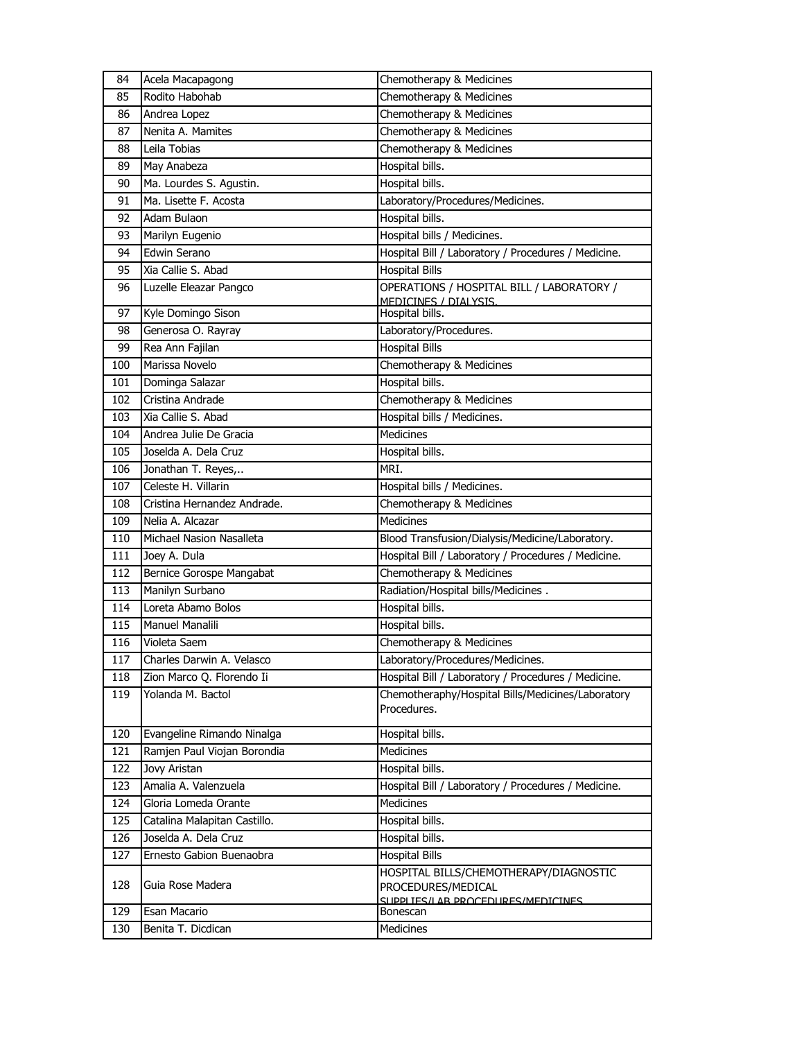| 84 | Acela Macapagong | Chemotherapy & Medicines |
|---|---|---|
| 85 | Rodito Habohab | Chemotherapy & Medicines |
| 86 | Andrea Lopez | Chemotherapy & Medicines |
| 87 | Nenita A. Mamites | Chemotherapy & Medicines |
| 88 | Leila Tobias | Chemotherapy & Medicines |
| 89 | May Anabeza | Hospital bills. |
| 90 | Ma. Lourdes S. Agustin. | Hospital bills. |
| 91 | Ma. Lisette F. Acosta | Laboratory/Procedures/Medicines. |
| 92 | Adam Bulaon | Hospital bills. |
| 93 | Marilyn Eugenio | Hospital bills / Medicines. |
| 94 | Edwin Serano | Hospital Bill / Laboratory / Procedures / Medicine. |
| 95 | Xia Callie S. Abad | Hospital Bills |
| 96 | Luzelle Eleazar Pangco | OPERATIONS / HOSPITAL BILL / LABORATORY / MEDICINES / DIALYSIS. |
| 97 | Kyle Domingo Sison | Hospital bills. |
| 98 | Generosa O. Rayray | Laboratory/Procedures. |
| 99 | Rea Ann Fajilan | Hospital Bills |
| 100 | Marissa Novelo | Chemotherapy & Medicines |
| 101 | Dominga Salazar | Hospital bills. |
| 102 | Cristina Andrade | Chemotherapy & Medicines |
| 103 | Xia Callie S. Abad | Hospital bills / Medicines. |
| 104 | Andrea Julie De Gracia | Medicines |
| 105 | Joselda A. Dela Cruz | Hospital bills. |
| 106 | Jonathan T. Reyes,.. | MRI. |
| 107 | Celeste H. Villarin | Hospital bills / Medicines. |
| 108 | Cristina Hernandez Andrade. | Chemotherapy & Medicines |
| 109 | Nelia A. Alcazar | Medicines |
| 110 | Michael Nasion Nasalleta | Blood Transfusion/Dialysis/Medicine/Laboratory. |
| 111 | Joey A. Dula | Hospital Bill / Laboratory / Procedures / Medicine. |
| 112 | Bernice Gorospe Mangabat | Chemotherapy & Medicines |
| 113 | Manilyn Surbano | Radiation/Hospital bills/Medicines . |
| 114 | Loreta Abamo Bolos | Hospital bills. |
| 115 | Manuel Manalili | Hospital bills. |
| 116 | Violeta Saem | Chemotherapy & Medicines |
| 117 | Charles Darwin A. Velasco | Laboratory/Procedures/Medicines. |
| 118 | Zion Marco Q. Florendo Ii | Hospital Bill / Laboratory / Procedures / Medicine. |
| 119 | Yolanda M. Bactol | Chemotheraphy/Hospital Bills/Medicines/Laboratory Procedures. |
| 120 | Evangeline Rimando Ninalga | Hospital bills. |
| 121 | Ramjen Paul Viojan Borondia | Medicines |
| 122 | Jovy Aristan | Hospital bills. |
| 123 | Amalia A. Valenzuela | Hospital Bill / Laboratory / Procedures / Medicine. |
| 124 | Gloria Lomeda Orante | Medicines |
| 125 | Catalina Malapitan Castillo. | Hospital bills. |
| 126 | Joselda A. Dela Cruz | Hospital bills. |
| 127 | Ernesto Gabion Buenaobra | Hospital Bills |
| 128 | Guia Rose Madera | HOSPITAL BILLS/CHEMOTHERAPY/DIAGNOSTIC PROCEDURES/MEDICAL SUPPLIES/LAB PROCEDURES/MEDICINES |
| 129 | Esan Macario | Bonescan |
| 130 | Benita T. Dicdican | Medicines |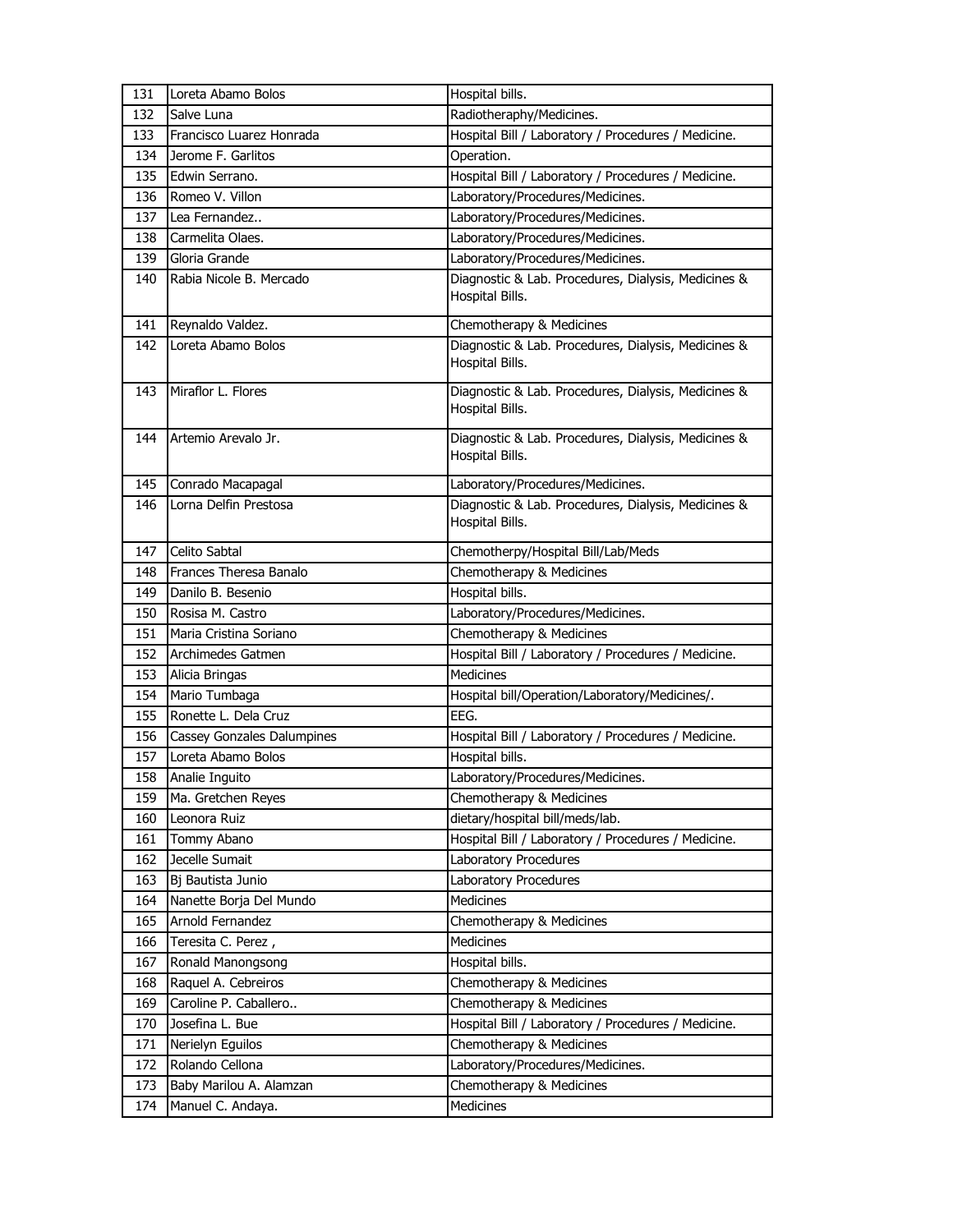| 131 | Loreta Abamo Bolos | Hospital bills. |
|---|---|---|
| 132 | Salve Luna | Radiotheraphy/Medicines. |
| 133 | Francisco Luarez Honrada | Hospital Bill / Laboratory / Procedures / Medicine. |
| 134 | Jerome F. Garlitos | Operation. |
| 135 | Edwin Serrano. | Hospital Bill / Laboratory / Procedures / Medicine. |
| 136 | Romeo V. Villon | Laboratory/Procedures/Medicines. |
| 137 | Lea Fernandez.. | Laboratory/Procedures/Medicines. |
| 138 | Carmelita Olaes. | Laboratory/Procedures/Medicines. |
| 139 | Gloria Grande | Laboratory/Procedures/Medicines. |
| 140 | Rabia Nicole B. Mercado | Diagnostic & Lab. Procedures, Dialysis, Medicines & Hospital Bills. |
| 141 | Reynaldo Valdez. | Chemotherapy & Medicines |
| 142 | Loreta Abamo Bolos | Diagnostic & Lab. Procedures, Dialysis, Medicines & Hospital Bills. |
| 143 | Miraflor L. Flores | Diagnostic & Lab. Procedures, Dialysis, Medicines & Hospital Bills. |
| 144 | Artemio Arevalo Jr. | Diagnostic & Lab. Procedures, Dialysis, Medicines & Hospital Bills. |
| 145 | Conrado Macapagal | Laboratory/Procedures/Medicines. |
| 146 | Lorna Delfin Prestosa | Diagnostic & Lab. Procedures, Dialysis, Medicines & Hospital Bills. |
| 147 | Celito Sabtal | Chemotherpy/Hospital Bill/Lab/Meds |
| 148 | Frances Theresa Banalo | Chemotherapy & Medicines |
| 149 | Danilo B. Besenio | Hospital bills. |
| 150 | Rosisa M. Castro | Laboratory/Procedures/Medicines. |
| 151 | Maria Cristina Soriano | Chemotherapy & Medicines |
| 152 | Archimedes Gatmen | Hospital Bill / Laboratory / Procedures / Medicine. |
| 153 | Alicia Bringas | Medicines |
| 154 | Mario Tumbaga | Hospital bill/Operation/Laboratory/Medicines/. |
| 155 | Ronette L. Dela Cruz | EEG. |
| 156 | Cassey Gonzales Dalumpines | Hospital Bill / Laboratory / Procedures / Medicine. |
| 157 | Loreta Abamo Bolos | Hospital bills. |
| 158 | Analie Inguito | Laboratory/Procedures/Medicines. |
| 159 | Ma. Gretchen Reyes | Chemotherapy & Medicines |
| 160 | Leonora Ruiz | dietary/hospital bill/meds/lab. |
| 161 | Tommy Abano | Hospital Bill / Laboratory / Procedures / Medicine. |
| 162 | Jecelle Sumait | Laboratory Procedures |
| 163 | Bj Bautista Junio | Laboratory Procedures |
| 164 | Nanette Borja Del Mundo | Medicines |
| 165 | Arnold Fernandez | Chemotherapy & Medicines |
| 166 | Teresita C. Perez , | Medicines |
| 167 | Ronald Manongsong | Hospital bills. |
| 168 | Raquel A. Cebreiros | Chemotherapy & Medicines |
| 169 | Caroline P. Caballero.. | Chemotherapy & Medicines |
| 170 | Josefina L. Bue | Hospital Bill / Laboratory / Procedures / Medicine. |
| 171 | Nerielyn Eguilos | Chemotherapy & Medicines |
| 172 | Rolando Cellona | Laboratory/Procedures/Medicines. |
| 173 | Baby Marilou A. Alamzan | Chemotherapy & Medicines |
| 174 | Manuel C. Andaya. | Medicines |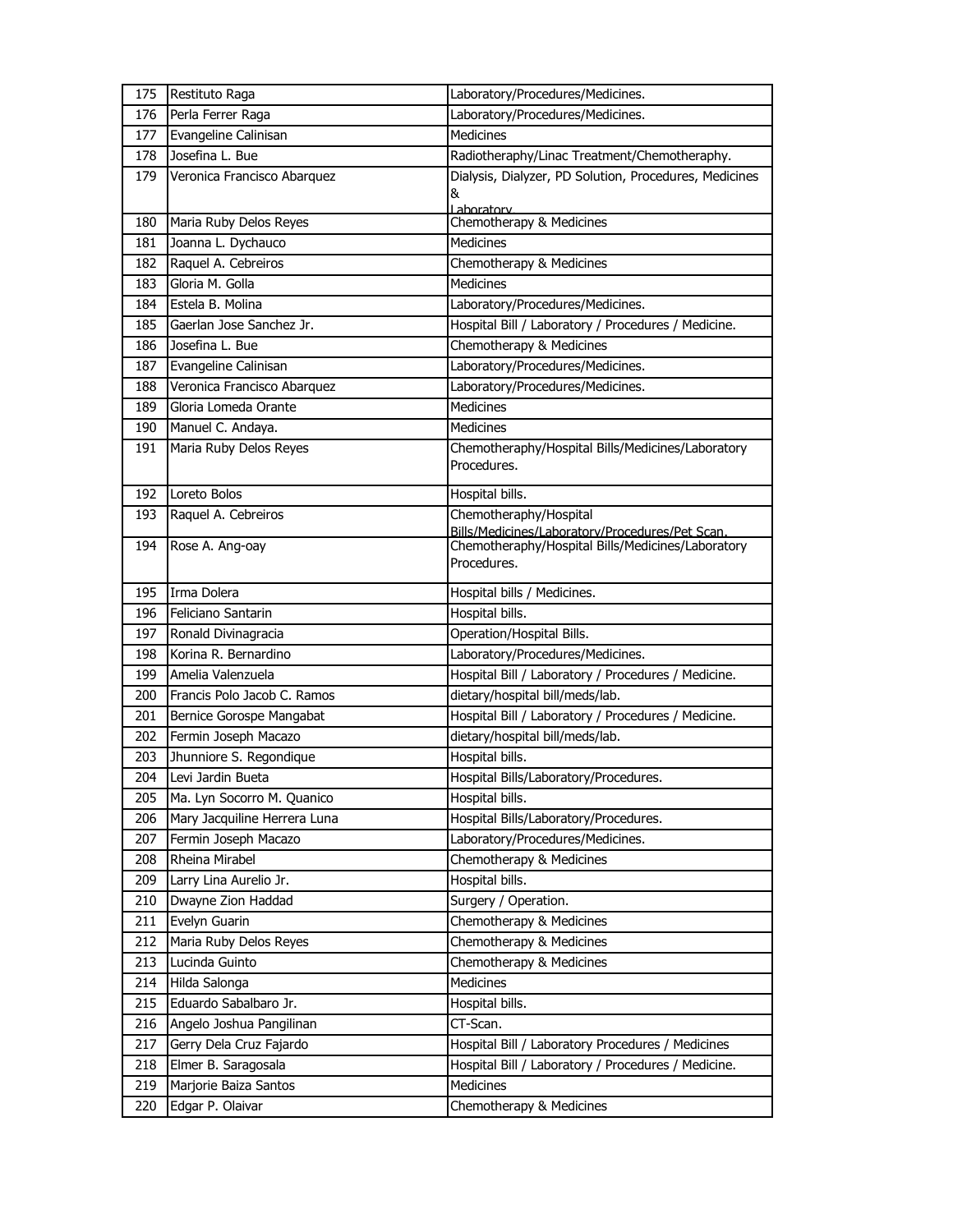| 175 | Restituto Raga | Laboratory/Procedures/Medicines. |
|---|---|---|
| 176 | Perla Ferrer Raga | Laboratory/Procedures/Medicines. |
| 177 | Evangeline Calinisan | Medicines |
| 178 | Josefina L. Bue | Radiotheraphy/Linac Treatment/Chemotheraphy. |
| 179 | Veronica Francisco Abarquez | Dialysis, Dialyzer, PD Solution, Procedures, Medicines & Laboratory |
| 180 | Maria Ruby Delos Reyes | Chemotherapy & Medicines |
| 181 | Joanna L. Dychauco | Medicines |
| 182 | Raquel A. Cebreiros | Chemotherapy & Medicines |
| 183 | Gloria M. Golla | Medicines |
| 184 | Estela B. Molina | Laboratory/Procedures/Medicines. |
| 185 | Gaerlan Jose Sanchez Jr. | Hospital Bill / Laboratory / Procedures / Medicine. |
| 186 | Josefina L. Bue | Chemotherapy & Medicines |
| 187 | Evangeline Calinisan | Laboratory/Procedures/Medicines. |
| 188 | Veronica Francisco Abarquez | Laboratory/Procedures/Medicines. |
| 189 | Gloria Lomeda Orante | Medicines |
| 190 | Manuel C. Andaya. | Medicines |
| 191 | Maria Ruby Delos Reyes | Chemotheraphy/Hospital Bills/Medicines/Laboratory Procedures. |
| 192 | Loreto Bolos | Hospital bills. |
| 193 | Raquel A. Cebreiros | Chemotheraphy/Hospital Bills/Medicines/Laboratory/Procedures/Pet Scan. |
| 194 | Rose A. Ang-oay | Chemotheraphy/Hospital Bills/Medicines/Laboratory Procedures. |
| 195 | Irma Dolera | Hospital bills / Medicines. |
| 196 | Feliciano Santarin | Hospital bills. |
| 197 | Ronald Divinagracia | Operation/Hospital Bills. |
| 198 | Korina R. Bernardino | Laboratory/Procedures/Medicines. |
| 199 | Amelia Valenzuela | Hospital Bill / Laboratory / Procedures / Medicine. |
| 200 | Francis Polo Jacob C. Ramos | dietary/hospital bill/meds/lab. |
| 201 | Bernice Gorospe Mangabat | Hospital Bill / Laboratory / Procedures / Medicine. |
| 202 | Fermin Joseph Macazo | dietary/hospital bill/meds/lab. |
| 203 | Jhunniore S. Regondique | Hospital bills. |
| 204 | Levi Jardin Bueta | Hospital Bills/Laboratory/Procedures. |
| 205 | Ma. Lyn Socorro M. Quanico | Hospital bills. |
| 206 | Mary Jacquiline Herrera Luna | Hospital Bills/Laboratory/Procedures. |
| 207 | Fermin Joseph Macazo | Laboratory/Procedures/Medicines. |
| 208 | Rheina Mirabel | Chemotherapy & Medicines |
| 209 | Larry Lina Aurelio Jr. | Hospital bills. |
| 210 | Dwayne Zion Haddad | Surgery / Operation. |
| 211 | Evelyn Guarin | Chemotherapy & Medicines |
| 212 | Maria Ruby Delos Reyes | Chemotherapy & Medicines |
| 213 | Lucinda Guinto | Chemotherapy & Medicines |
| 214 | Hilda Salonga | Medicines |
| 215 | Eduardo Sabalbaro Jr. | Hospital bills. |
| 216 | Angelo Joshua Pangilinan | CT-Scan. |
| 217 | Gerry Dela Cruz Fajardo | Hospital Bill / Laboratory Procedures / Medicines |
| 218 | Elmer B. Saragosala | Hospital Bill / Laboratory / Procedures / Medicine. |
| 219 | Marjorie Baiza Santos | Medicines |
| 220 | Edgar P. Olaivar | Chemotherapy & Medicines |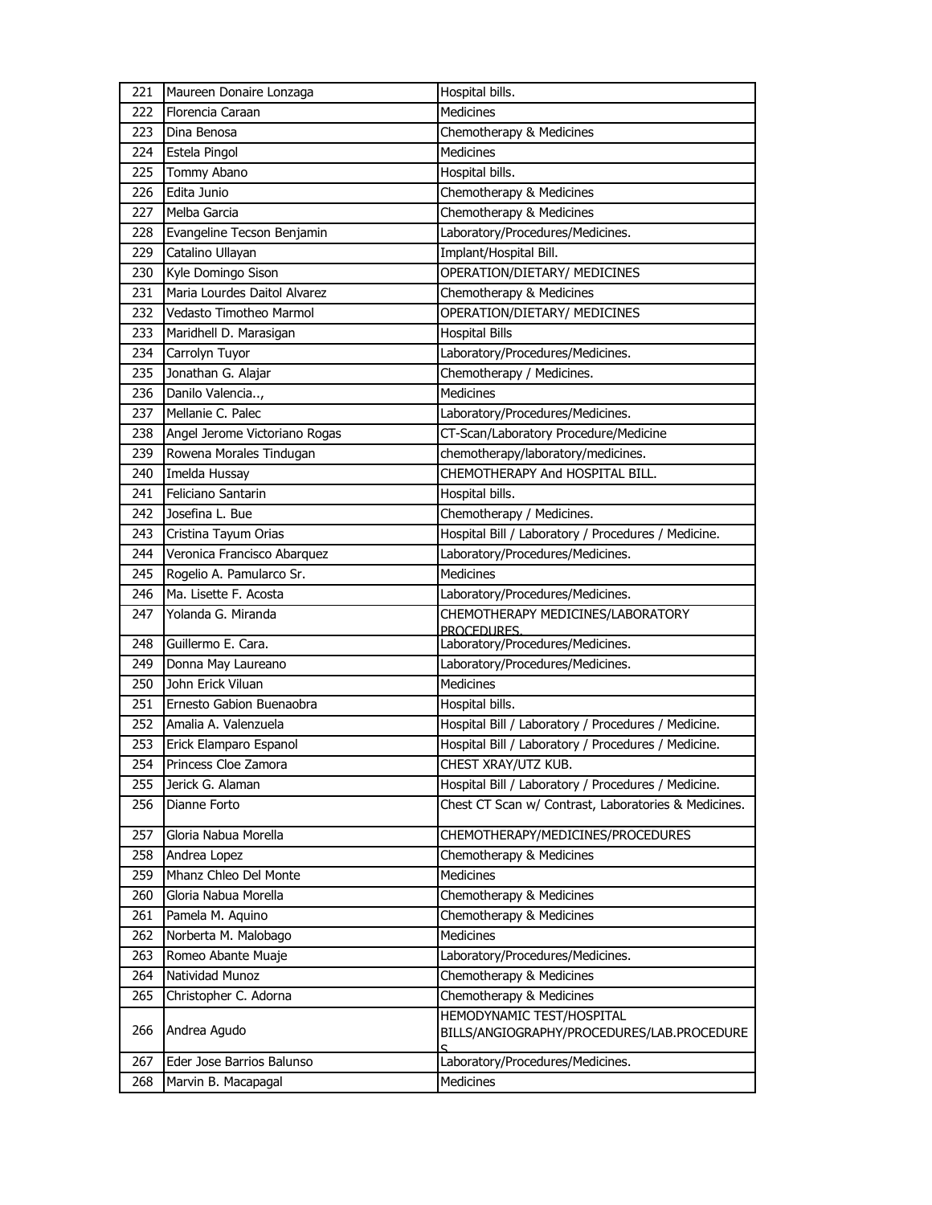| 221 | Maureen Donaire Lonzaga | Hospital bills. |
|---|---|---|
| 222 | Florencia Caraan | Medicines |
| 223 | Dina Benosa | Chemotherapy & Medicines |
| 224 | Estela Pingol | Medicines |
| 225 | Tommy Abano | Hospital bills. |
| 226 | Edita Junio | Chemotherapy & Medicines |
| 227 | Melba Garcia | Chemotherapy & Medicines |
| 228 | Evangeline Tecson Benjamin | Laboratory/Procedures/Medicines. |
| 229 | Catalino Ullayan | Implant/Hospital Bill. |
| 230 | Kyle Domingo Sison | OPERATION/DIETARY/ MEDICINES |
| 231 | Maria Lourdes Daitol Alvarez | Chemotherapy & Medicines |
| 232 | Vedasto Timotheo Marmol | OPERATION/DIETARY/ MEDICINES |
| 233 | Maridhell D. Marasigan | Hospital Bills |
| 234 | Carrolyn Tuyor | Laboratory/Procedures/Medicines. |
| 235 | Jonathan G. Alajar | Chemotherapy / Medicines. |
| 236 | Danilo Valencia.., | Medicines |
| 237 | Mellanie C. Palec | Laboratory/Procedures/Medicines. |
| 238 | Angel Jerome Victoriano Rogas | CT-Scan/Laboratory Procedure/Medicine |
| 239 | Rowena Morales Tindugan | chemotherapy/laboratory/medicines. |
| 240 | Imelda Hussay | CHEMOTHERAPY And HOSPITAL BILL. |
| 241 | Feliciano Santarin | Hospital bills. |
| 242 | Josefina L. Bue | Chemotherapy / Medicines. |
| 243 | Cristina Tayum Orias | Hospital Bill / Laboratory / Procedures / Medicine. |
| 244 | Veronica Francisco Abarquez | Laboratory/Procedures/Medicines. |
| 245 | Rogelio A. Pamularco Sr. | Medicines |
| 246 | Ma. Lisette F. Acosta | Laboratory/Procedures/Medicines. |
| 247 | Yolanda G. Miranda | CHEMOTHERAPY MEDICINES/LABORATORY PROCEDURES. |
| 248 | Guillermo E. Cara. | Laboratory/Procedures/Medicines. |
| 249 | Donna May Laureano | Laboratory/Procedures/Medicines. |
| 250 | John Erick Viluan | Medicines |
| 251 | Ernesto Gabion Buenaobra | Hospital bills. |
| 252 | Amalia A. Valenzuela | Hospital Bill / Laboratory / Procedures / Medicine. |
| 253 | Erick Elamparo Espanol | Hospital Bill / Laboratory / Procedures / Medicine. |
| 254 | Princess Cloe Zamora | CHEST XRAY/UTZ KUB. |
| 255 | Jerick G. Alaman | Hospital Bill / Laboratory / Procedures / Medicine. |
| 256 | Dianne Forto | Chest CT Scan w/ Contrast, Laboratories & Medicines. |
| 257 | Gloria Nabua Morella | CHEMOTHERAPY/MEDICINES/PROCEDURES |
| 258 | Andrea Lopez | Chemotherapy & Medicines |
| 259 | Mhanz Chleo Del Monte | Medicines |
| 260 | Gloria Nabua Morella | Chemotherapy & Medicines |
| 261 | Pamela M. Aquino | Chemotherapy & Medicines |
| 262 | Norberta M. Malobago | Medicines |
| 263 | Romeo Abante Muaje | Laboratory/Procedures/Medicines. |
| 264 | Natividad Munoz | Chemotherapy & Medicines |
| 265 | Christopher C. Adorna | Chemotherapy & Medicines |
| 266 | Andrea Agudo | HEMODYNAMIC TEST/HOSPITAL BILLS/ANGIOGRAPHY/PROCEDURES/LAB.PROCEDURES |
| 267 | Eder Jose Barrios Balunso | Laboratory/Procedures/Medicines. |
| 268 | Marvin B. Macapagal | Medicines |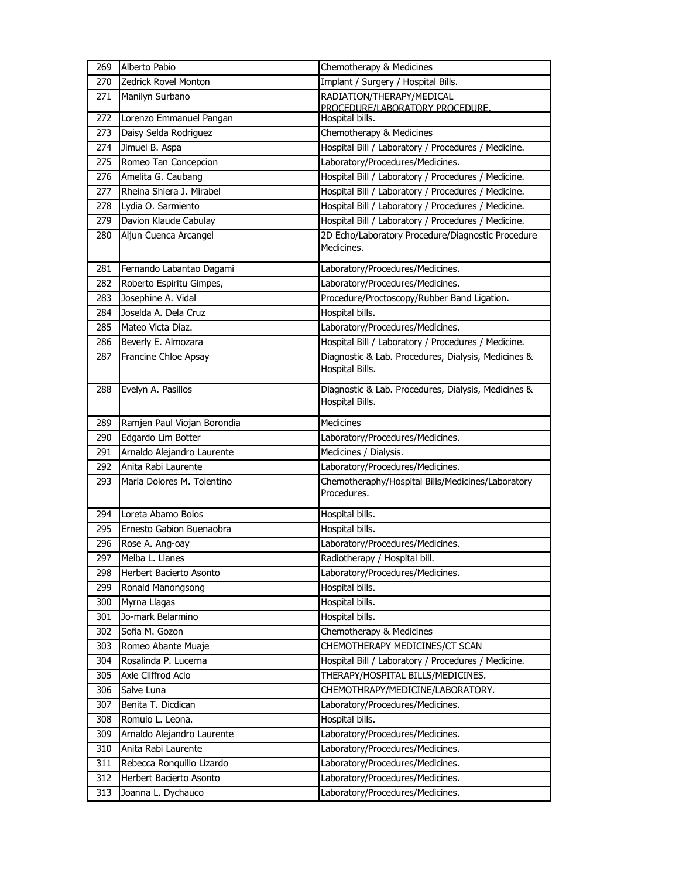| 269 | Alberto Pabio | Chemotherapy & Medicines |
|---|---|---|
| 270 | Zedrick Rovel Monton | Implant / Surgery / Hospital Bills. |
| 271 | Manilyn Surbano | RADIATION/THERAPY/MEDICAL PROCEDURE/LABORATORY PROCEDURE. |
| 272 | Lorenzo Emmanuel Pangan | Hospital bills. |
| 273 | Daisy Selda Rodriguez | Chemotherapy & Medicines |
| 274 | Jimuel B. Aspa | Hospital Bill / Laboratory / Procedures / Medicine. |
| 275 | Romeo Tan Concepcion | Laboratory/Procedures/Medicines. |
| 276 | Amelita G. Caubang | Hospital Bill / Laboratory / Procedures / Medicine. |
| 277 | Rheina Shiera J. Mirabel | Hospital Bill / Laboratory / Procedures / Medicine. |
| 278 | Lydia O. Sarmiento | Hospital Bill / Laboratory / Procedures / Medicine. |
| 279 | Davion Klaude Cabulay | Hospital Bill / Laboratory / Procedures / Medicine. |
| 280 | Aljun Cuenca Arcangel | 2D Echo/Laboratory Procedure/Diagnostic Procedure Medicines. |
| 281 | Fernando Labantao Dagami | Laboratory/Procedures/Medicines. |
| 282 | Roberto Espiritu Gimpes, | Laboratory/Procedures/Medicines. |
| 283 | Josephine A. Vidal | Procedure/Proctoscopy/Rubber Band Ligation. |
| 284 | Joselda A. Dela Cruz | Hospital bills. |
| 285 | Mateo Victa Diaz. | Laboratory/Procedures/Medicines. |
| 286 | Beverly E. Almozara | Hospital Bill / Laboratory / Procedures / Medicine. |
| 287 | Francine Chloe Apsay | Diagnostic & Lab. Procedures, Dialysis, Medicines & Hospital Bills. |
| 288 | Evelyn A. Pasillos | Diagnostic & Lab. Procedures, Dialysis, Medicines & Hospital Bills. |
| 289 | Ramjen Paul Viojan Borondia | Medicines |
| 290 | Edgardo Lim Botter | Laboratory/Procedures/Medicines. |
| 291 | Arnaldo Alejandro Laurente | Medicines / Dialysis. |
| 292 | Anita Rabi Laurente | Laboratory/Procedures/Medicines. |
| 293 | Maria Dolores M. Tolentino | Chemotheraphy/Hospital Bills/Medicines/Laboratory Procedures. |
| 294 | Loreta Abamo Bolos | Hospital bills. |
| 295 | Ernesto Gabion Buenaobra | Hospital bills. |
| 296 | Rose A. Ang-oay | Laboratory/Procedures/Medicines. |
| 297 | Melba L. Llanes | Radiotherapy / Hospital bill. |
| 298 | Herbert Bacierto Asonto | Laboratory/Procedures/Medicines. |
| 299 | Ronald Manongsong | Hospital bills. |
| 300 | Myrna Llagas | Hospital bills. |
| 301 | Jo-mark Belarmino | Hospital bills. |
| 302 | Sofia M. Gozon | Chemotherapy & Medicines |
| 303 | Romeo Abante Muaje | CHEMOTHERAPY MEDICINES/CT SCAN |
| 304 | Rosalinda P. Lucerna | Hospital Bill / Laboratory / Procedures / Medicine. |
| 305 | Axle Cliffrod Aclo | THERAPY/HOSPITAL BILLS/MEDICINES. |
| 306 | Salve Luna | CHEMOTHRAPY/MEDICINE/LABORATORY. |
| 307 | Benita T. Dicdican | Laboratory/Procedures/Medicines. |
| 308 | Romulo L. Leona. | Hospital bills. |
| 309 | Arnaldo Alejandro Laurente | Laboratory/Procedures/Medicines. |
| 310 | Anita Rabi Laurente | Laboratory/Procedures/Medicines. |
| 311 | Rebecca Ronquillo Lizardo | Laboratory/Procedures/Medicines. |
| 312 | Herbert Bacierto Asonto | Laboratory/Procedures/Medicines. |
| 313 | Joanna L. Dychauco | Laboratory/Procedures/Medicines. |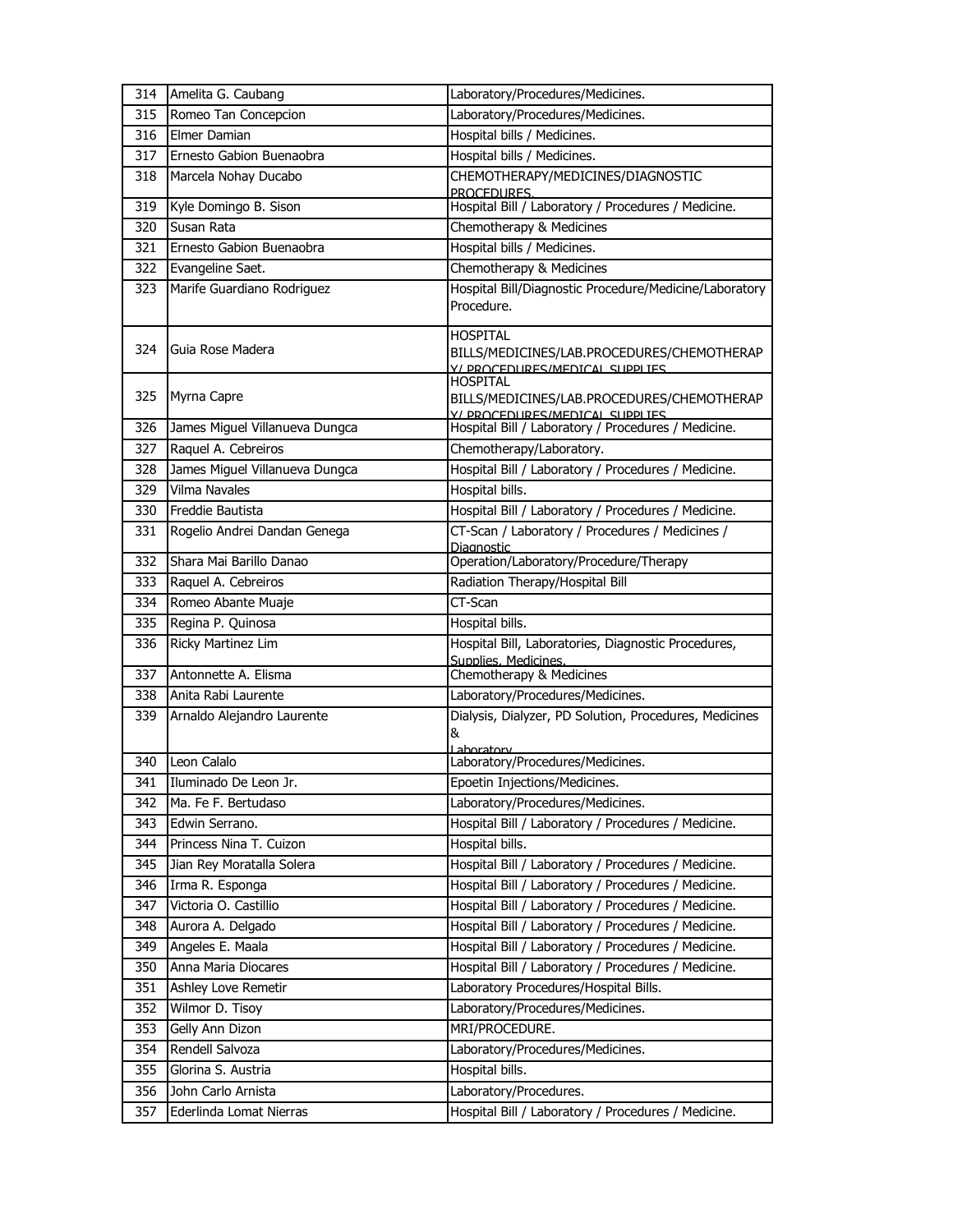| 314 | Amelita G. Caubang | Laboratory/Procedures/Medicines. |
|---|---|---|
| 315 | Romeo Tan Concepcion | Laboratory/Procedures/Medicines. |
| 316 | Elmer Damian | Hospital bills / Medicines. |
| 317 | Ernesto Gabion Buenaobra | Hospital bills / Medicines. |
| 318 | Marcela Nohay Ducabo | CHEMOTHERAPY/MEDICINES/DIAGNOSTIC PROCEDURES. |
| 319 | Kyle Domingo B. Sison | Hospital Bill / Laboratory / Procedures / Medicine. |
| 320 | Susan Rata | Chemotherapy & Medicines |
| 321 | Ernesto Gabion Buenaobra | Hospital bills / Medicines. |
| 322 | Evangeline Saet. | Chemotherapy & Medicines |
| 323 | Marife Guardiano Rodriguez | Hospital Bill/Diagnostic Procedure/Medicine/Laboratory Procedure. |
| 324 | Guia Rose Madera | HOSPITAL BILLS/MEDICINES/LAB.PROCEDURES/CHEMOTHERAPY/ PROCEDURES/MEDICAL SUPPLIES |
| 325 | Myrna Capre | HOSPITAL BILLS/MEDICINES/LAB.PROCEDURES/CHEMOTHERAPY/ PROCEDURES/MEDICAL SUPPLIES |
| 326 | James Miguel Villanueva Dungca | Hospital Bill / Laboratory / Procedures / Medicine. |
| 327 | Raquel A. Cebreiros | Chemotherapy/Laboratory. |
| 328 | James Miguel Villanueva Dungca | Hospital Bill / Laboratory / Procedures / Medicine. |
| 329 | Vilma Navales | Hospital bills. |
| 330 | Freddie Bautista | Hospital Bill / Laboratory / Procedures / Medicine. |
| 331 | Rogelio Andrei Dandan Genega | CT-Scan / Laboratory / Procedures / Medicines / Diagnostic |
| 332 | Shara Mai Barillo Danao | Operation/Laboratory/Procedure/Therapy |
| 333 | Raquel A. Cebreiros | Radiation Therapy/Hospital Bill |
| 334 | Romeo Abante Muaje | CT-Scan |
| 335 | Regina P. Quinosa | Hospital bills. |
| 336 | Ricky Martinez Lim | Hospital Bill, Laboratories, Diagnostic Procedures, Supplies, Medicines. |
| 337 | Antonnette A. Elisma | Chemotherapy & Medicines |
| 338 | Anita Rabi Laurente | Laboratory/Procedures/Medicines. |
| 339 | Arnaldo Alejandro Laurente | Dialysis, Dialyzer, PD Solution, Procedures, Medicines & Laboratory |
| 340 | Leon Calalo | Laboratory/Procedures/Medicines. |
| 341 | Iluminado De Leon Jr. | Epoetin Injections/Medicines. |
| 342 | Ma. Fe F. Bertudaso | Laboratory/Procedures/Medicines. |
| 343 | Edwin Serrano. | Hospital Bill / Laboratory / Procedures / Medicine. |
| 344 | Princess Nina T. Cuizon | Hospital bills. |
| 345 | Jian Rey Moratalla Solera | Hospital Bill / Laboratory / Procedures / Medicine. |
| 346 | Irma R. Esponga | Hospital Bill / Laboratory / Procedures / Medicine. |
| 347 | Victoria O. Castillio | Hospital Bill / Laboratory / Procedures / Medicine. |
| 348 | Aurora A. Delgado | Hospital Bill / Laboratory / Procedures / Medicine. |
| 349 | Angeles E. Maala | Hospital Bill / Laboratory / Procedures / Medicine. |
| 350 | Anna Maria Diocares | Hospital Bill / Laboratory / Procedures / Medicine. |
| 351 | Ashley Love Remetir | Laboratory Procedures/Hospital Bills. |
| 352 | Wilmor D. Tisoy | Laboratory/Procedures/Medicines. |
| 353 | Gelly Ann Dizon | MRI/PROCEDURE. |
| 354 | Rendell Salvoza | Laboratory/Procedures/Medicines. |
| 355 | Glorina S. Austria | Hospital bills. |
| 356 | John Carlo Arnista | Laboratory/Procedures. |
| 357 | Ederlinda Lomat Nierras | Hospital Bill / Laboratory / Procedures / Medicine. |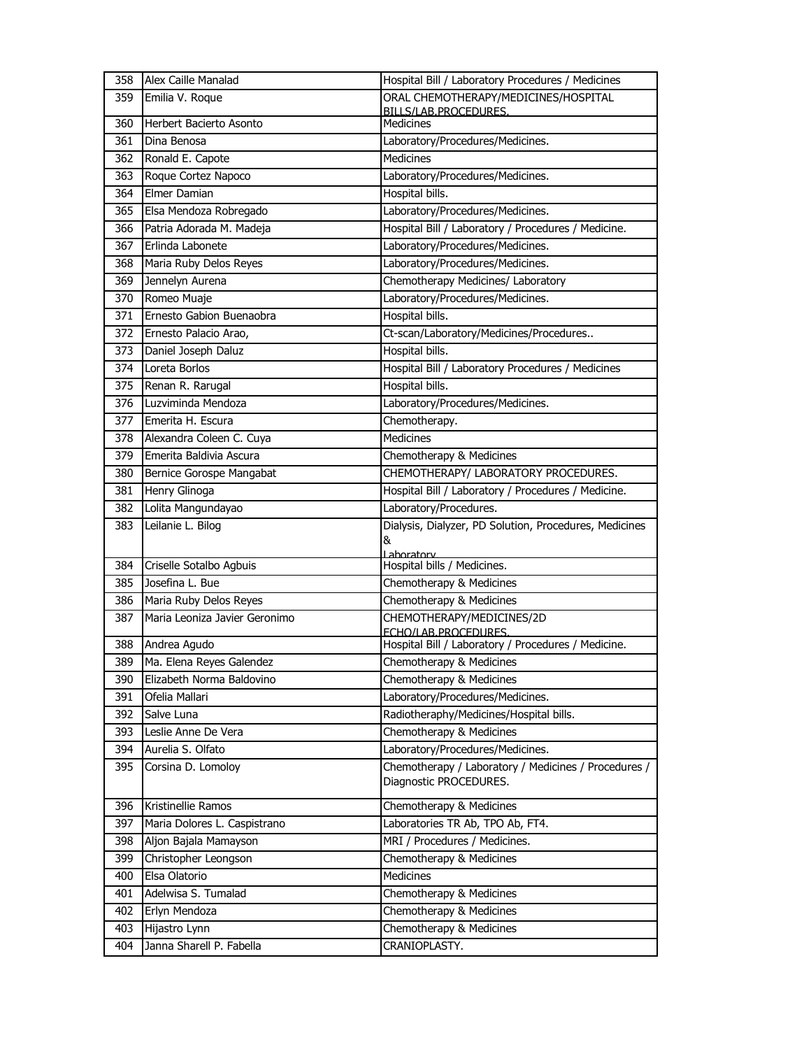| 358 | Alex Caille Manalad | Hospital Bill / Laboratory Procedures / Medicines |
|---|---|---|
| 359 | Emilia V. Roque | ORAL CHEMOTHERAPY/MEDICINES/HOSPITAL BILLS/LAB.PROCEDURES. |
| 360 | Herbert Bacierto Asonto | Medicines |
| 361 | Dina Benosa | Laboratory/Procedures/Medicines. |
| 362 | Ronald E. Capote | Medicines |
| 363 | Roque Cortez Napoco | Laboratory/Procedures/Medicines. |
| 364 | Elmer Damian | Hospital bills. |
| 365 | Elsa Mendoza Robregado | Laboratory/Procedures/Medicines. |
| 366 | Patria Adorada M. Madeja | Hospital Bill / Laboratory / Procedures / Medicine. |
| 367 | Erlinda Labonete | Laboratory/Procedures/Medicines. |
| 368 | Maria Ruby Delos Reyes | Laboratory/Procedures/Medicines. |
| 369 | Jennelyn Aurena | Chemotherapy Medicines/ Laboratory |
| 370 | Romeo Muaje | Laboratory/Procedures/Medicines. |
| 371 | Ernesto Gabion Buenaobra | Hospital bills. |
| 372 | Ernesto Palacio Arao, | Ct-scan/Laboratory/Medicines/Procedures.. |
| 373 | Daniel Joseph Daluz | Hospital bills. |
| 374 | Loreta Borlos | Hospital Bill / Laboratory Procedures / Medicines |
| 375 | Renan R. Rarugal | Hospital bills. |
| 376 | Luzviminda Mendoza | Laboratory/Procedures/Medicines. |
| 377 | Emerita H. Escura | Chemotherapy. |
| 378 | Alexandra Coleen C. Cuya | Medicines |
| 379 | Emerita Baldivia Ascura | Chemotherapy & Medicines |
| 380 | Bernice Gorospe Mangabat | CHEMOTHERAPY/ LABORATORY PROCEDURES. |
| 381 | Henry Glinoga | Hospital Bill / Laboratory / Procedures / Medicine. |
| 382 | Lolita Mangundayao | Laboratory/Procedures. |
| 383 | Leilanie L. Bilog | Dialysis, Dialyzer, PD Solution, Procedures, Medicines & Laboratory |
| 384 | Criselle Sotalbo Agbuis | Hospital bills / Medicines. |
| 385 | Josefina L. Bue | Chemotherapy & Medicines |
| 386 | Maria Ruby Delos Reyes | Chemotherapy & Medicines |
| 387 | Maria Leoniza Javier Geronimo | CHEMOTHERAPY/MEDICINES/2D ECHO/LAB.PROCEDURES. |
| 388 | Andrea Agudo | Hospital Bill / Laboratory / Procedures / Medicine. |
| 389 | Ma. Elena Reyes Galendez | Chemotherapy & Medicines |
| 390 | Elizabeth Norma Baldovino | Chemotherapy & Medicines |
| 391 | Ofelia Mallari | Laboratory/Procedures/Medicines. |
| 392 | Salve Luna | Radiotheraphy/Medicines/Hospital bills. |
| 393 | Leslie Anne De Vera | Chemotherapy & Medicines |
| 394 | Aurelia S. Olfato | Laboratory/Procedures/Medicines. |
| 395 | Corsina D. Lomoloy | Chemotherapy / Laboratory / Medicines / Procedures / Diagnostic PROCEDURES. |
| 396 | Kristinellie Ramos | Chemotherapy & Medicines |
| 397 | Maria Dolores L. Caspistrano | Laboratories TR Ab, TPO Ab, FT4. |
| 398 | Aljon Bajala Mamayson | MRI / Procedures / Medicines. |
| 399 | Christopher Leongson | Chemotherapy & Medicines |
| 400 | Elsa Olatorio | Medicines |
| 401 | Adelwisa S. Tumalad | Chemotherapy & Medicines |
| 402 | Erlyn Mendoza | Chemotherapy & Medicines |
| 403 | Hijastro Lynn | Chemotherapy & Medicines |
| 404 | Janna Sharell P. Fabella | CRANIOPLASTY. |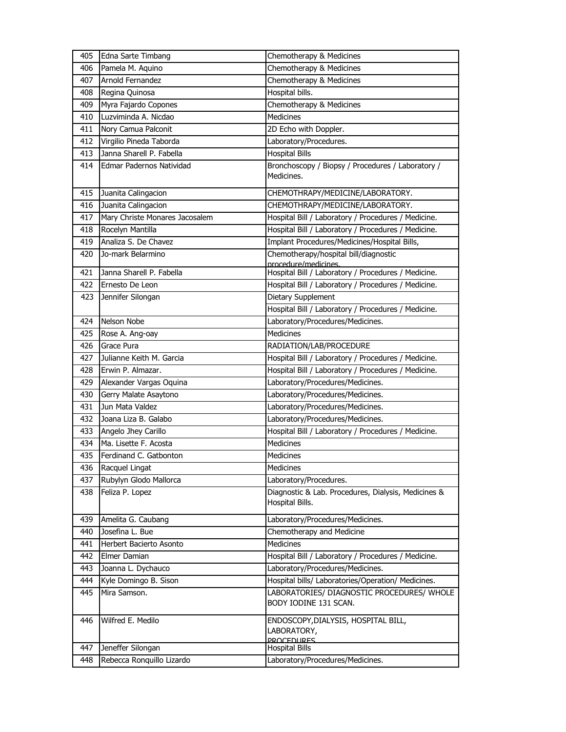| 405 | Edna Sarte Timbang | Chemotherapy & Medicines |
|---|---|---|
| 406 | Pamela M. Aquino | Chemotherapy & Medicines |
| 407 | Arnold Fernandez | Chemotherapy & Medicines |
| 408 | Regina Quinosa | Hospital bills. |
| 409 | Myra Fajardo Copones | Chemotherapy & Medicines |
| 410 | Luzviminda A. Nicdao | Medicines |
| 411 | Nory Camua Palconit | 2D Echo with Doppler. |
| 412 | Virgilio Pineda Taborda | Laboratory/Procedures. |
| 413 | Janna Sharell P. Fabella | Hospital Bills |
| 414 | Edmar Padernos Natividad | Bronchoscopy / Biopsy / Procedures / Laboratory / Medicines. |
| 415 | Juanita Calingacion | CHEMOTHRAPY/MEDICINE/LABORATORY. |
| 416 | Juanita Calingacion | CHEMOTHRAPY/MEDICINE/LABORATORY. |
| 417 | Mary Christe Monares Jacosalem | Hospital Bill / Laboratory / Procedures / Medicine. |
| 418 | Rocelyn Mantilla | Hospital Bill / Laboratory / Procedures / Medicine. |
| 419 | Analiza S. De Chavez | Implant Procedures/Medicines/Hospital Bills, |
| 420 | Jo-mark Belarmino | Chemotherapy/hospital bill/diagnostic procedure/medicines. |
| 421 | Janna Sharell P. Fabella | Hospital Bill / Laboratory / Procedures / Medicine. |
| 422 | Ernesto De Leon | Hospital Bill / Laboratory / Procedures / Medicine. |
| 423 | Jennifer Silongan | Dietary Supplement |
| | | Hospital Bill / Laboratory / Procedures / Medicine. |
| 424 | Nelson Nobe | Laboratory/Procedures/Medicines. |
| 425 | Rose A. Ang-oay | Medicines |
| 426 | Grace Pura | RADIATION/LAB/PROCEDURE |
| 427 | Julianne Keith M. Garcia | Hospital Bill / Laboratory / Procedures / Medicine. |
| 428 | Erwin P. Almazar. | Hospital Bill / Laboratory / Procedures / Medicine. |
| 429 | Alexander Vargas Oquina | Laboratory/Procedures/Medicines. |
| 430 | Gerry Malate Asaytono | Laboratory/Procedures/Medicines. |
| 431 | Jun Mata Valdez | Laboratory/Procedures/Medicines. |
| 432 | Joana Liza B. Galabo | Laboratory/Procedures/Medicines. |
| 433 | Angelo Jhey Carillo | Hospital Bill / Laboratory / Procedures / Medicine. |
| 434 | Ma. Lisette F. Acosta | Medicines |
| 435 | Ferdinand C. Gatbonton | Medicines |
| 436 | Racquel Lingat | Medicines |
| 437 | Rubylyn Glodo Mallorca | Laboratory/Procedures. |
| 438 | Feliza P. Lopez | Diagnostic & Lab. Procedures, Dialysis, Medicines & Hospital Bills. |
| 439 | Amelita G. Caubang | Laboratory/Procedures/Medicines. |
| 440 | Josefina L. Bue | Chemotherapy and Medicine |
| 441 | Herbert Bacierto Asonto | Medicines |
| 442 | Elmer Damian | Hospital Bill / Laboratory / Procedures / Medicine. |
| 443 | Joanna L. Dychauco | Laboratory/Procedures/Medicines. |
| 444 | Kyle Domingo B. Sison | Hospital bills/ Laboratories/Operation/ Medicines. |
| 445 | Mira Samson. | LABORATORIES/ DIAGNOSTIC PROCEDURES/ WHOLE BODY IODINE 131 SCAN. |
| 446 | Wilfred E. Medilo | ENDOSCOPY,DIALYSIS, HOSPITAL BILL, LABORATORY, PROCEDURES |
| 447 | Jeneffer Silongan | Hospital Bills |
| 448 | Rebecca Ronquillo Lizardo | Laboratory/Procedures/Medicines. |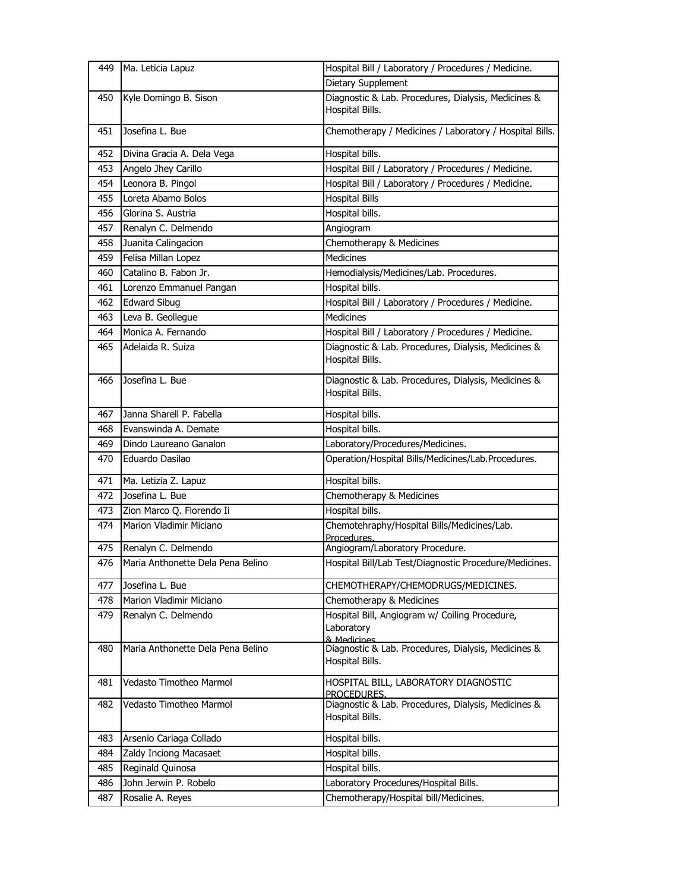| 449 | Ma. Leticia Lapuz | Hospital Bill / Laboratory / Procedures / Medicine. |
|---|---|---|
| | | Dietary Supplement |
| 450 | Kyle Domingo B. Sison | Diagnostic & Lab. Procedures, Dialysis, Medicines & Hospital Bills. |
| 451 | Josefina L. Bue | Chemotherapy / Medicines / Laboratory / Hospital Bills. |
| 452 | Divina Gracia A. Dela Vega | Hospital bills. |
| 453 | Angelo Jhey Carillo | Hospital Bill / Laboratory / Procedures / Medicine. |
| 454 | Leonora B. Pingol | Hospital Bill / Laboratory / Procedures / Medicine. |
| 455 | Loreta Abamo Bolos | Hospital Bills |
| 456 | Glorina S. Austria | Hospital bills. |
| 457 | Renalyn C. Delmendo | Angiogram |
| 458 | Juanita Calingacion | Chemotherapy & Medicines |
| 459 | Felisa Millan Lopez | Medicines |
| 460 | Catalino B. Fabon Jr. | Hemodialysis/Medicines/Lab. Procedures. |
| 461 | Lorenzo Emmanuel Pangan | Hospital bills. |
| 462 | Edward Sibug | Hospital Bill / Laboratory / Procedures / Medicine. |
| 463 | Leva B. Geollegue | Medicines |
| 464 | Monica A. Fernando | Hospital Bill / Laboratory / Procedures / Medicine. |
| 465 | Adelaida R. Suiza | Diagnostic & Lab. Procedures, Dialysis, Medicines & Hospital Bills. |
| 466 | Josefina L. Bue | Diagnostic & Lab. Procedures, Dialysis, Medicines & Hospital Bills. |
| 467 | Janna Sharell P. Fabella | Hospital bills. |
| 468 | Evanswinda A. Demate | Hospital bills. |
| 469 | Dindo Laureano Ganalon | Laboratory/Procedures/Medicines. |
| 470 | Eduardo Dasilao | Operation/Hospital Bills/Medicines/Lab.Procedures. |
| 471 | Ma. Letizia Z. Lapuz | Hospital bills. |
| 472 | Josefina L. Bue | Chemotherapy & Medicines |
| 473 | Zion Marco Q. Florendo Ii | Hospital bills. |
| 474 | Marion Vladimir Miciano | Chemotehraphy/Hospital Bills/Medicines/Lab. Procedures. |
| 475 | Renalyn C. Delmendo | Angiogram/Laboratory Procedure. |
| 476 | Maria Anthonette Dela Pena Belino | Hospital Bill/Lab Test/Diagnostic Procedure/Medicines. |
| 477 | Josefina L. Bue | CHEMOTHERAPY/CHEMODRUGS/MEDICINES. |
| 478 | Marion Vladimir Miciano | Chemotherapy & Medicines |
| 479 | Renalyn C. Delmendo | Hospital Bill, Angiogram w/ Coiling Procedure, Laboratory & Medicines |
| 480 | Maria Anthonette Dela Pena Belino | Diagnostic & Lab. Procedures, Dialysis, Medicines & Hospital Bills. |
| 481 | Vedasto Timotheo Marmol | HOSPITAL BILL, LABORATORY DIAGNOSTIC PROCEDURES. |
| 482 | Vedasto Timotheo Marmol | Diagnostic & Lab. Procedures, Dialysis, Medicines & Hospital Bills. |
| 483 | Arsenio Cariaga Collado | Hospital bills. |
| 484 | Zaldy Inciong Macasaet | Hospital bills. |
| 485 | Reginald Quinosa | Hospital bills. |
| 486 | John Jerwin P. Robelo | Laboratory Procedures/Hospital Bills. |
| 487 | Rosalie A. Reyes | Chemotherapy/Hospital bill/Medicines. |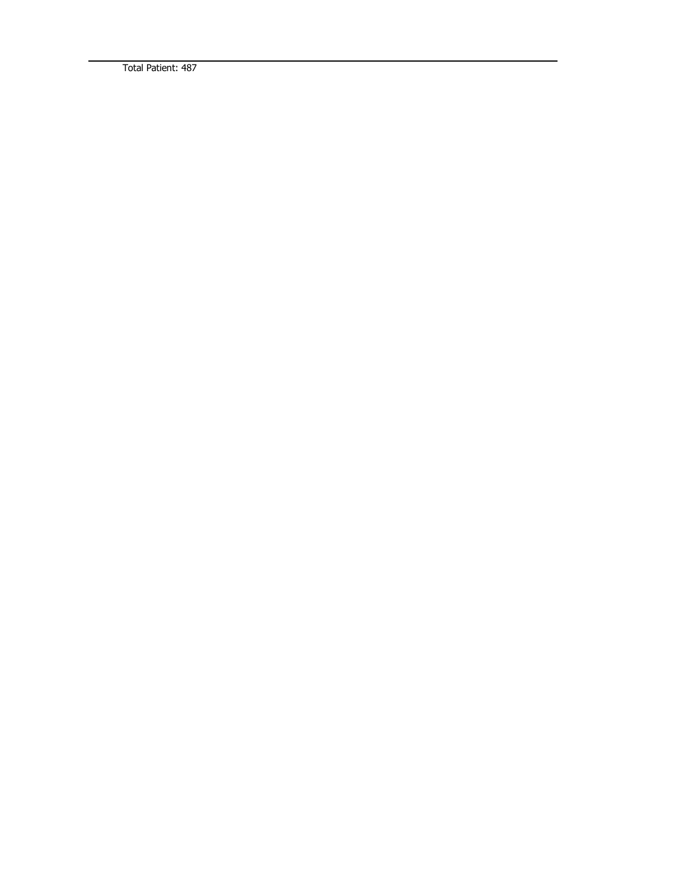Total Patient: 487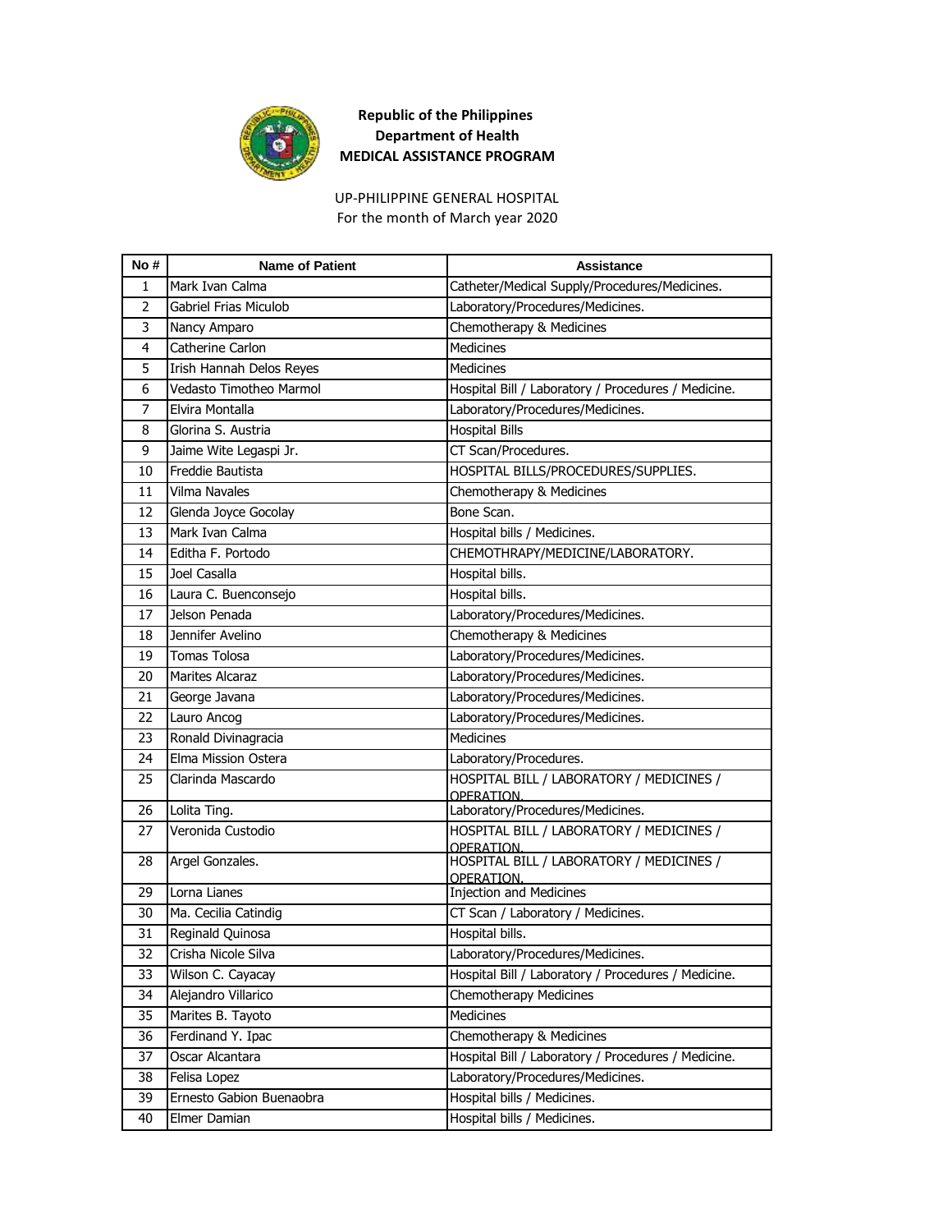**Republic of the Philippines**
**Department of Health**
**MEDICAL ASSISTANCE PROGRAM**

UP-PHILIPPINE GENERAL HOSPITAL
For the month of March year 2020

| No # | Name of Patient | Assistance |
|---|---|---|
| 1 | Mark Ivan Calma | Catheter/Medical Supply/Procedures/Medicines. |
| 2 | Gabriel Frias Miculob | Laboratory/Procedures/Medicines. |
| 3 | Nancy Amparo | Chemotherapy & Medicines |
| 4 | Catherine Carlon | Medicines |
| 5 | Irish Hannah Delos Reyes | Medicines |
| 6 | Vedasto Timotheo Marmol | Hospital Bill / Laboratory / Procedures / Medicine. |
| 7 | Elvira Montalla | Laboratory/Procedures/Medicines. |
| 8 | Glorina S. Austria | Hospital Bills |
| 9 | Jaime Wite Legaspi Jr. | CT Scan/Procedures. |
| 10 | Freddie Bautista | HOSPITAL BILLS/PROCEDURES/SUPPLIES. |
| 11 | Vilma Navales | Chemotherapy & Medicines |
| 12 | Glenda Joyce Gocolay | Bone Scan. |
| 13 | Mark Ivan Calma | Hospital bills / Medicines. |
| 14 | Editha F. Portodo | CHEMOTHRAPY/MEDICINE/LABORATORY. |
| 15 | Joel Casalla | Hospital bills. |
| 16 | Laura C. Buenconsejo | Hospital bills. |
| 17 | Jelson Penada | Laboratory/Procedures/Medicines. |
| 18 | Jennifer Avelino | Chemotherapy & Medicines |
| 19 | Tomas Tolosa | Laboratory/Procedures/Medicines. |
| 20 | Marites Alcaraz | Laboratory/Procedures/Medicines. |
| 21 | George Javana | Laboratory/Procedures/Medicines. |
| 22 | Lauro Ancog | Laboratory/Procedures/Medicines. |
| 23 | Ronald Divinagracia | Medicines |
| 24 | Elma Mission Ostera | Laboratory/Procedures. |
| 25 | Clarinda Mascardo | HOSPITAL BILL / LABORATORY / MEDICINES / OPERATION. |
| 26 | Lolita Ting. | Laboratory/Procedures/Medicines. |
| 27 | Veronida Custodio | HOSPITAL BILL / LABORATORY / MEDICINES / OPERATION. |
| 28 | Argel Gonzales. | HOSPITAL BILL / LABORATORY / MEDICINES / OPERATION. |
| 29 | Lorna Lianes | Injection and Medicines |
| 30 | Ma. Cecilia Catindig | CT Scan / Laboratory / Medicines. |
| 31 | Reginald Quinosa | Hospital bills. |
| 32 | Crisha Nicole Silva | Laboratory/Procedures/Medicines. |
| 33 | Wilson C. Cayacay | Hospital Bill / Laboratory / Procedures / Medicine. |
| 34 | Alejandro Villarico | Chemotherapy Medicines |
| 35 | Marites B. Tayoto | Medicines |
| 36 | Ferdinand Y. Ipac | Chemotherapy & Medicines |
| 37 | Oscar Alcantara | Hospital Bill / Laboratory / Procedures / Medicine. |
| 38 | Felisa Lopez | Laboratory/Procedures/Medicines. |
| 39 | Ernesto Gabion Buenaobra | Hospital bills / Medicines. |
| 40 | Elmer Damian | Hospital bills / Medicines. |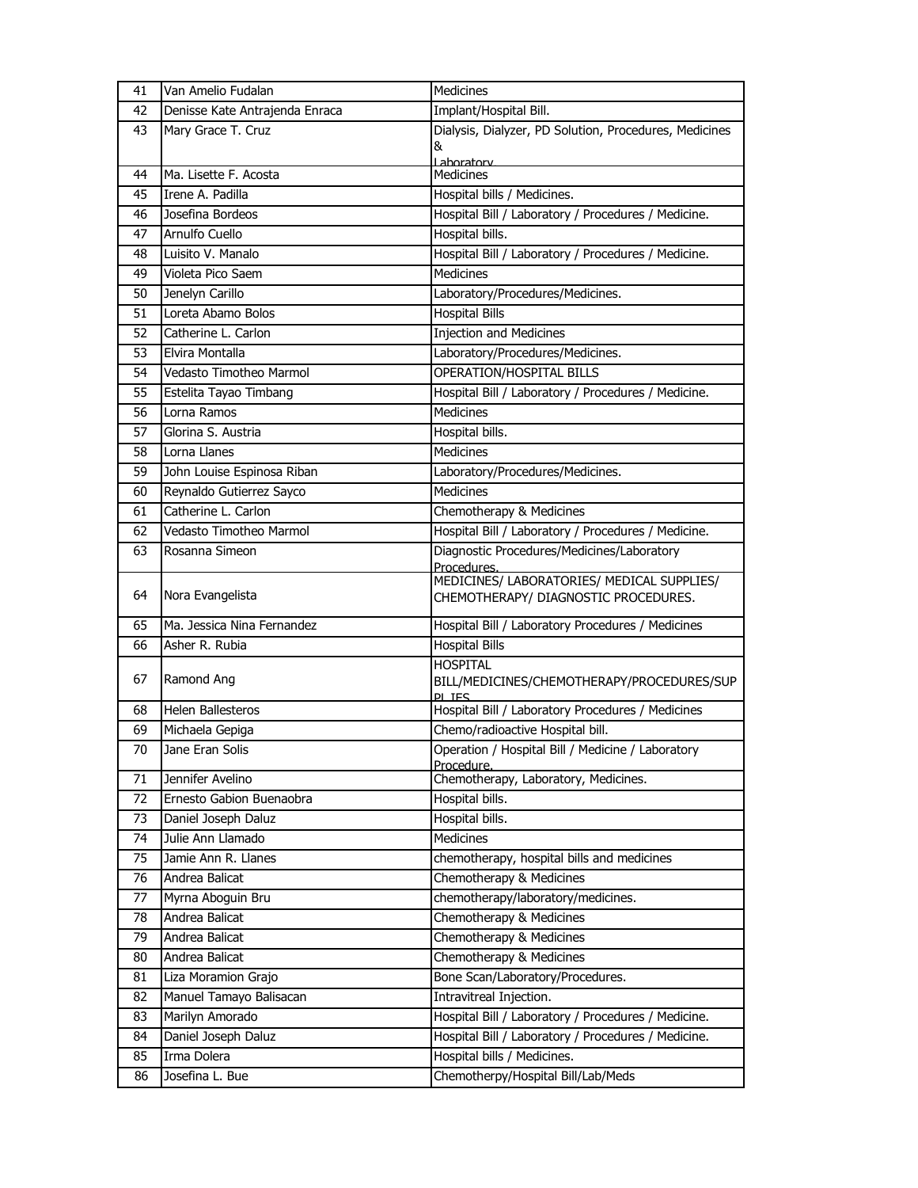| 41 | Van Amelio Fudalan | Medicines |
|---|---|---|
| 42 | Denisse Kate Antrajenda Enraca | Implant/Hospital Bill. |
| 43 | Mary Grace T. Cruz | Dialysis, Dialyzer, PD Solution, Procedures, Medicines & Laboratory |
| 44 | Ma. Lisette F. Acosta | Medicines |
| 45 | Irene A. Padilla | Hospital bills / Medicines. |
| 46 | Josefina Bordeos | Hospital Bill / Laboratory / Procedures / Medicine. |
| 47 | Arnulfo Cuello | Hospital bills. |
| 48 | Luisito V. Manalo | Hospital Bill / Laboratory / Procedures / Medicine. |
| 49 | Violeta Pico Saem | Medicines |
| 50 | Jenelyn Carillo | Laboratory/Procedures/Medicines. |
| 51 | Loreta Abamo Bolos | Hospital Bills |
| 52 | Catherine L. Carlon | Injection and Medicines |
| 53 | Elvira Montalla | Laboratory/Procedures/Medicines. |
| 54 | Vedasto Timotheo Marmol | OPERATION/HOSPITAL BILLS |
| 55 | Estelita Tayao Timbang | Hospital Bill / Laboratory / Procedures / Medicine. |
| 56 | Lorna Ramos | Medicines |
| 57 | Glorina S. Austria | Hospital bills. |
| 58 | Lorna Llanes | Medicines |
| 59 | John Louise Espinosa Riban | Laboratory/Procedures/Medicines. |
| 60 | Reynaldo Gutierrez Sayco | Medicines |
| 61 | Catherine L. Carlon | Chemotherapy & Medicines |
| 62 | Vedasto Timotheo Marmol | Hospital Bill / Laboratory / Procedures / Medicine. |
| 63 | Rosanna Simeon | Diagnostic Procedures/Medicines/Laboratory Procedures. |
| 64 | Nora Evangelista | MEDICINES/ LABORATORIES/ MEDICAL SUPPLIES/ CHEMOTHERAPY/ DIAGNOSTIC PROCEDURES. |
| 65 | Ma. Jessica Nina Fernandez | Hospital Bill / Laboratory Procedures / Medicines |
| 66 | Asher R. Rubia | Hospital Bills |
| 67 | Ramond Ang | HOSPITAL BILL/MEDICINES/CHEMOTHERAPY/PROCEDURES/SUPPLIES |
| 68 | Helen Ballesteros | Hospital Bill / Laboratory Procedures / Medicines |
| 69 | Michaela Gepiga | Chemo/radioactive Hospital bill. |
| 70 | Jane Eran Solis | Operation / Hospital Bill / Medicine / Laboratory Procedure. |
| 71 | Jennifer Avelino | Chemotherapy, Laboratory, Medicines. |
| 72 | Ernesto Gabion Buenaobra | Hospital bills. |
| 73 | Daniel Joseph Daluz | Hospital bills. |
| 74 | Julie Ann Llamado | Medicines |
| 75 | Jamie Ann R. Llanes | chemotherapy, hospital bills and medicines |
| 76 | Andrea Balicat | Chemotherapy & Medicines |
| 77 | Myrna Aboguin Bru | chemotherapy/laboratory/medicines. |
| 78 | Andrea Balicat | Chemotherapy & Medicines |
| 79 | Andrea Balicat | Chemotherapy & Medicines |
| 80 | Andrea Balicat | Chemotherapy & Medicines |
| 81 | Liza Moramion Grajo | Bone Scan/Laboratory/Procedures. |
| 82 | Manuel Tamayo Balisacan | Intravitreal Injection. |
| 83 | Marilyn Amorado | Hospital Bill / Laboratory / Procedures / Medicine. |
| 84 | Daniel Joseph Daluz | Hospital Bill / Laboratory / Procedures / Medicine. |
| 85 | Irma Dolera | Hospital bills / Medicines. |
| 86 | Josefina L. Bue | Chemotherpy/Hospital Bill/Lab/Meds |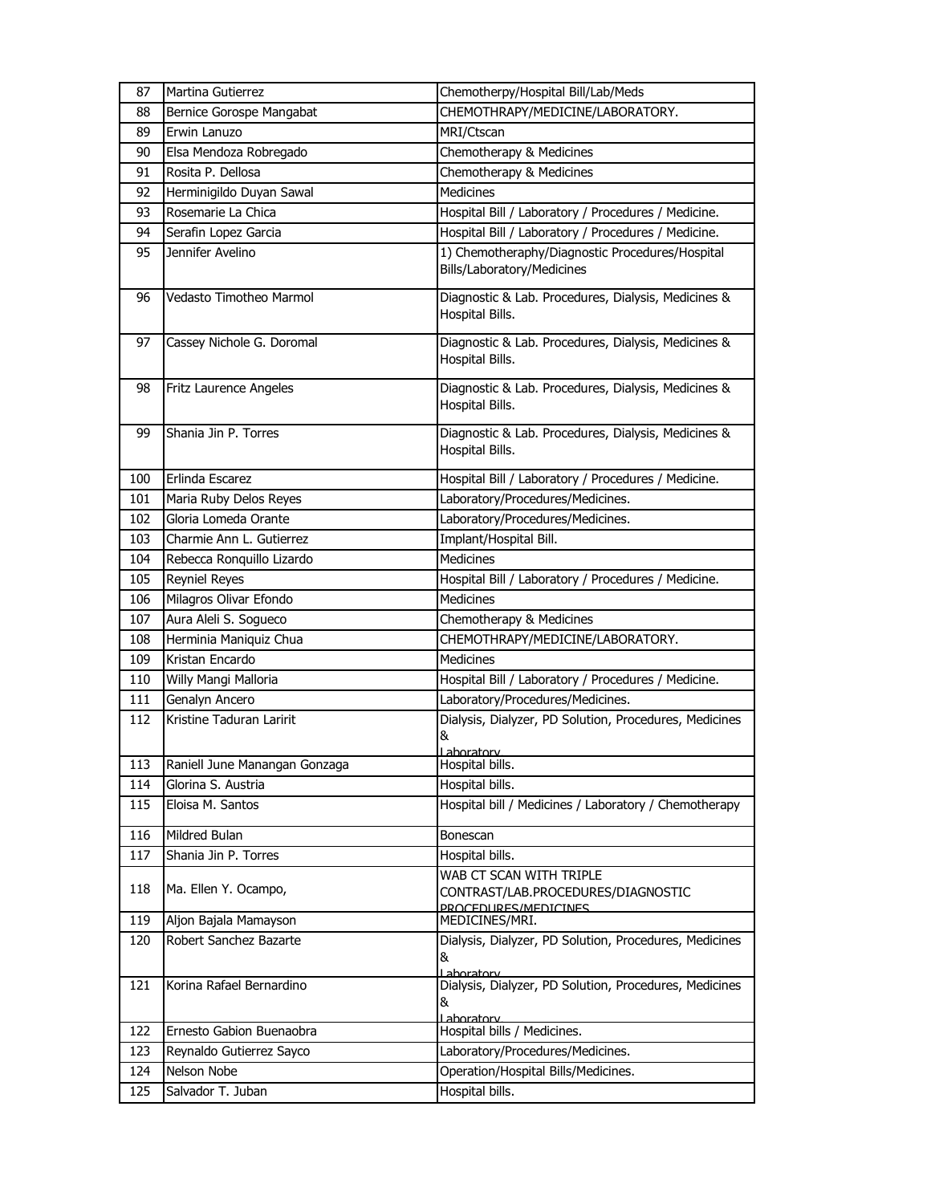| 87 | Martina Gutierrez | Chemotherpy/Hospital Bill/Lab/Meds |
|---|---|---|
| 88 | Bernice Gorospe Mangabat | CHEMOTHRAPY/MEDICINE/LABORATORY. |
| 89 | Erwin Lanuzo | MRI/Ctscan |
| 90 | Elsa Mendoza Robregado | Chemotherapy & Medicines |
| 91 | Rosita P. Dellosa | Chemotherapy & Medicines |
| 92 | Herminigildo Duyan Sawal | Medicines |
| 93 | Rosemarie La Chica | Hospital Bill / Laboratory / Procedures / Medicine. |
| 94 | Serafin Lopez Garcia | Hospital Bill / Laboratory / Procedures / Medicine. |
| 95 | Jennifer Avelino | 1) Chemotheraphy/Diagnostic Procedures/Hospital Bills/Laboratory/Medicines |
| 96 | Vedasto Timotheo Marmol | Diagnostic & Lab. Procedures, Dialysis, Medicines & Hospital Bills. |
| 97 | Cassey Nichole G. Doromal | Diagnostic & Lab. Procedures, Dialysis, Medicines & Hospital Bills. |
| 98 | Fritz Laurence Angeles | Diagnostic & Lab. Procedures, Dialysis, Medicines & Hospital Bills. |
| 99 | Shania Jin P. Torres | Diagnostic & Lab. Procedures, Dialysis, Medicines & Hospital Bills. |
| 100 | Erlinda Escarez | Hospital Bill / Laboratory / Procedures / Medicine. |
| 101 | Maria Ruby Delos Reyes | Laboratory/Procedures/Medicines. |
| 102 | Gloria Lomeda Orante | Laboratory/Procedures/Medicines. |
| 103 | Charmie Ann L. Gutierrez | Implant/Hospital Bill. |
| 104 | Rebecca Ronquillo Lizardo | Medicines |
| 105 | Reyniel Reyes | Hospital Bill / Laboratory / Procedures / Medicine. |
| 106 | Milagros Olivar Efondo | Medicines |
| 107 | Aura Aleli S. Sogueco | Chemotherapy & Medicines |
| 108 | Herminia Maniquiz Chua | CHEMOTHRAPY/MEDICINE/LABORATORY. |
| 109 | Kristan Encardo | Medicines |
| 110 | Willy Mangi Malloria | Hospital Bill / Laboratory / Procedures / Medicine. |
| 111 | Genalyn Ancero | Laboratory/Procedures/Medicines. |
| 112 | Kristine Taduran Laririt | Dialysis, Dialyzer, PD Solution, Procedures, Medicines & Laboratory |
| 113 | Raniell June Manangan Gonzaga | Hospital bills. |
| 114 | Glorina S. Austria | Hospital bills. |
| 115 | Eloisa M. Santos | Hospital bill / Medicines / Laboratory / Chemotherapy |
| 116 | Mildred Bulan | Bonescan |
| 117 | Shania Jin P. Torres | Hospital bills. |
| 118 | Ma. Ellen Y. Ocampo, | WAB CT SCAN WITH TRIPLE CONTRAST/LAB.PROCEDURES/DIAGNOSTIC PROCEDURES/MEDICINES |
| 119 | Aljon Bajala Mamayson | MEDICINES/MRI. |
| 120 | Robert Sanchez Bazarte | Dialysis, Dialyzer, PD Solution, Procedures, Medicines & Laboratory |
| 121 | Korina Rafael Bernardino | Dialysis, Dialyzer, PD Solution, Procedures, Medicines & Laboratory |
| 122 | Ernesto Gabion Buenaobra | Hospital bills / Medicines. |
| 123 | Reynaldo Gutierrez Sayco | Laboratory/Procedures/Medicines. |
| 124 | Nelson Nobe | Operation/Hospital Bills/Medicines. |
| 125 | Salvador T. Juban | Hospital bills. |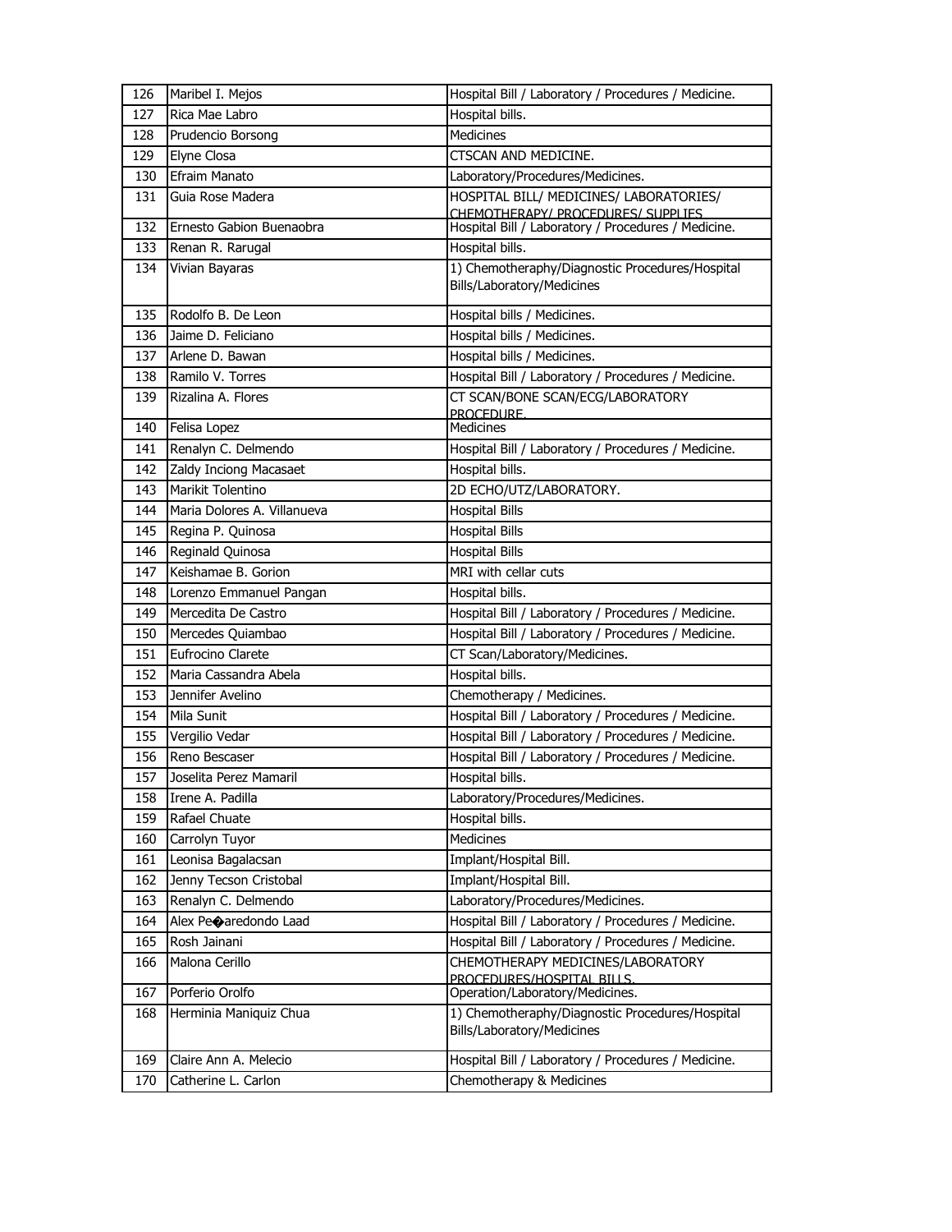| 126 | Maribel I. Mejos | Hospital Bill / Laboratory / Procedures / Medicine. |
|---|---|---|
| 127 | Rica Mae Labro | Hospital bills. |
| 128 | Prudencio Borsong | Medicines |
| 129 | Elyne Closa | CTSCAN AND MEDICINE. |
| 130 | Efraim Manato | Laboratory/Procedures/Medicines. |
| 131 | Guia Rose Madera | HOSPITAL BILL/ MEDICINES/ LABORATORIES/ CHEMOTHERAPY/ PROCEDURES/ SUPPLIES |
| 132 | Ernesto Gabion Buenaobra | Hospital Bill / Laboratory / Procedures / Medicine. |
| 133 | Renan R. Rarugal | Hospital bills. |
| 134 | Vivian Bayaras | 1) Chemotheraphy/Diagnostic Procedures/Hospital Bills/Laboratory/Medicines |
| 135 | Rodolfo B. De Leon | Hospital bills / Medicines. |
| 136 | Jaime D. Feliciano | Hospital bills / Medicines. |
| 137 | Arlene D. Bawan | Hospital bills / Medicines. |
| 138 | Ramilo V. Torres | Hospital Bill / Laboratory / Procedures / Medicine. |
| 139 | Rizalina A. Flores | CT SCAN/BONE SCAN/ECG/LABORATORY PROCEDURE. |
| 140 | Felisa Lopez | Medicines |
| 141 | Renalyn C. Delmendo | Hospital Bill / Laboratory / Procedures / Medicine. |
| 142 | Zaldy Inciong Macasaet | Hospital bills. |
| 143 | Marikit Tolentino | 2D ECHO/UTZ/LABORATORY. |
| 144 | Maria Dolores A. Villanueva | Hospital Bills |
| 145 | Regina P. Quinosa | Hospital Bills |
| 146 | Reginald Quinosa | Hospital Bills |
| 147 | Keishamae B. Gorion | MRI with cellar cuts |
| 148 | Lorenzo Emmanuel Pangan | Hospital bills. |
| 149 | Mercedita De Castro | Hospital Bill / Laboratory / Procedures / Medicine. |
| 150 | Mercedes Quiambao | Hospital Bill / Laboratory / Procedures / Medicine. |
| 151 | Eufrocino Clarete | CT Scan/Laboratory/Medicines. |
| 152 | Maria Cassandra Abela | Hospital bills. |
| 153 | Jennifer Avelino | Chemotherapy / Medicines. |
| 154 | Mila Sunit | Hospital Bill / Laboratory / Procedures / Medicine. |
| 155 | Vergilio Vedar | Hospital Bill / Laboratory / Procedures / Medicine. |
| 156 | Reno Bescaser | Hospital Bill / Laboratory / Procedures / Medicine. |
| 157 | Joselita Perez Mamaril | Hospital bills. |
| 158 | Irene A. Padilla | Laboratory/Procedures/Medicines. |
| 159 | Rafael Chuate | Hospital bills. |
| 160 | Carrolyn Tuyor | Medicines |
| 161 | Leonisa Bagalacsan | Implant/Hospital Bill. |
| 162 | Jenny Tecson Cristobal | Implant/Hospital Bill. |
| 163 | Renalyn C. Delmendo | Laboratory/Procedures/Medicines. |
| 164 | Alex Pe�aredondo Laad | Hospital Bill / Laboratory / Procedures / Medicine. |
| 165 | Rosh Jainani | Hospital Bill / Laboratory / Procedures / Medicine. |
| 166 | Malona Cerillo | CHEMOTHERAPY MEDICINES/LABORATORY PROCEDURES/HOSPITAL BILLS. |
| 167 | Porferio Orolfo | Operation/Laboratory/Medicines. |
| 168 | Herminia Maniquiz Chua | 1) Chemotheraphy/Diagnostic Procedures/Hospital Bills/Laboratory/Medicines |
| 169 | Claire Ann A. Melecio | Hospital Bill / Laboratory / Procedures / Medicine. |
| 170 | Catherine L. Carlon | Chemotherapy & Medicines |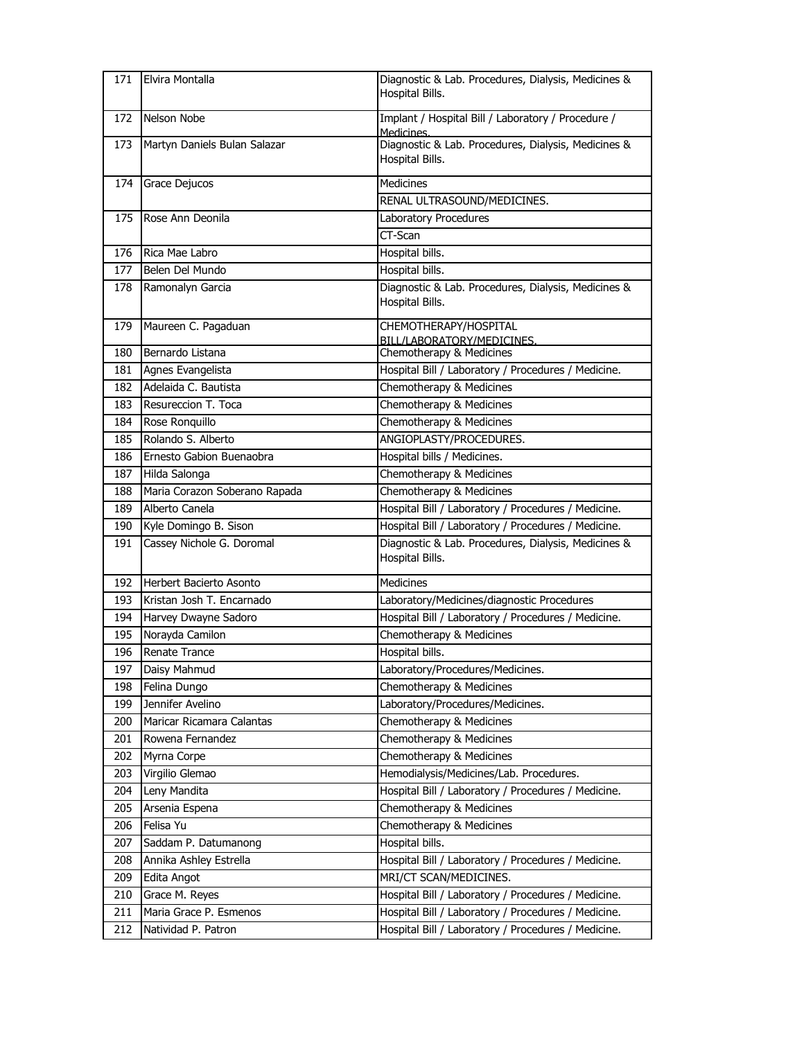| | | |
|---|---|---|
| 171 | Elvira Montalla | Diagnostic & Lab. Procedures, Dialysis, Medicines & Hospital Bills. |
| 172 | Nelson Nobe | Implant / Hospital Bill / Laboratory / Procedure / Medicines. |
| 173 | Martyn Daniels Bulan Salazar | Diagnostic & Lab. Procedures, Dialysis, Medicines & Hospital Bills. |
| 174 | Grace Dejucos | Medicines |
| | | RENAL ULTRASOUND/MEDICINES. |
| 175 | Rose Ann Deonila | Laboratory Procedures |
| | | CT-Scan |
| 176 | Rica Mae Labro | Hospital bills. |
| 177 | Belen Del Mundo | Hospital bills. |
| 178 | Ramonalyn Garcia | Diagnostic & Lab. Procedures, Dialysis, Medicines & Hospital Bills. |
| 179 | Maureen C. Pagaduan | CHEMOTHERAPY/HOSPITAL BILL/LABORATORY/MEDICINES. |
| 180 | Bernardo Listana | Chemotherapy & Medicines |
| 181 | Agnes Evangelista | Hospital Bill / Laboratory / Procedures / Medicine. |
| 182 | Adelaida C. Bautista | Chemotherapy & Medicines |
| 183 | Resureccion T. Toca | Chemotherapy & Medicines |
| 184 | Rose Ronquillo | Chemotherapy & Medicines |
| 185 | Rolando S. Alberto | ANGIOPLASTY/PROCEDURES. |
| 186 | Ernesto Gabion Buenaobra | Hospital bills / Medicines. |
| 187 | Hilda Salonga | Chemotherapy & Medicines |
| 188 | Maria Corazon Soberano Rapada | Chemotherapy & Medicines |
| 189 | Alberto Canela | Hospital Bill / Laboratory / Procedures / Medicine. |
| 190 | Kyle Domingo B. Sison | Hospital Bill / Laboratory / Procedures / Medicine. |
| 191 | Cassey Nichole G. Doromal | Diagnostic & Lab. Procedures, Dialysis, Medicines & Hospital Bills. |
| 192 | Herbert Bacierto Asonto | Medicines |
| 193 | Kristan Josh T. Encarnado | Laboratory/Medicines/diagnostic Procedures |
| 194 | Harvey Dwayne Sadoro | Hospital Bill / Laboratory / Procedures / Medicine. |
| 195 | Norayda Camilon | Chemotherapy & Medicines |
| 196 | Renate Trance | Hospital bills. |
| 197 | Daisy Mahmud | Laboratory/Procedures/Medicines. |
| 198 | Felina Dungo | Chemotherapy & Medicines |
| 199 | Jennifer Avelino | Laboratory/Procedures/Medicines. |
| 200 | Maricar Ricamara Calantas | Chemotherapy & Medicines |
| 201 | Rowena Fernandez | Chemotherapy & Medicines |
| 202 | Myrna Corpe | Chemotherapy & Medicines |
| 203 | Virgilio Glemao | Hemodialysis/Medicines/Lab. Procedures. |
| 204 | Leny Mandita | Hospital Bill / Laboratory / Procedures / Medicine. |
| 205 | Arsenia Espena | Chemotherapy & Medicines |
| 206 | Felisa Yu | Chemotherapy & Medicines |
| 207 | Saddam P. Datumanong | Hospital bills. |
| 208 | Annika Ashley Estrella | Hospital Bill / Laboratory / Procedures / Medicine. |
| 209 | Edita Angot | MRI/CT SCAN/MEDICINES. |
| 210 | Grace M. Reyes | Hospital Bill / Laboratory / Procedures / Medicine. |
| 211 | Maria Grace P. Esmenos | Hospital Bill / Laboratory / Procedures / Medicine. |
| 212 | Natividad P. Patron | Hospital Bill / Laboratory / Procedures / Medicine. |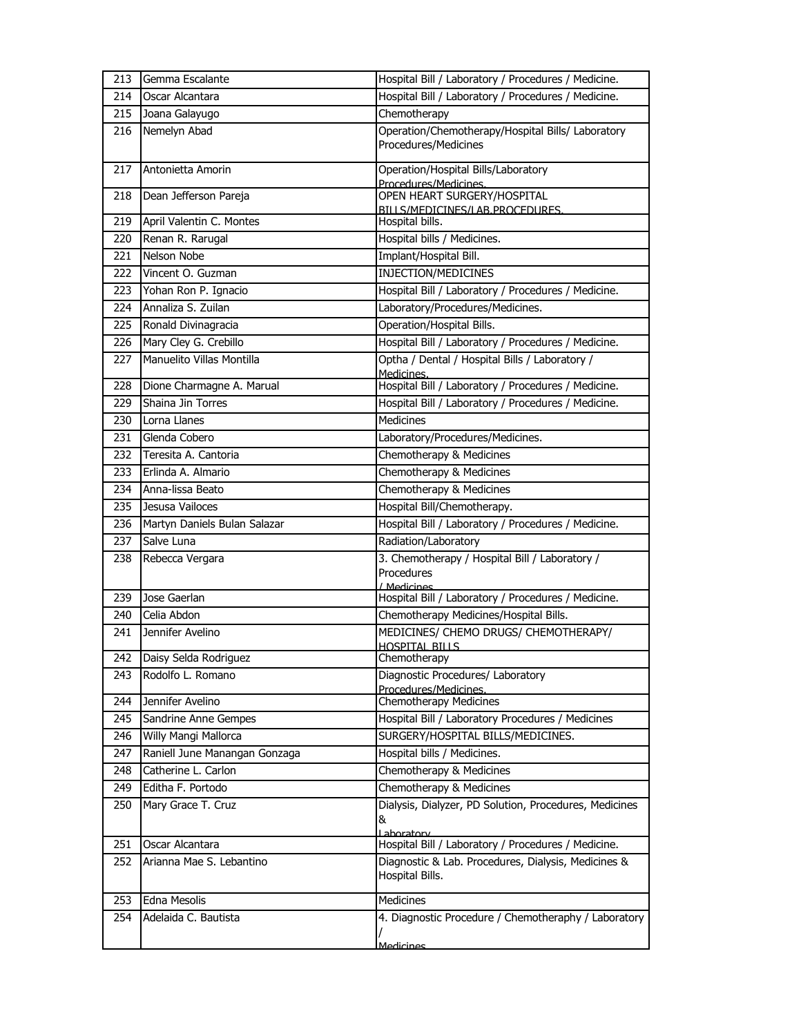| 213 | Gemma Escalante | Hospital Bill / Laboratory / Procedures / Medicine. |
|---|---|---|
| 214 | Oscar Alcantara | Hospital Bill / Laboratory / Procedures / Medicine. |
| 215 | Joana Galayugo | Chemotherapy |
| 216 | Nemelyn Abad | Operation/Chemotherapy/Hospital Bills/ Laboratory Procedures/Medicines |
| 217 | Antonietta Amorin | Operation/Hospital Bills/Laboratory Procedures/Medicines. |
| 218 | Dean Jefferson Pareja | OPEN HEART SURGERY/HOSPITAL BILLS/MEDICINES/LAB.PROCEDURES. |
| 219 | April Valentin C. Montes | Hospital bills. |
| 220 | Renan R. Rarugal | Hospital bills / Medicines. |
| 221 | Nelson Nobe | Implant/Hospital Bill. |
| 222 | Vincent O. Guzman | INJECTION/MEDICINES |
| 223 | Yohan Ron P. Ignacio | Hospital Bill / Laboratory / Procedures / Medicine. |
| 224 | Annaliza S. Zuilan | Laboratory/Procedures/Medicines. |
| 225 | Ronald Divinagracia | Operation/Hospital Bills. |
| 226 | Mary Cley G. Crebillo | Hospital Bill / Laboratory / Procedures / Medicine. |
| 227 | Manuelito Villas Montilla | Optha / Dental / Hospital Bills / Laboratory / Medicines. |
| 228 | Dione Charmagne A. Marual | Hospital Bill / Laboratory / Procedures / Medicine. |
| 229 | Shaina Jin Torres | Hospital Bill / Laboratory / Procedures / Medicine. |
| 230 | Lorna Llanes | Medicines |
| 231 | Glenda Cobero | Laboratory/Procedures/Medicines. |
| 232 | Teresita A. Cantoria | Chemotherapy & Medicines |
| 233 | Erlinda A. Almario | Chemotherapy & Medicines |
| 234 | Anna-lissa Beato | Chemotherapy & Medicines |
| 235 | Jesusa Vailoces | Hospital Bill/Chemotherapy. |
| 236 | Martyn Daniels Bulan Salazar | Hospital Bill / Laboratory / Procedures / Medicine. |
| 237 | Salve Luna | Radiation/Laboratory |
| 238 | Rebecca Vergara | 3. Chemotherapy / Hospital Bill / Laboratory / Procedures / Medicines |
| 239 | Jose Gaerlan | Hospital Bill / Laboratory / Procedures / Medicine. |
| 240 | Celia Abdon | Chemotherapy Medicines/Hospital Bills. |
| 241 | Jennifer Avelino | MEDICINES/ CHEMO DRUGS/ CHEMOTHERAPY/ HOSPITAL BILLS |
| 242 | Daisy Selda Rodriguez | Chemotherapy |
| 243 | Rodolfo L. Romano | Diagnostic Procedures/ Laboratory Procedures/Medicines. |
| 244 | Jennifer Avelino | Chemotherapy Medicines |
| 245 | Sandrine Anne Gempes | Hospital Bill / Laboratory Procedures / Medicines |
| 246 | Willy Mangi Mallorca | SURGERY/HOSPITAL BILLS/MEDICINES. |
| 247 | Raniell June Manangan Gonzaga | Hospital bills / Medicines. |
| 248 | Catherine L. Carlon | Chemotherapy & Medicines |
| 249 | Editha F. Portodo | Chemotherapy & Medicines |
| 250 | Mary Grace T. Cruz | Dialysis, Dialyzer, PD Solution, Procedures, Medicines & Laboratory |
| 251 | Oscar Alcantara | Hospital Bill / Laboratory / Procedures / Medicine. |
| 252 | Arianna Mae S. Lebantino | Diagnostic & Lab. Procedures, Dialysis, Medicines & Hospital Bills. |
| 253 | Edna Mesolis | Medicines |
| 254 | Adelaida C. Bautista | 4. Diagnostic Procedure / Chemotheraphy / Laboratory / Medicines |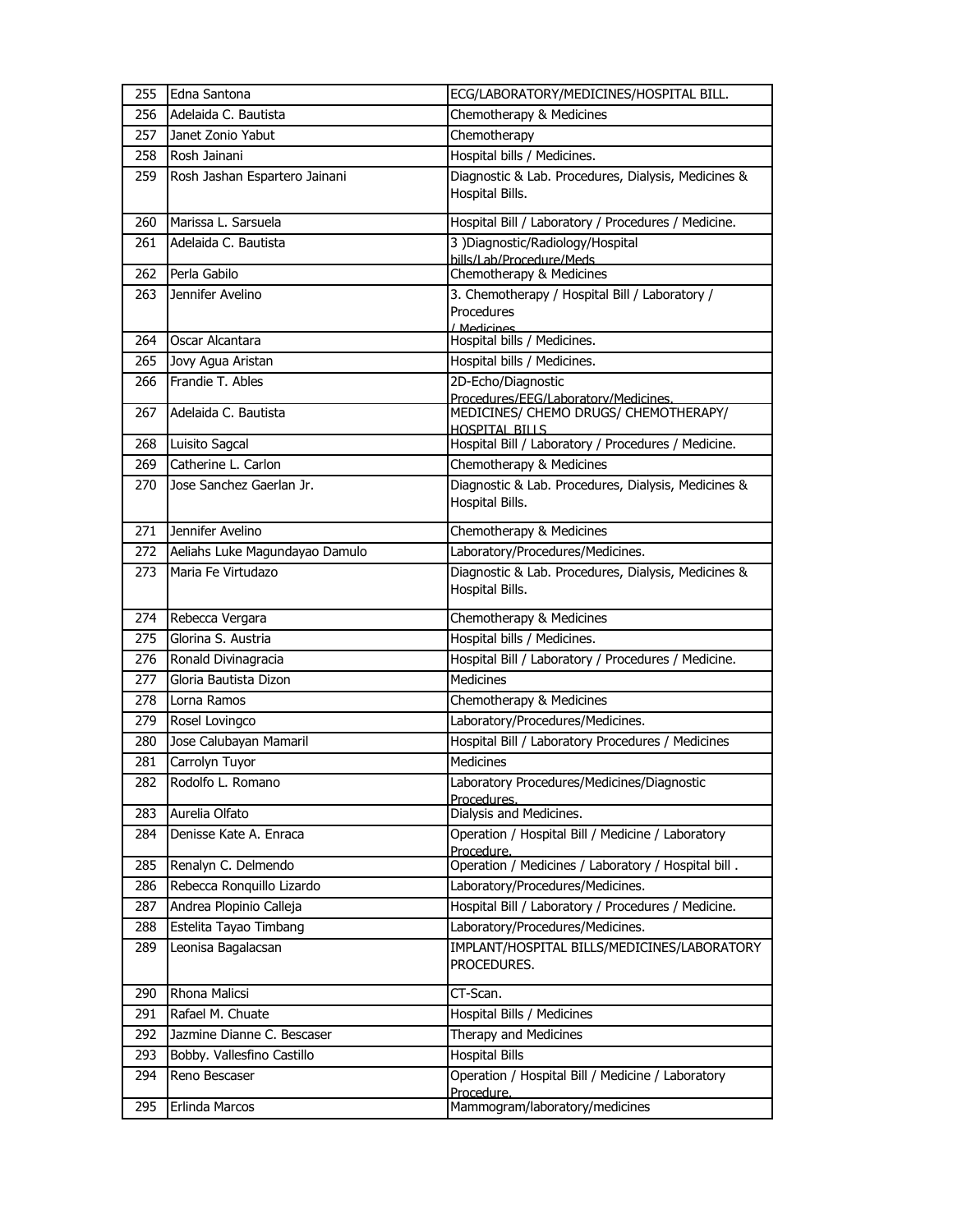| 255 | Edna Santona | ECG/LABORATORY/MEDICINES/HOSPITAL BILL. |
|---|---|---|
| 256 | Adelaida C. Bautista | Chemotherapy & Medicines |
| 257 | Janet Zonio Yabut | Chemotherapy |
| 258 | Rosh Jainani | Hospital bills / Medicines. |
| 259 | Rosh Jashan Espartero Jainani | Diagnostic & Lab. Procedures, Dialysis, Medicines & Hospital Bills. |
| 260 | Marissa L. Sarsuela | Hospital Bill / Laboratory / Procedures / Medicine. |
| 261 | Adelaida C. Bautista | 3 )Diagnostic/Radiology/Hospital bills/Lab/Procedure/Meds |
| 262 | Perla Gabilo | Chemotherapy & Medicines |
| 263 | Jennifer Avelino | 3. Chemotherapy / Hospital Bill / Laboratory / Procedures / Medicines |
| 264 | Oscar Alcantara | Hospital bills / Medicines. |
| 265 | Jovy Agua Aristan | Hospital bills / Medicines. |
| 266 | Frandie T. Ables | 2D-Echo/Diagnostic Procedures/EEG/Laboratory/Medicines. |
| 267 | Adelaida C. Bautista | MEDICINES/ CHEMO DRUGS/ CHEMOTHERAPY/ HOSPITAL BILLS |
| 268 | Luisito Sagcal | Hospital Bill / Laboratory / Procedures / Medicine. |
| 269 | Catherine L. Carlon | Chemotherapy & Medicines |
| 270 | Jose Sanchez Gaerlan Jr. | Diagnostic & Lab. Procedures, Dialysis, Medicines & Hospital Bills. |
| 271 | Jennifer Avelino | Chemotherapy & Medicines |
| 272 | Aeliahs Luke Magundayao Damulo | Laboratory/Procedures/Medicines. |
| 273 | Maria Fe Virtudazo | Diagnostic & Lab. Procedures, Dialysis, Medicines & Hospital Bills. |
| 274 | Rebecca Vergara | Chemotherapy & Medicines |
| 275 | Glorina S. Austria | Hospital bills / Medicines. |
| 276 | Ronald Divinagracia | Hospital Bill / Laboratory / Procedures / Medicine. |
| 277 | Gloria Bautista Dizon | Medicines |
| 278 | Lorna Ramos | Chemotherapy & Medicines |
| 279 | Rosel Lovingco | Laboratory/Procedures/Medicines. |
| 280 | Jose Calubayan Mamaril | Hospital Bill / Laboratory Procedures / Medicines |
| 281 | Carrolyn Tuyor | Medicines |
| 282 | Rodolfo L. Romano | Laboratory Procedures/Medicines/Diagnostic Procedures. |
| 283 | Aurelia Olfato | Dialysis and Medicines. |
| 284 | Denisse Kate A. Enraca | Operation / Hospital Bill / Medicine / Laboratory Procedure. |
| 285 | Renalyn C. Delmendo | Operation / Medicines / Laboratory / Hospital bill . |
| 286 | Rebecca Ronquillo Lizardo | Laboratory/Procedures/Medicines. |
| 287 | Andrea Plopinio Calleja | Hospital Bill / Laboratory / Procedures / Medicine. |
| 288 | Estelita Tayao Timbang | Laboratory/Procedures/Medicines. |
| 289 | Leonisa Bagalacsan | IMPLANT/HOSPITAL BILLS/MEDICINES/LABORATORY PROCEDURES. |
| 290 | Rhona Malicsi | CT-Scan. |
| 291 | Rafael M. Chuate | Hospital Bills / Medicines |
| 292 | Jazmine Dianne C. Bescaser | Therapy and Medicines |
| 293 | Bobby. Vallesfino Castillo | Hospital Bills |
| 294 | Reno Bescaser | Operation / Hospital Bill / Medicine / Laboratory Procedure. |
| 295 | Erlinda Marcos | Mammogram/laboratory/medicines |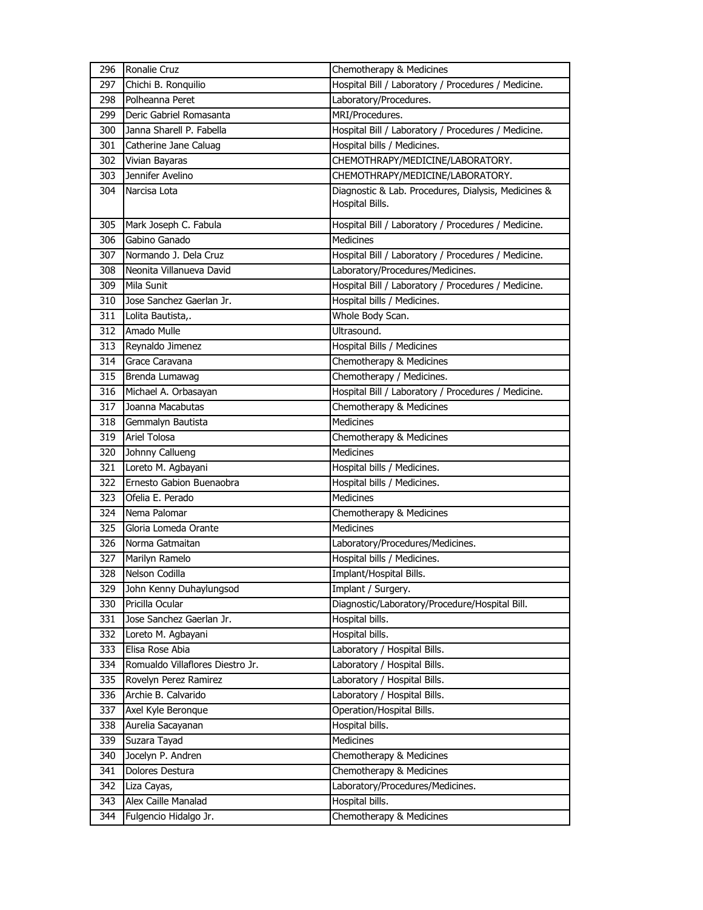| 296 | Ronalie Cruz | Chemotherapy & Medicines |
|---|---|---|
| 297 | Chichi B. Ronquilio | Hospital Bill / Laboratory / Procedures / Medicine. |
| 298 | Polheanna Peret | Laboratory/Procedures. |
| 299 | Deric Gabriel Romasanta | MRI/Procedures. |
| 300 | Janna Sharell P. Fabella | Hospital Bill / Laboratory / Procedures / Medicine. |
| 301 | Catherine Jane Caluag | Hospital bills / Medicines. |
| 302 | Vivian Bayaras | CHEMOTHRAPY/MEDICINE/LABORATORY. |
| 303 | Jennifer Avelino | CHEMOTHRAPY/MEDICINE/LABORATORY. |
| 304 | Narcisa Lota | Diagnostic & Lab. Procedures, Dialysis, Medicines & Hospital Bills. |
| 305 | Mark Joseph C. Fabula | Hospital Bill / Laboratory / Procedures / Medicine. |
| 306 | Gabino Ganado | Medicines |
| 307 | Normando J. Dela Cruz | Hospital Bill / Laboratory / Procedures / Medicine. |
| 308 | Neonita Villanueva David | Laboratory/Procedures/Medicines. |
| 309 | Mila Sunit | Hospital Bill / Laboratory / Procedures / Medicine. |
| 310 | Jose Sanchez Gaerlan Jr. | Hospital bills / Medicines. |
| 311 | Lolita Bautista,. | Whole Body Scan. |
| 312 | Amado Mulle | Ultrasound. |
| 313 | Reynaldo Jimenez | Hospital Bills / Medicines |
| 314 | Grace Caravana | Chemotherapy & Medicines |
| 315 | Brenda Lumawag | Chemotherapy / Medicines. |
| 316 | Michael A. Orbasayan | Hospital Bill / Laboratory / Procedures / Medicine. |
| 317 | Joanna Macabutas | Chemotherapy & Medicines |
| 318 | Gemmalyn Bautista | Medicines |
| 319 | Ariel Tolosa | Chemotherapy & Medicines |
| 320 | Johnny Callueng | Medicines |
| 321 | Loreto M. Agbayani | Hospital bills / Medicines. |
| 322 | Ernesto Gabion Buenaobra | Hospital bills / Medicines. |
| 323 | Ofelia E. Perado | Medicines |
| 324 | Nema Palomar | Chemotherapy & Medicines |
| 325 | Gloria Lomeda Orante | Medicines |
| 326 | Norma Gatmaitan | Laboratory/Procedures/Medicines. |
| 327 | Marilyn Ramelo | Hospital bills / Medicines. |
| 328 | Nelson Codilla | Implant/Hospital Bills. |
| 329 | John Kenny Duhaylungsod | Implant / Surgery. |
| 330 | Pricilla Ocular | Diagnostic/Laboratory/Procedure/Hospital Bill. |
| 331 | Jose Sanchez Gaerlan Jr. | Hospital bills. |
| 332 | Loreto M. Agbayani | Hospital bills. |
| 333 | Elisa Rose Abia | Laboratory / Hospital Bills. |
| 334 | Romualdo Villaflores Diestro Jr. | Laboratory / Hospital Bills. |
| 335 | Rovelyn Perez Ramirez | Laboratory / Hospital Bills. |
| 336 | Archie B. Calvarido | Laboratory / Hospital Bills. |
| 337 | Axel Kyle Beronque | Operation/Hospital Bills. |
| 338 | Aurelia Sacayanan | Hospital bills. |
| 339 | Suzara Tayad | Medicines |
| 340 | Jocelyn P. Andren | Chemotherapy & Medicines |
| 341 | Dolores Destura | Chemotherapy & Medicines |
| 342 | Liza Cayas, | Laboratory/Procedures/Medicines. |
| 343 | Alex Caille Manalad | Hospital bills. |
| 344 | Fulgencio Hidalgo Jr. | Chemotherapy & Medicines |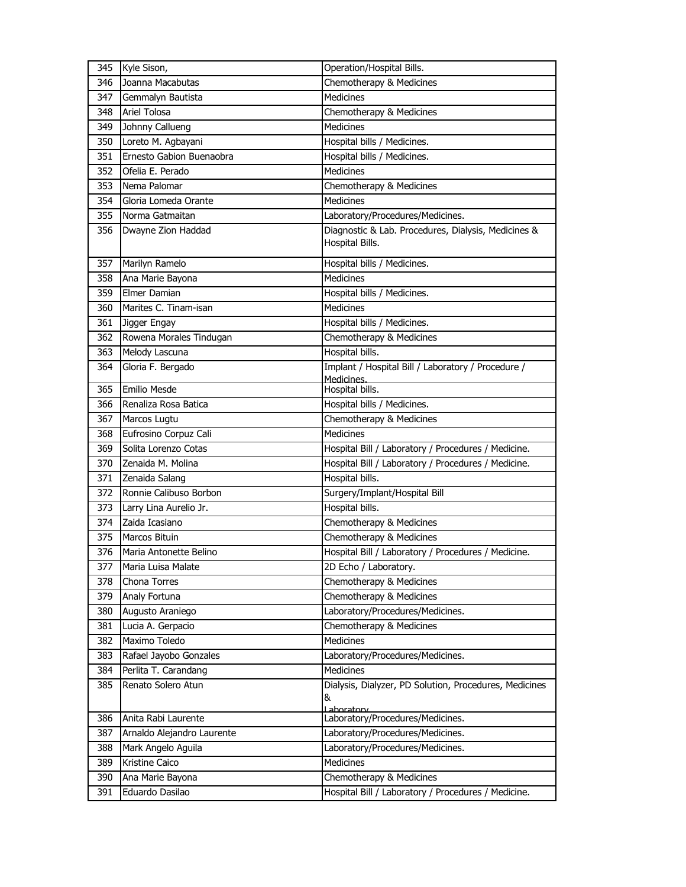| 345 | Kyle Sison, | Operation/Hospital Bills. |
|---|---|---|
| 346 | Joanna Macabutas | Chemotherapy & Medicines |
| 347 | Gemmalyn Bautista | Medicines |
| 348 | Ariel Tolosa | Chemotherapy & Medicines |
| 349 | Johnny Callueng | Medicines |
| 350 | Loreto M. Agbayani | Hospital bills / Medicines. |
| 351 | Ernesto Gabion Buenaobra | Hospital bills / Medicines. |
| 352 | Ofelia E. Perado | Medicines |
| 353 | Nema Palomar | Chemotherapy & Medicines |
| 354 | Gloria Lomeda Orante | Medicines |
| 355 | Norma Gatmaitan | Laboratory/Procedures/Medicines. |
| 356 | Dwayne Zion Haddad | Diagnostic & Lab. Procedures, Dialysis, Medicines & Hospital Bills. |
| 357 | Marilyn Ramelo | Hospital bills / Medicines. |
| 358 | Ana Marie Bayona | Medicines |
| 359 | Elmer Damian | Hospital bills / Medicines. |
| 360 | Marites C. Tinam-isan | Medicines |
| 361 | Jigger Engay | Hospital bills / Medicines. |
| 362 | Rowena Morales Tindugan | Chemotherapy & Medicines |
| 363 | Melody Lascuna | Hospital bills. |
| 364 | Gloria F. Bergado | Implant / Hospital Bill / Laboratory / Procedure / Medicines. |
| 365 | Emilio Mesde | Hospital bills. |
| 366 | Renaliza Rosa Batica | Hospital bills / Medicines. |
| 367 | Marcos Lugtu | Chemotherapy & Medicines |
| 368 | Eufrosino Corpuz Cali | Medicines |
| 369 | Solita Lorenzo Cotas | Hospital Bill / Laboratory / Procedures / Medicine. |
| 370 | Zenaida M. Molina | Hospital Bill / Laboratory / Procedures / Medicine. |
| 371 | Zenaida Salang | Hospital bills. |
| 372 | Ronnie Calibuso Borbon | Surgery/Implant/Hospital Bill |
| 373 | Larry Lina Aurelio Jr. | Hospital bills. |
| 374 | Zaida Icasiano | Chemotherapy & Medicines |
| 375 | Marcos Bituin | Chemotherapy & Medicines |
| 376 | Maria Antonette Belino | Hospital Bill / Laboratory / Procedures / Medicine. |
| 377 | Maria Luisa Malate | 2D Echo / Laboratory. |
| 378 | Chona Torres | Chemotherapy & Medicines |
| 379 | Analy Fortuna | Chemotherapy & Medicines |
| 380 | Augusto Araniego | Laboratory/Procedures/Medicines. |
| 381 | Lucia A. Gerpacio | Chemotherapy & Medicines |
| 382 | Maximo Toledo | Medicines |
| 383 | Rafael Jayobo Gonzales | Laboratory/Procedures/Medicines. |
| 384 | Perlita T. Carandang | Medicines |
| 385 | Renato Solero Atun | Dialysis, Dialyzer, PD Solution, Procedures, Medicines & Laboratory |
| 386 | Anita Rabi Laurente | Laboratory/Procedures/Medicines. |
| 387 | Arnaldo Alejandro Laurente | Laboratory/Procedures/Medicines. |
| 388 | Mark Angelo Aguila | Laboratory/Procedures/Medicines. |
| 389 | Kristine Caico | Medicines |
| 390 | Ana Marie Bayona | Chemotherapy & Medicines |
| 391 | Eduardo Dasilao | Hospital Bill / Laboratory / Procedures / Medicine. |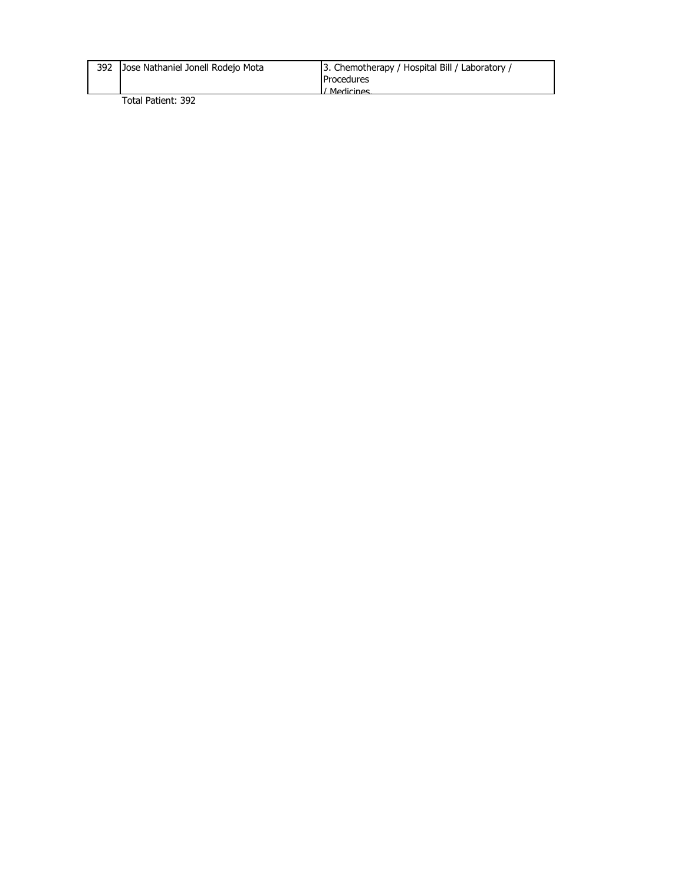| 392 | Jose Nathaniel Jonell Rodejo Mota | 3. Chemotherapy / Hospital Bill / Laboratory / Procedures / Medicines |
|---|---|---|

Total Patient: 392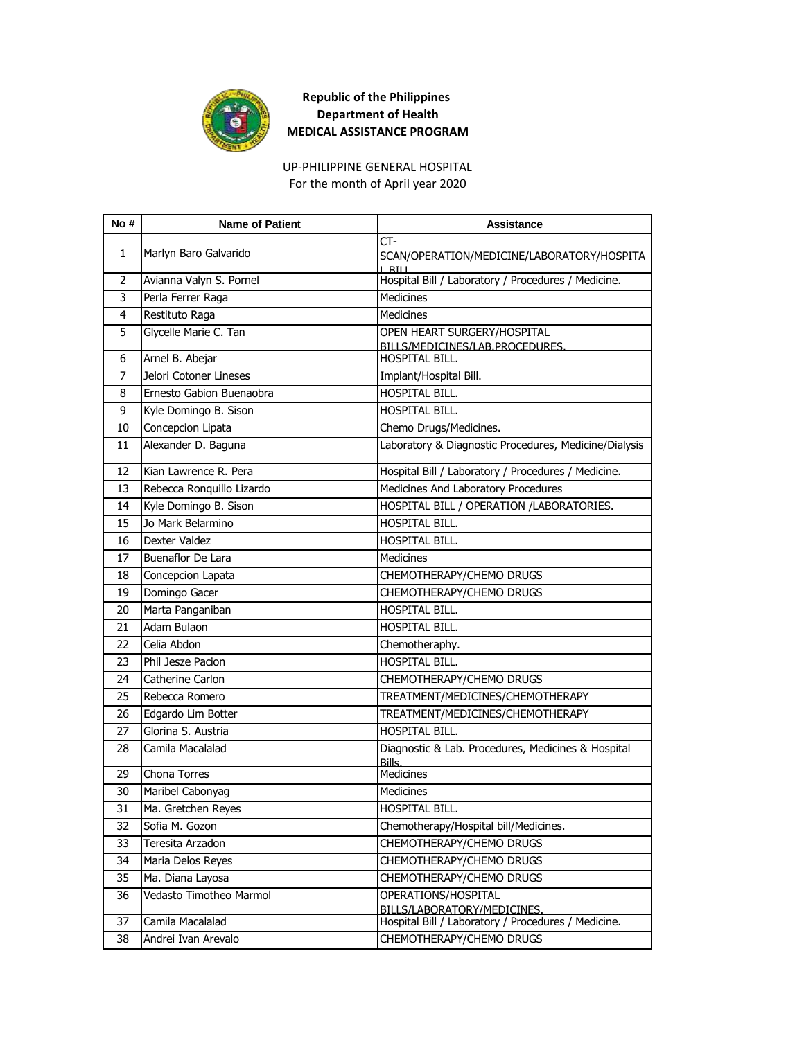**Republic of the Philippines**
**Department of Health**
**MEDICAL ASSISTANCE PROGRAM**

UP-PHILIPPINE GENERAL HOSPITAL
For the month of April year 2020

| No # | Name of Patient | Assistance |
|---|---|---|
| 1 | Marlyn Baro Galvarido | CT-SCAN/OPERATION/MEDICINE/LABORATORY/HOSPITAL BILL |
| 2 | Avianna Valyn S. Pornel | Hospital Bill / Laboratory / Procedures / Medicine. |
| 3 | Perla Ferrer Raga | Medicines |
| 4 | Restituto Raga | Medicines |
| 5 | Glycelle Marie C. Tan | OPEN HEART SURGERY/HOSPITAL BILLS/MEDICINES/LAB.PROCEDURES. |
| 6 | Arnel B. Abejar | HOSPITAL BILL. |
| 7 | Jelori Cotoner Lineses | Implant/Hospital Bill. |
| 8 | Ernesto Gabion Buenaobra | HOSPITAL BILL. |
| 9 | Kyle Domingo B. Sison | HOSPITAL BILL. |
| 10 | Concepcion Lipata | Chemo Drugs/Medicines. |
| 11 | Alexander D. Baguna | Laboratory & Diagnostic Procedures, Medicine/Dialysis |
| 12 | Kian Lawrence R. Pera | Hospital Bill / Laboratory / Procedures / Medicine. |
| 13 | Rebecca Ronquillo Lizardo | Medicines And Laboratory Procedures |
| 14 | Kyle Domingo B. Sison | HOSPITAL BILL / OPERATION /LABORATORIES. |
| 15 | Jo Mark Belarmino | HOSPITAL BILL. |
| 16 | Dexter Valdez | HOSPITAL BILL. |
| 17 | Buenaflor De Lara | Medicines |
| 18 | Concepcion Lapata | CHEMOTHERAPY/CHEMO DRUGS |
| 19 | Domingo Gacer | CHEMOTHERAPY/CHEMO DRUGS |
| 20 | Marta Panganiban | HOSPITAL BILL. |
| 21 | Adam Bulaon | HOSPITAL BILL. |
| 22 | Celia Abdon | Chemotheraphy. |
| 23 | Phil Jesze Pacion | HOSPITAL BILL. |
| 24 | Catherine Carlon | CHEMOTHERAPY/CHEMO DRUGS |
| 25 | Rebecca Romero | TREATMENT/MEDICINES/CHEMOTHERAPY |
| 26 | Edgardo Lim Botter | TREATMENT/MEDICINES/CHEMOTHERAPY |
| 27 | Glorina S. Austria | HOSPITAL BILL. |
| 28 | Camila Macalalad | Diagnostic & Lab. Procedures, Medicines & Hospital Bills. |
| 29 | Chona Torres | Medicines |
| 30 | Maribel Cabonyag | Medicines |
| 31 | Ma. Gretchen Reyes | HOSPITAL BILL. |
| 32 | Sofia M. Gozon | Chemotherapy/Hospital bill/Medicines. |
| 33 | Teresita Arzadon | CHEMOTHERAPY/CHEMO DRUGS |
| 34 | Maria Delos Reyes | CHEMOTHERAPY/CHEMO DRUGS |
| 35 | Ma. Diana Layosa | CHEMOTHERAPY/CHEMO DRUGS |
| 36 | Vedasto Timotheo Marmol | OPERATIONS/HOSPITAL BILLS/LABORATORY/MEDICINES. |
| 37 | Camila Macalalad | Hospital Bill / Laboratory / Procedures / Medicine. |
| 38 | Andrei Ivan Arevalo | CHEMOTHERAPY/CHEMO DRUGS |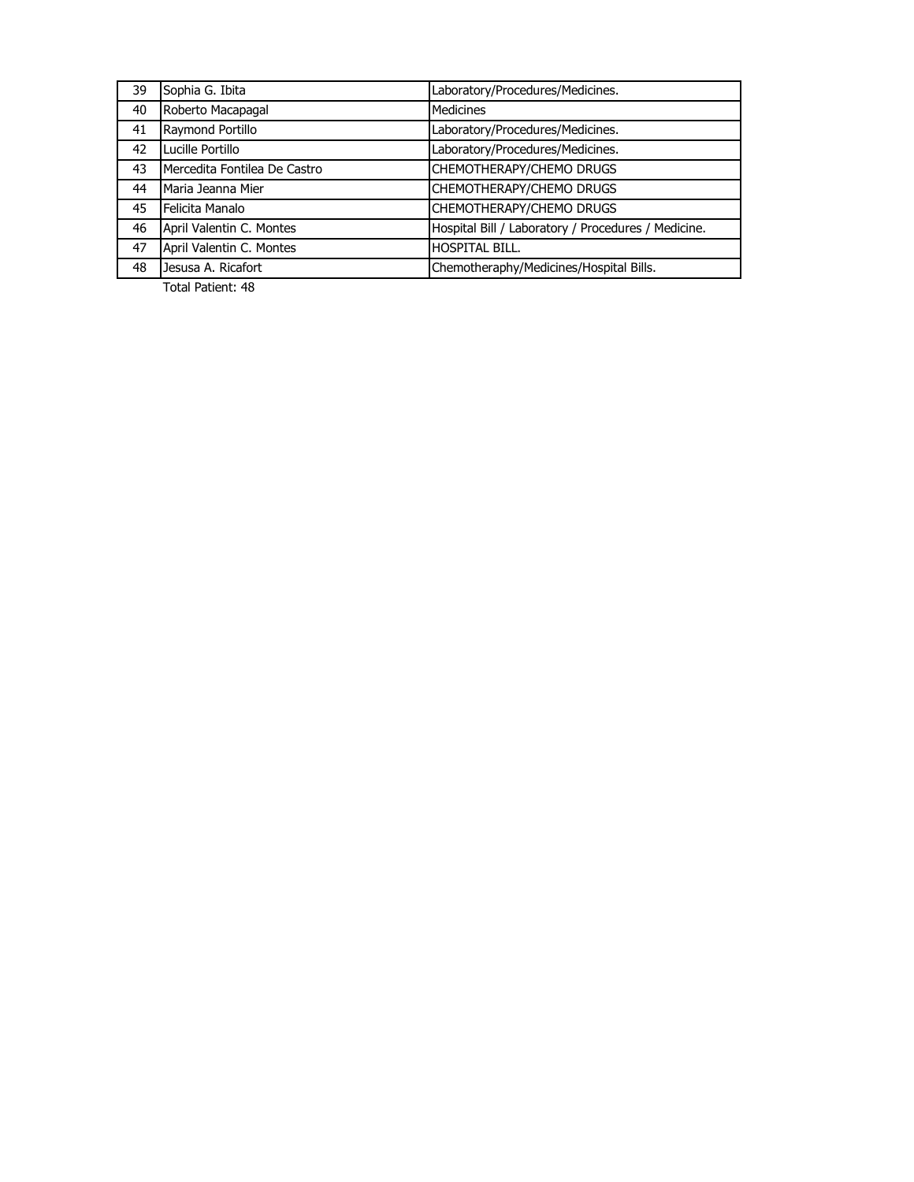| | | |
|---|---|---|
| 39 | Sophia G. Ibita | Laboratory/Procedures/Medicines. |
| 40 | Roberto Macapagal | Medicines |
| 41 | Raymond Portillo | Laboratory/Procedures/Medicines. |
| 42 | Lucille Portillo | Laboratory/Procedures/Medicines. |
| 43 | Mercedita Fontilea De Castro | CHEMOTHERAPY/CHEMO DRUGS |
| 44 | Maria Jeanna Mier | CHEMOTHERAPY/CHEMO DRUGS |
| 45 | Felicita Manalo | CHEMOTHERAPY/CHEMO DRUGS |
| 46 | April Valentin C. Montes | Hospital Bill / Laboratory / Procedures / Medicine. |
| 47 | April Valentin C. Montes | HOSPITAL BILL. |
| 48 | Jesusa A. Ricafort | Chemotheraphy/Medicines/Hospital Bills. |

Total Patient: 48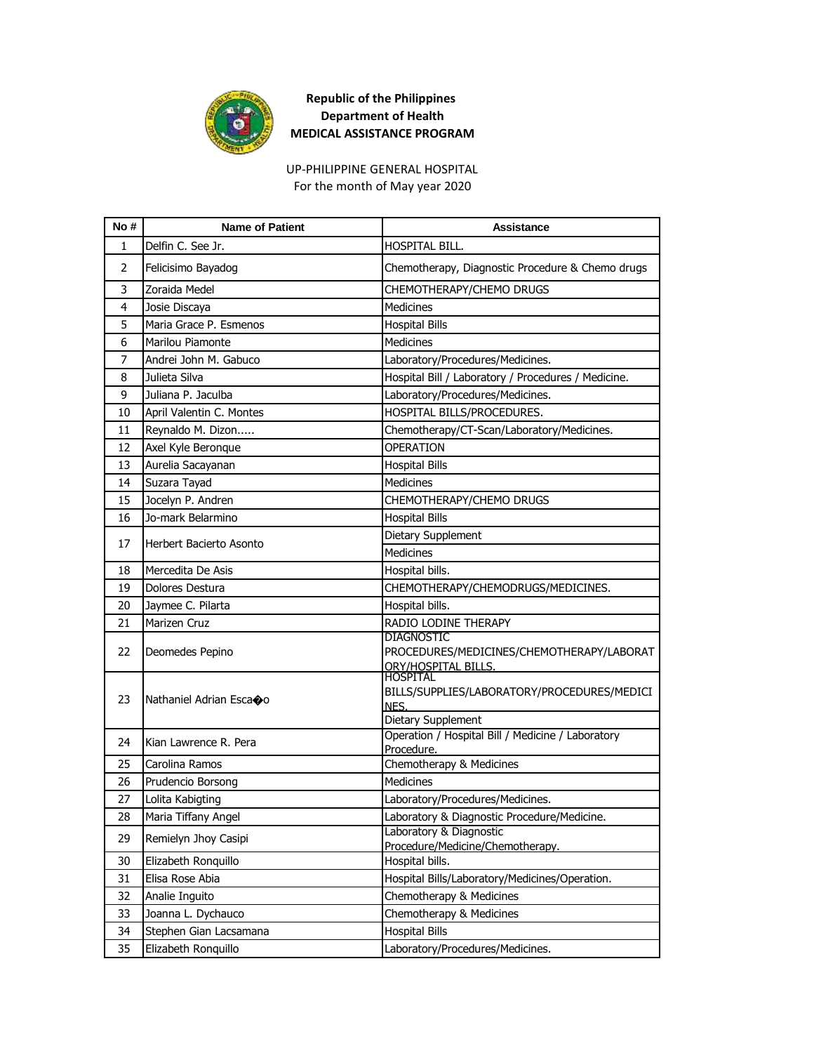**Republic of the Philippines**
**Department of Health**
**MEDICAL ASSISTANCE PROGRAM**

UP-PHILIPPINE GENERAL HOSPITAL
For the month of May year 2020

| No # | Name of Patient | Assistance |
|---|---|---|
| 1 | Delfin C. See Jr. | HOSPITAL BILL. |
| 2 | Felicisimo Bayadog | Chemotherapy, Diagnostic Procedure & Chemo drugs |
| 3 | Zoraida Medel | CHEMOTHERAPY/CHEMO DRUGS |
| 4 | Josie Discaya | Medicines |
| 5 | Maria Grace P. Esmenos | Hospital Bills |
| 6 | Marilou Piamonte | Medicines |
| 7 | Andrei John M. Gabuco | Laboratory/Procedures/Medicines. |
| 8 | Julieta Silva | Hospital Bill / Laboratory / Procedures / Medicine. |
| 9 | Juliana P. Jaculba | Laboratory/Procedures/Medicines. |
| 10 | April Valentin C. Montes | HOSPITAL BILLS/PROCEDURES. |
| 11 | Reynaldo M. Dizon..... | Chemotherapy/CT-Scan/Laboratory/Medicines. |
| 12 | Axel Kyle Beronque | OPERATION |
| 13 | Aurelia Sacayanan | Hospital Bills |
| 14 | Suzara Tayad | Medicines |
| 15 | Jocelyn P. Andren | CHEMOTHERAPY/CHEMO DRUGS |
| 16 | Jo-mark Belarmino | Hospital Bills |
| 17 | Herbert Bacierto Asonto | Dietary Supplement |
| | | Medicines |
| 18 | Mercedita De Asis | Hospital bills. |
| 19 | Dolores Destura | CHEMOTHERAPY/CHEMODRUGS/MEDICINES. |
| 20 | Jaymee C. Pilarta | Hospital bills. |
| 21 | Marizen Cruz | RADIO LODINE THERAPY |
| 22 | Deomedes Pepino | DIAGNOSTIC PROCEDURES/MEDICINES/CHEMOTHERAPY/LABORATORY/HOSPITAL BILLS. |
| 23 | Nathaniel Adrian Esca�o | HOSPITAL BILLS/SUPPLIES/LABORATORY/PROCEDURES/MEDICINES. |
| | | Dietary Supplement |
| 24 | Kian Lawrence R. Pera | Operation / Hospital Bill / Medicine / Laboratory Procedure. |
| 25 | Carolina Ramos | Chemotherapy & Medicines |
| 26 | Prudencio Borsong | Medicines |
| 27 | Lolita Kabigting | Laboratory/Procedures/Medicines. |
| 28 | Maria Tiffany Angel | Laboratory & Diagnostic Procedure/Medicine. |
| 29 | Remielyn Jhoy Casipi | Laboratory & Diagnostic Procedure/Medicine/Chemotherapy. |
| 30 | Elizabeth Ronquillo | Hospital bills. |
| 31 | Elisa Rose Abia | Hospital Bills/Laboratory/Medicines/Operation. |
| 32 | Analie Inguito | Chemotherapy & Medicines |
| 33 | Joanna L. Dychauco | Chemotherapy & Medicines |
| 34 | Stephen Gian Lacsamana | Hospital Bills |
| 35 | Elizabeth Ronquillo | Laboratory/Procedures/Medicines. |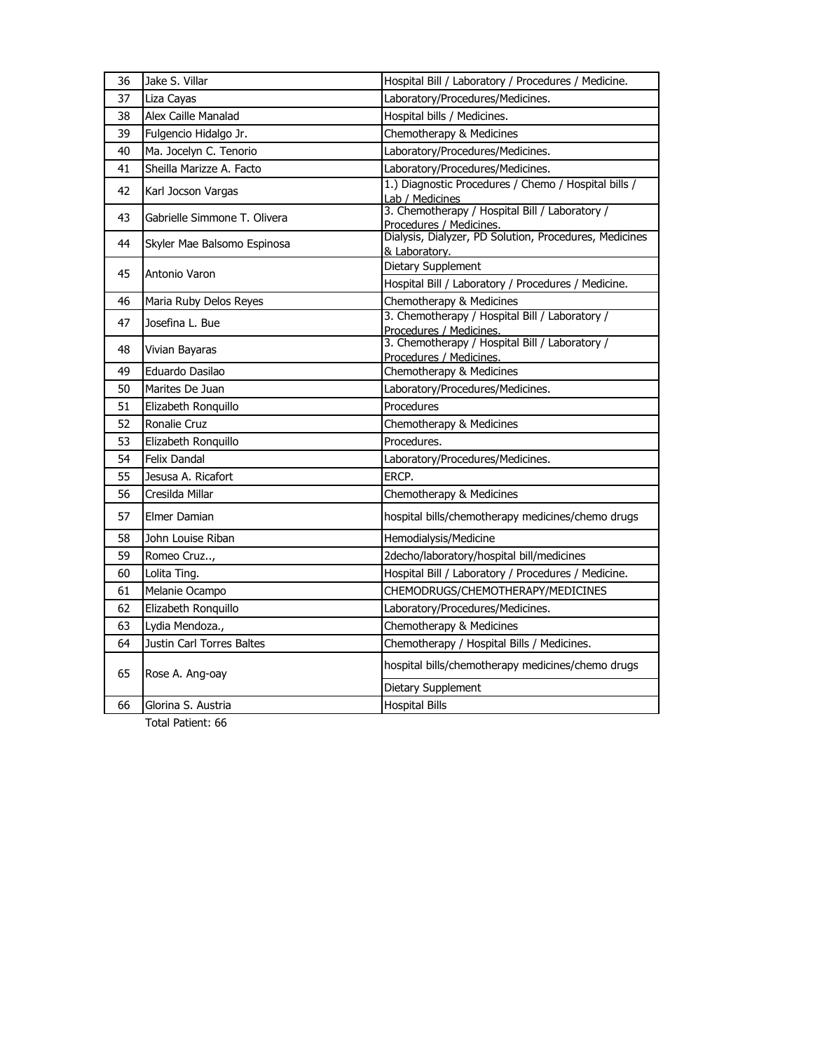| | | |
|---|---|---|
| 36 | Jake S. Villar | Hospital Bill / Laboratory / Procedures / Medicine. |
| 37 | Liza Cayas | Laboratory/Procedures/Medicines. |
| 38 | Alex Caille Manalad | Hospital bills / Medicines. |
| 39 | Fulgencio Hidalgo Jr. | Chemotherapy & Medicines |
| 40 | Ma. Jocelyn C. Tenorio | Laboratory/Procedures/Medicines. |
| 41 | Sheilla Marizze A. Facto | Laboratory/Procedures/Medicines. |
| 42 | Karl Jocson Vargas | 1.) Diagnostic Procedures / Chemo / Hospital bills / Lab / Medicines |
| 43 | Gabrielle Simmone T. Olivera | 3. Chemotherapy / Hospital Bill / Laboratory / Procedures / Medicines. |
| 44 | Skyler Mae Balsomo Espinosa | Dialysis, Dialyzer, PD Solution, Procedures, Medicines & Laboratory. |
| 45 | Antonio Varon | Dietary Supplement |
| | | Hospital Bill / Laboratory / Procedures / Medicine. |
| 46 | Maria Ruby Delos Reyes | Chemotherapy & Medicines |
| 47 | Josefina L. Bue | 3. Chemotherapy / Hospital Bill / Laboratory / Procedures / Medicines. |
| 48 | Vivian Bayaras | 3. Chemotherapy / Hospital Bill / Laboratory / Procedures / Medicines. |
| 49 | Eduardo Dasilao | Chemotherapy & Medicines |
| 50 | Marites De Juan | Laboratory/Procedures/Medicines. |
| 51 | Elizabeth Ronquillo | Procedures |
| 52 | Ronalie Cruz | Chemotherapy & Medicines |
| 53 | Elizabeth Ronquillo | Procedures. |
| 54 | Felix Dandal | Laboratory/Procedures/Medicines. |
| 55 | Jesusa A. Ricafort | ERCP. |
| 56 | Cresilda Millar | Chemotherapy & Medicines |
| 57 | Elmer Damian | hospital bills/chemotherapy medicines/chemo drugs |
| 58 | John Louise Riban | Hemodialysis/Medicine |
| 59 | Romeo Cruz.., | 2decho/laboratory/hospital bill/medicines |
| 60 | Lolita Ting. | Hospital Bill / Laboratory / Procedures / Medicine. |
| 61 | Melanie Ocampo | CHEMODRUGS/CHEMOTHERAPY/MEDICINES |
| 62 | Elizabeth Ronquillo | Laboratory/Procedures/Medicines. |
| 63 | Lydia Mendoza., | Chemotherapy & Medicines |
| 64 | Justin Carl Torres Baltes | Chemotherapy / Hospital Bills / Medicines. |
| 65 | Rose A. Ang-oay | hospital bills/chemotherapy medicines/chemo drugs |
| | | Dietary Supplement |
| 66 | Glorina S. Austria | Hospital Bills |

Total Patient: 66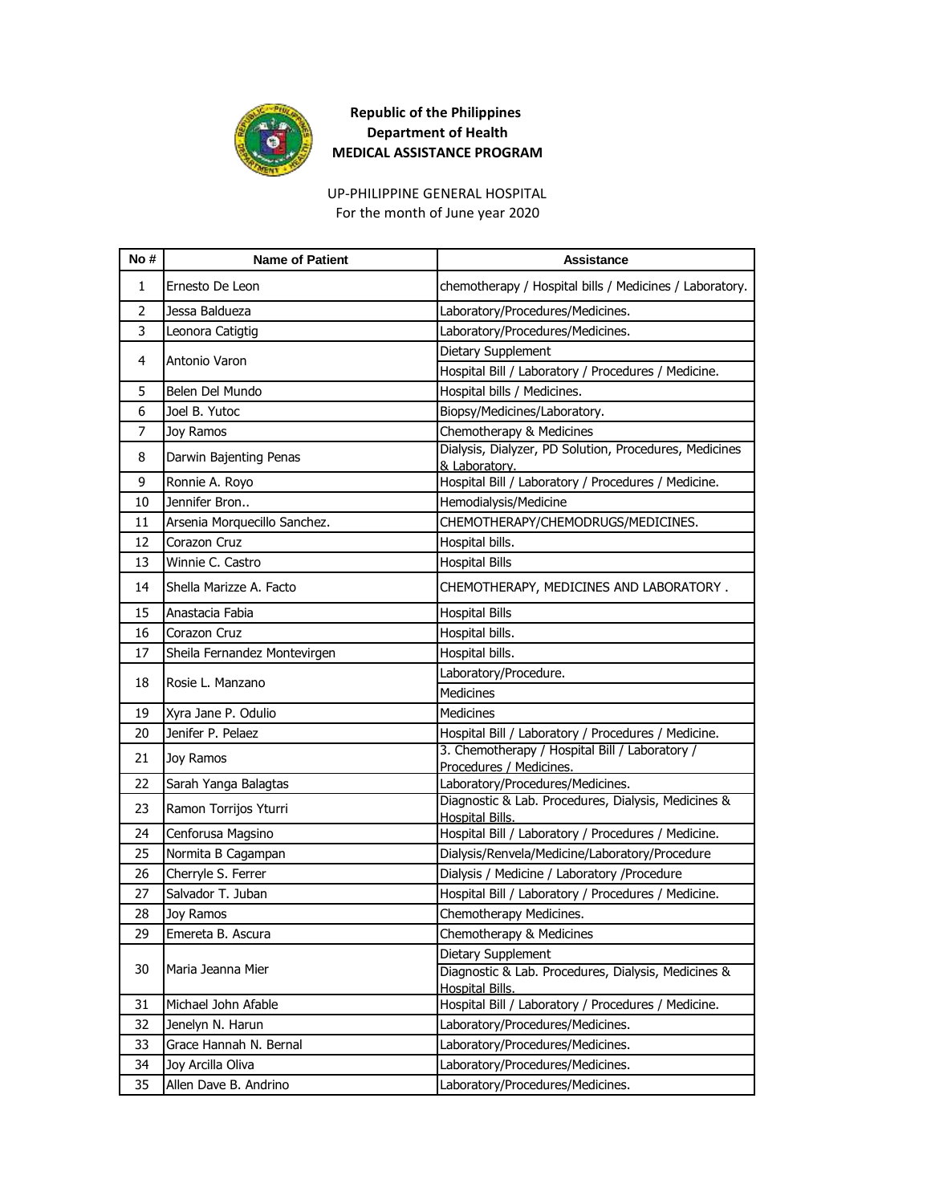**Republic of the Philippines**
**Department of Health**
**MEDICAL ASSISTANCE PROGRAM**

UP-PHILIPPINE GENERAL HOSPITAL
For the month of June year 2020

| No # | Name of Patient | Assistance |
|---|---|---|
| 1 | Ernesto De Leon | chemotherapy / Hospital bills / Medicines / Laboratory. |
| 2 | Jessa Baldueza | Laboratory/Procedures/Medicines. |
| 3 | Leonora Catigtig | Laboratory/Procedures/Medicines. |
| 4 | Antonio Varon | Dietary Supplement |
| | | Hospital Bill / Laboratory / Procedures / Medicine. |
| 5 | Belen Del Mundo | Hospital bills / Medicines. |
| 6 | Joel B. Yutoc | Biopsy/Medicines/Laboratory. |
| 7 | Joy Ramos | Chemotherapy & Medicines |
| 8 | Darwin Bajenting Penas | Dialysis, Dialyzer, PD Solution, Procedures, Medicines & Laboratory. |
| 9 | Ronnie A. Royo | Hospital Bill / Laboratory / Procedures / Medicine. |
| 10 | Jennifer Bron.. | Hemodialysis/Medicine |
| 11 | Arsenia Morquecillo Sanchez. | CHEMOTHERAPY/CHEMODRUGS/MEDICINES. |
| 12 | Corazon Cruz | Hospital bills. |
| 13 | Winnie C. Castro | Hospital Bills |
| 14 | Shella Marizze A. Facto | CHEMOTHERAPY, MEDICINES AND LABORATORY . |
| 15 | Anastacia Fabia | Hospital Bills |
| 16 | Corazon Cruz | Hospital bills. |
| 17 | Sheila Fernandez Montevirgen | Hospital bills. |
| 18 | Rosie L. Manzano | Laboratory/Procedure. |
| | | Medicines |
| 19 | Xyra Jane P. Odulio | Medicines |
| 20 | Jenifer P. Pelaez | Hospital Bill / Laboratory / Procedures / Medicine. |
| 21 | Joy Ramos | 3. Chemotherapy / Hospital Bill / Laboratory / Procedures / Medicines. |
| 22 | Sarah Yanga Balagtas | Laboratory/Procedures/Medicines. |
| 23 | Ramon Torrijos Yturri | Diagnostic & Lab. Procedures, Dialysis, Medicines & Hospital Bills. |
| 24 | Cenforusa Magsino | Hospital Bill / Laboratory / Procedures / Medicine. |
| 25 | Normita B Cagampan | Dialysis/Renvela/Medicine/Laboratory/Procedure |
| 26 | Cherryle S. Ferrer | Dialysis / Medicine / Laboratory /Procedure |
| 27 | Salvador T. Juban | Hospital Bill / Laboratory / Procedures / Medicine. |
| 28 | Joy Ramos | Chemotherapy Medicines. |
| 29 | Emereta B. Ascura | Chemotherapy & Medicines |
| 30 | Maria Jeanna Mier | Dietary Supplement |
| | | Diagnostic & Lab. Procedures, Dialysis, Medicines & Hospital Bills. |
| 31 | Michael John Afable | Hospital Bill / Laboratory / Procedures / Medicine. |
| 32 | Jenelyn N. Harun | Laboratory/Procedures/Medicines. |
| 33 | Grace Hannah N. Bernal | Laboratory/Procedures/Medicines. |
| 34 | Joy Arcilla Oliva | Laboratory/Procedures/Medicines. |
| 35 | Allen Dave B. Andrino | Laboratory/Procedures/Medicines. |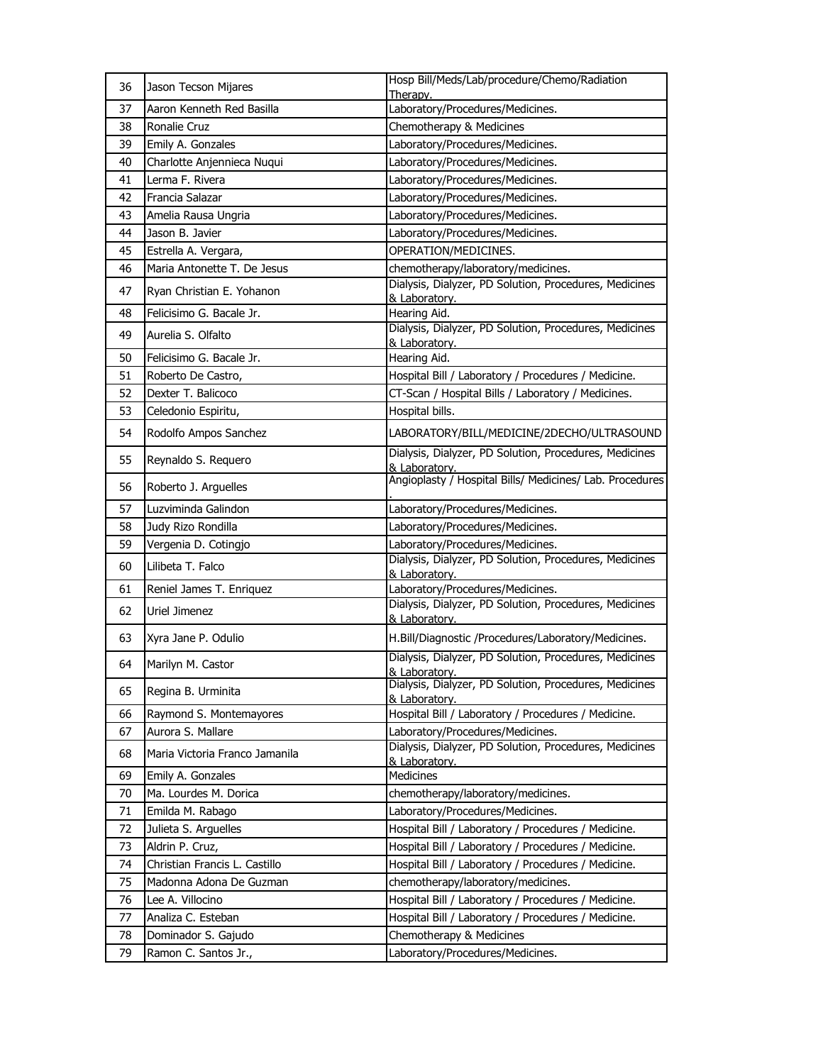| 36 | Jason Tecson Mijares | Hosp Bill/Meds/Lab/procedure/Chemo/Radiation Therapy. |
|---|---|---|
| 37 | Aaron Kenneth Red Basilla | Laboratory/Procedures/Medicines. |
| 38 | Ronalie Cruz | Chemotherapy & Medicines |
| 39 | Emily A. Gonzales | Laboratory/Procedures/Medicines. |
| 40 | Charlotte Anjennieca Nuqui | Laboratory/Procedures/Medicines. |
| 41 | Lerma F. Rivera | Laboratory/Procedures/Medicines. |
| 42 | Francia Salazar | Laboratory/Procedures/Medicines. |
| 43 | Amelia Rausa Ungria | Laboratory/Procedures/Medicines. |
| 44 | Jason B. Javier | Laboratory/Procedures/Medicines. |
| 45 | Estrella A. Vergara, | OPERATION/MEDICINES. |
| 46 | Maria Antonette T. De Jesus | chemotherapy/laboratory/medicines. |
| 47 | Ryan Christian E. Yohanon | Dialysis, Dialyzer, PD Solution, Procedures, Medicines & Laboratory. |
| 48 | Felicisimo G. Bacale Jr. | Hearing Aid. |
| 49 | Aurelia S. Olfalto | Dialysis, Dialyzer, PD Solution, Procedures, Medicines & Laboratory. |
| 50 | Felicisimo G. Bacale Jr. | Hearing Aid. |
| 51 | Roberto De Castro, | Hospital Bill / Laboratory / Procedures / Medicine. |
| 52 | Dexter T. Balicoco | CT-Scan / Hospital Bills / Laboratory / Medicines. |
| 53 | Celedonio Espiritu, | Hospital bills. |
| 54 | Rodolfo Ampos Sanchez | LABORATORY/BILL/MEDICINE/2DECHO/ULTRASOUND |
| 55 | Reynaldo S. Requero | Dialysis, Dialyzer, PD Solution, Procedures, Medicines & Laboratory. |
| 56 | Roberto J. Arguelles | Angioplasty / Hospital Bills/ Medicines/ Lab. Procedures . |
| 57 | Luzviminda Galindon | Laboratory/Procedures/Medicines. |
| 58 | Judy Rizo Rondilla | Laboratory/Procedures/Medicines. |
| 59 | Vergenia D. Cotingjo | Laboratory/Procedures/Medicines. |
| 60 | Lilibeta T. Falco | Dialysis, Dialyzer, PD Solution, Procedures, Medicines & Laboratory. |
| 61 | Reniel James T. Enriquez | Laboratory/Procedures/Medicines. |
| 62 | Uriel Jimenez | Dialysis, Dialyzer, PD Solution, Procedures, Medicines & Laboratory. |
| 63 | Xyra Jane P. Odulio | H.Bill/Diagnostic /Procedures/Laboratory/Medicines. |
| 64 | Marilyn M. Castor | Dialysis, Dialyzer, PD Solution, Procedures, Medicines & Laboratory. |
| 65 | Regina B. Urminita | Dialysis, Dialyzer, PD Solution, Procedures, Medicines & Laboratory. |
| 66 | Raymond S. Montemayores | Hospital Bill / Laboratory / Procedures / Medicine. |
| 67 | Aurora S. Mallare | Laboratory/Procedures/Medicines. |
| 68 | Maria Victoria Franco Jamanila | Dialysis, Dialyzer, PD Solution, Procedures, Medicines & Laboratory. |
| 69 | Emily A. Gonzales | Medicines |
| 70 | Ma. Lourdes M. Dorica | chemotherapy/laboratory/medicines. |
| 71 | Emilda M. Rabago | Laboratory/Procedures/Medicines. |
| 72 | Julieta S. Arguelles | Hospital Bill / Laboratory / Procedures / Medicine. |
| 73 | Aldrin P. Cruz, | Hospital Bill / Laboratory / Procedures / Medicine. |
| 74 | Christian Francis L. Castillo | Hospital Bill / Laboratory / Procedures / Medicine. |
| 75 | Madonna Adona De Guzman | chemotherapy/laboratory/medicines. |
| 76 | Lee A. Villocino | Hospital Bill / Laboratory / Procedures / Medicine. |
| 77 | Analiza C. Esteban | Hospital Bill / Laboratory / Procedures / Medicine. |
| 78 | Dominador S. Gajudo | Chemotherapy & Medicines |
| 79 | Ramon C. Santos Jr., | Laboratory/Procedures/Medicines. |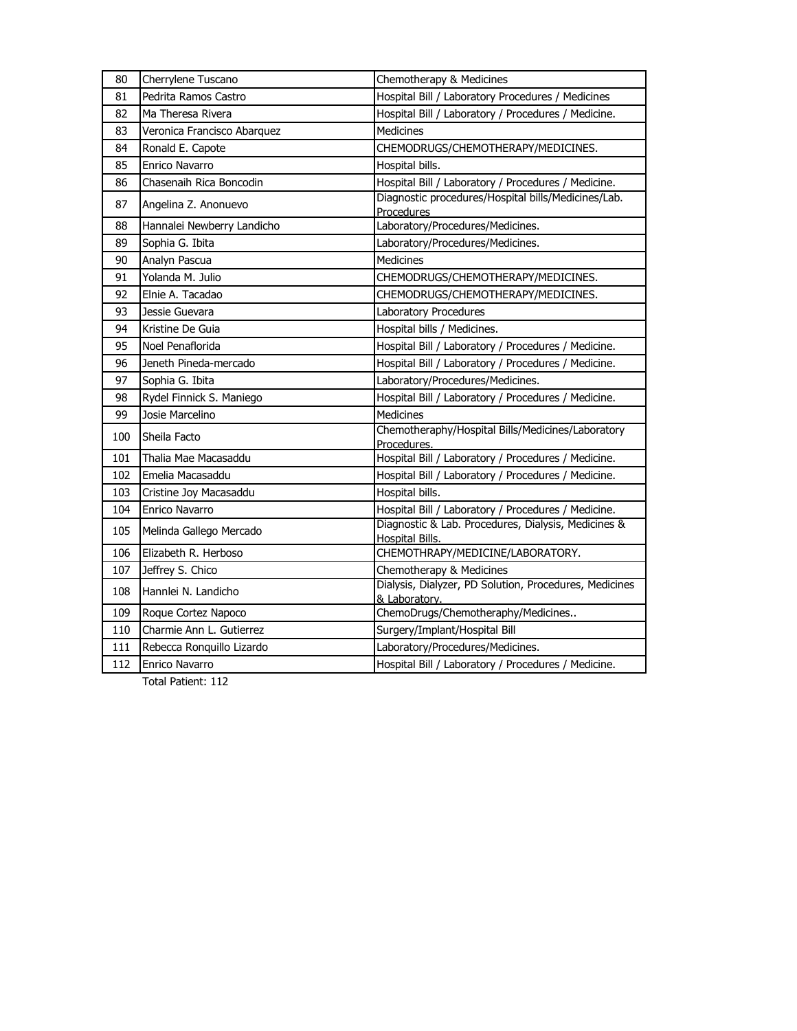| 80 | Cherrylene Tuscano | Chemotherapy & Medicines |
|---|---|---|
| 81 | Pedrita Ramos Castro | Hospital Bill / Laboratory Procedures / Medicines |
| 82 | Ma Theresa Rivera | Hospital Bill / Laboratory / Procedures / Medicine. |
| 83 | Veronica Francisco Abarquez | Medicines |
| 84 | Ronald E. Capote | CHEMODRUGS/CHEMOTHERAPY/MEDICINES. |
| 85 | Enrico Navarro | Hospital bills. |
| 86 | Chasenaih Rica Boncodin | Hospital Bill / Laboratory / Procedures / Medicine. |
| 87 | Angelina Z. Anonuevo | Diagnostic procedures/Hospital bills/Medicines/Lab. Procedures |
| 88 | Hannalei Newberry Landicho | Laboratory/Procedures/Medicines. |
| 89 | Sophia G. Ibita | Laboratory/Procedures/Medicines. |
| 90 | Analyn Pascua | Medicines |
| 91 | Yolanda M. Julio | CHEMODRUGS/CHEMOTHERAPY/MEDICINES. |
| 92 | Elnie A. Tacadao | CHEMODRUGS/CHEMOTHERAPY/MEDICINES. |
| 93 | Jessie Guevara | Laboratory Procedures |
| 94 | Kristine De Guia | Hospital bills / Medicines. |
| 95 | Noel Penaflorida | Hospital Bill / Laboratory / Procedures / Medicine. |
| 96 | Jeneth Pineda-mercado | Hospital Bill / Laboratory / Procedures / Medicine. |
| 97 | Sophia G. Ibita | Laboratory/Procedures/Medicines. |
| 98 | Rydel Finnick S. Maniego | Hospital Bill / Laboratory / Procedures / Medicine. |
| 99 | Josie Marcelino | Medicines |
| 100 | Sheila Facto | Chemotheraphy/Hospital Bills/Medicines/Laboratory Procedures. |
| 101 | Thalia Mae Macasaddu | Hospital Bill / Laboratory / Procedures / Medicine. |
| 102 | Emelia Macasaddu | Hospital Bill / Laboratory / Procedures / Medicine. |
| 103 | Cristine Joy Macasaddu | Hospital bills. |
| 104 | Enrico Navarro | Hospital Bill / Laboratory / Procedures / Medicine. |
| 105 | Melinda Gallego Mercado | Diagnostic & Lab. Procedures, Dialysis, Medicines & Hospital Bills. |
| 106 | Elizabeth R. Herboso | CHEMOTHRAPY/MEDICINE/LABORATORY. |
| 107 | Jeffrey S. Chico | Chemotherapy & Medicines |
| 108 | Hannlei N. Landicho | Dialysis, Dialyzer, PD Solution, Procedures, Medicines & Laboratory. |
| 109 | Roque Cortez Napoco | ChemoDrugs/Chemotheraphy/Medicines.. |
| 110 | Charmie Ann L. Gutierrez | Surgery/Implant/Hospital Bill |
| 111 | Rebecca Ronquillo Lizardo | Laboratory/Procedures/Medicines. |
| 112 | Enrico Navarro | Hospital Bill / Laboratory / Procedures / Medicine. |

Total Patient: 112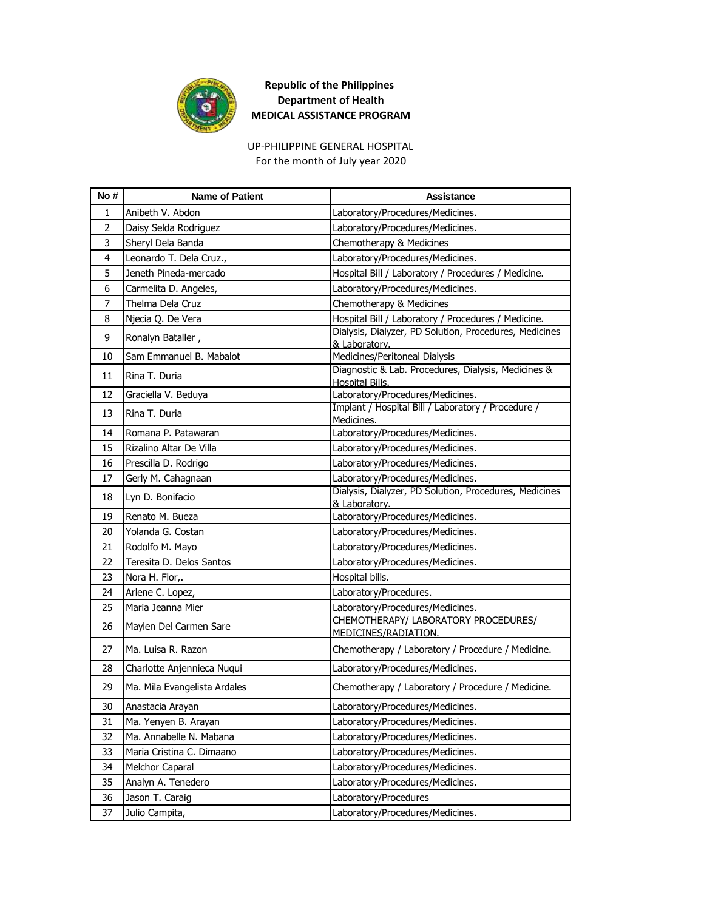**Republic of the Philippines**
**Department of Health**
**MEDICAL ASSISTANCE PROGRAM**

UP-PHILIPPINE GENERAL HOSPITAL
For the month of July year 2020

| No # | Name of Patient | Assistance |
|---|---|---|
| 1 | Anibeth V. Abdon | Laboratory/Procedures/Medicines. |
| 2 | Daisy Selda Rodriguez | Laboratory/Procedures/Medicines. |
| 3 | Sheryl Dela Banda | Chemotherapy & Medicines |
| 4 | Leonardo T. Dela Cruz., | Laboratory/Procedures/Medicines. |
| 5 | Jeneth Pineda-mercado | Hospital Bill / Laboratory / Procedures / Medicine. |
| 6 | Carmelita D. Angeles, | Laboratory/Procedures/Medicines. |
| 7 | Thelma Dela Cruz | Chemotherapy & Medicines |
| 8 | Njecia Q. De Vera | Hospital Bill / Laboratory / Procedures / Medicine. |
| 9 | Ronalyn Bataller , | Dialysis, Dialyzer, PD Solution, Procedures, Medicines & Laboratory. |
| 10 | Sam Emmanuel B. Mabalot | Medicines/Peritoneal Dialysis |
| 11 | Rina T. Duria | Diagnostic & Lab. Procedures, Dialysis, Medicines & Hospital Bills. |
| 12 | Graciella V. Beduya | Laboratory/Procedures/Medicines. |
| 13 | Rina T. Duria | Implant / Hospital Bill / Laboratory / Procedure / Medicines. |
| 14 | Romana P. Patawaran | Laboratory/Procedures/Medicines. |
| 15 | Rizalino Altar De Villa | Laboratory/Procedures/Medicines. |
| 16 | Prescilla D. Rodrigo | Laboratory/Procedures/Medicines. |
| 17 | Gerly M. Cahagnaan | Laboratory/Procedures/Medicines. |
| 18 | Lyn D. Bonifacio | Dialysis, Dialyzer, PD Solution, Procedures, Medicines & Laboratory. |
| 19 | Renato M. Bueza | Laboratory/Procedures/Medicines. |
| 20 | Yolanda G. Costan | Laboratory/Procedures/Medicines. |
| 21 | Rodolfo M. Mayo | Laboratory/Procedures/Medicines. |
| 22 | Teresita D. Delos Santos | Laboratory/Procedures/Medicines. |
| 23 | Nora H. Flor,. | Hospital bills. |
| 24 | Arlene C. Lopez, | Laboratory/Procedures. |
| 25 | Maria Jeanna Mier | Laboratory/Procedures/Medicines. |
| 26 | Maylen Del Carmen Sare | CHEMOTHERAPY/ LABORATORY PROCEDURES/ MEDICINES/RADIATION. |
| 27 | Ma. Luisa R. Razon | Chemotherapy / Laboratory / Procedure / Medicine. |
| 28 | Charlotte Anjennieca Nuqui | Laboratory/Procedures/Medicines. |
| 29 | Ma. Mila Evangelista Ardales | Chemotherapy / Laboratory / Procedure / Medicine. |
| 30 | Anastacia Arayan | Laboratory/Procedures/Medicines. |
| 31 | Ma. Yenyen B. Arayan | Laboratory/Procedures/Medicines. |
| 32 | Ma. Annabelle N. Mabana | Laboratory/Procedures/Medicines. |
| 33 | Maria Cristina C. Dimaano | Laboratory/Procedures/Medicines. |
| 34 | Melchor Caparal | Laboratory/Procedures/Medicines. |
| 35 | Analyn A. Tenedero | Laboratory/Procedures/Medicines. |
| 36 | Jason T. Caraig | Laboratory/Procedures |
| 37 | Julio Campita, | Laboratory/Procedures/Medicines. |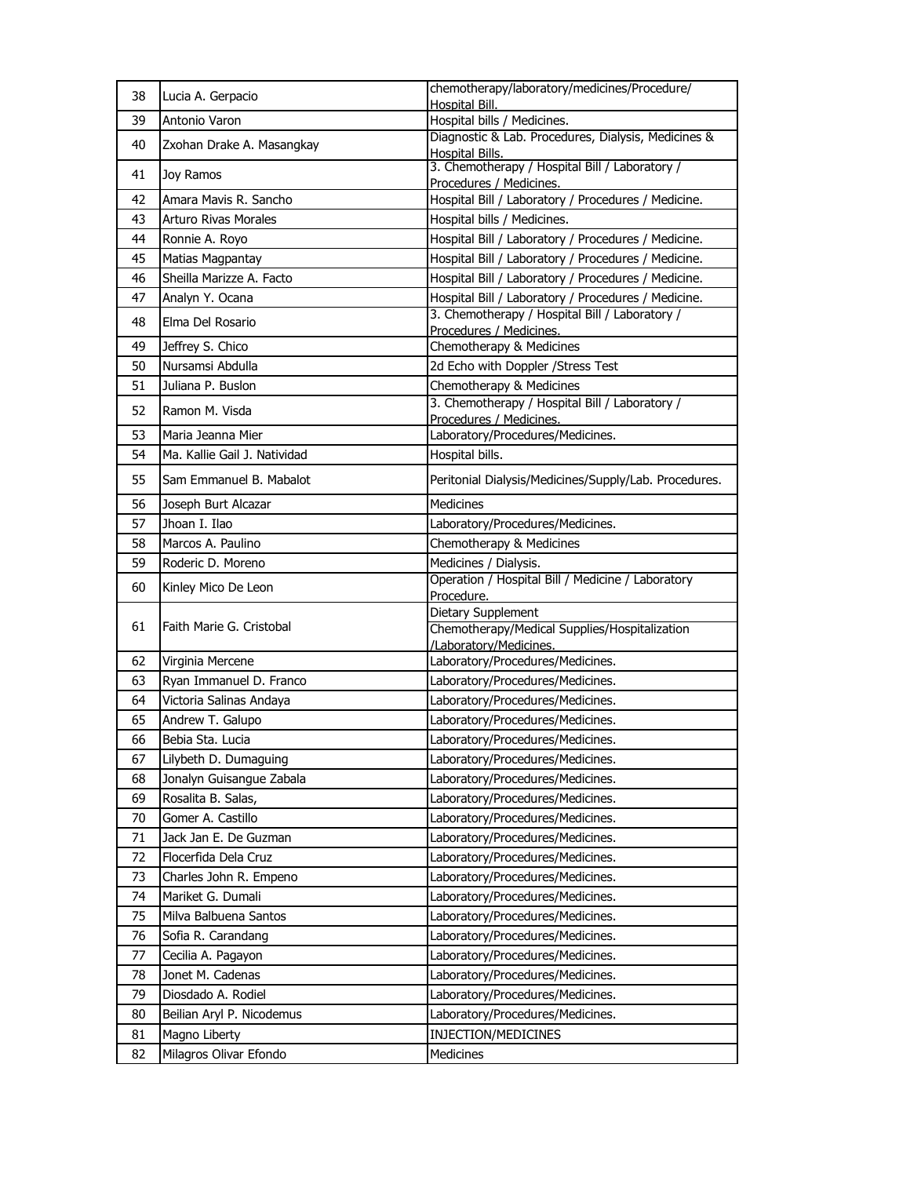| 38 | Lucia A. Gerpacio | chemotherapy/laboratory/medicines/Procedure/ Hospital Bill. |
|---|---|---|
| 39 | Antonio Varon | Hospital bills / Medicines. |
| 40 | Zxohan Drake A. Masangkay | Diagnostic & Lab. Procedures, Dialysis, Medicines & Hospital Bills. |
| 41 | Joy Ramos | 3. Chemotherapy / Hospital Bill / Laboratory / Procedures / Medicines. |
| 42 | Amara Mavis R. Sancho | Hospital Bill / Laboratory / Procedures / Medicine. |
| 43 | Arturo Rivas Morales | Hospital bills / Medicines. |
| 44 | Ronnie A. Royo | Hospital Bill / Laboratory / Procedures / Medicine. |
| 45 | Matias Magpantay | Hospital Bill / Laboratory / Procedures / Medicine. |
| 46 | Sheilla Marizze A. Facto | Hospital Bill / Laboratory / Procedures / Medicine. |
| 47 | Analyn Y. Ocana | Hospital Bill / Laboratory / Procedures / Medicine. |
| 48 | Elma Del Rosario | 3. Chemotherapy / Hospital Bill / Laboratory / Procedures / Medicines. |
| 49 | Jeffrey S. Chico | Chemotherapy & Medicines |
| 50 | Nursamsi Abdulla | 2d Echo with Doppler /Stress Test |
| 51 | Juliana P. Buslon | Chemotherapy & Medicines |
| 52 | Ramon M. Visda | 3. Chemotherapy / Hospital Bill / Laboratory / Procedures / Medicines. |
| 53 | Maria Jeanna Mier | Laboratory/Procedures/Medicines. |
| 54 | Ma. Kallie Gail J. Natividad | Hospital bills. |
| 55 | Sam Emmanuel B. Mabalot | Peritonial Dialysis/Medicines/Supply/Lab. Procedures. |
| 56 | Joseph Burt Alcazar | Medicines |
| 57 | Jhoan I. Ilao | Laboratory/Procedures/Medicines. |
| 58 | Marcos A. Paulino | Chemotherapy & Medicines |
| 59 | Roderic D. Moreno | Medicines / Dialysis. |
| 60 | Kinley Mico De Leon | Operation / Hospital Bill / Medicine / Laboratory Procedure. |
| 61 | Faith Marie G. Cristobal | Dietary Supplement Chemotherapy/Medical Supplies/Hospitalization /Laboratory/Medicines. |
| 62 | Virginia Mercene | Laboratory/Procedures/Medicines. |
| 63 | Ryan Immanuel D. Franco | Laboratory/Procedures/Medicines. |
| 64 | Victoria Salinas Andaya | Laboratory/Procedures/Medicines. |
| 65 | Andrew T. Galupo | Laboratory/Procedures/Medicines. |
| 66 | Bebia Sta. Lucia | Laboratory/Procedures/Medicines. |
| 67 | Lilybeth D. Dumaguing | Laboratory/Procedures/Medicines. |
| 68 | Jonalyn Guisangue Zabala | Laboratory/Procedures/Medicines. |
| 69 | Rosalita B. Salas, | Laboratory/Procedures/Medicines. |
| 70 | Gomer A. Castillo | Laboratory/Procedures/Medicines. |
| 71 | Jack Jan E. De Guzman | Laboratory/Procedures/Medicines. |
| 72 | Flocerfida Dela Cruz | Laboratory/Procedures/Medicines. |
| 73 | Charles John R. Empeno | Laboratory/Procedures/Medicines. |
| 74 | Mariket G. Dumali | Laboratory/Procedures/Medicines. |
| 75 | Milva Balbuena Santos | Laboratory/Procedures/Medicines. |
| 76 | Sofia R. Carandang | Laboratory/Procedures/Medicines. |
| 77 | Cecilia A. Pagayon | Laboratory/Procedures/Medicines. |
| 78 | Jonet M. Cadenas | Laboratory/Procedures/Medicines. |
| 79 | Diosdado A. Rodiel | Laboratory/Procedures/Medicines. |
| 80 | Beilian Aryl P. Nicodemus | Laboratory/Procedures/Medicines. |
| 81 | Magno Liberty | INJECTION/MEDICINES |
| 82 | Milagros Olivar Efondo | Medicines |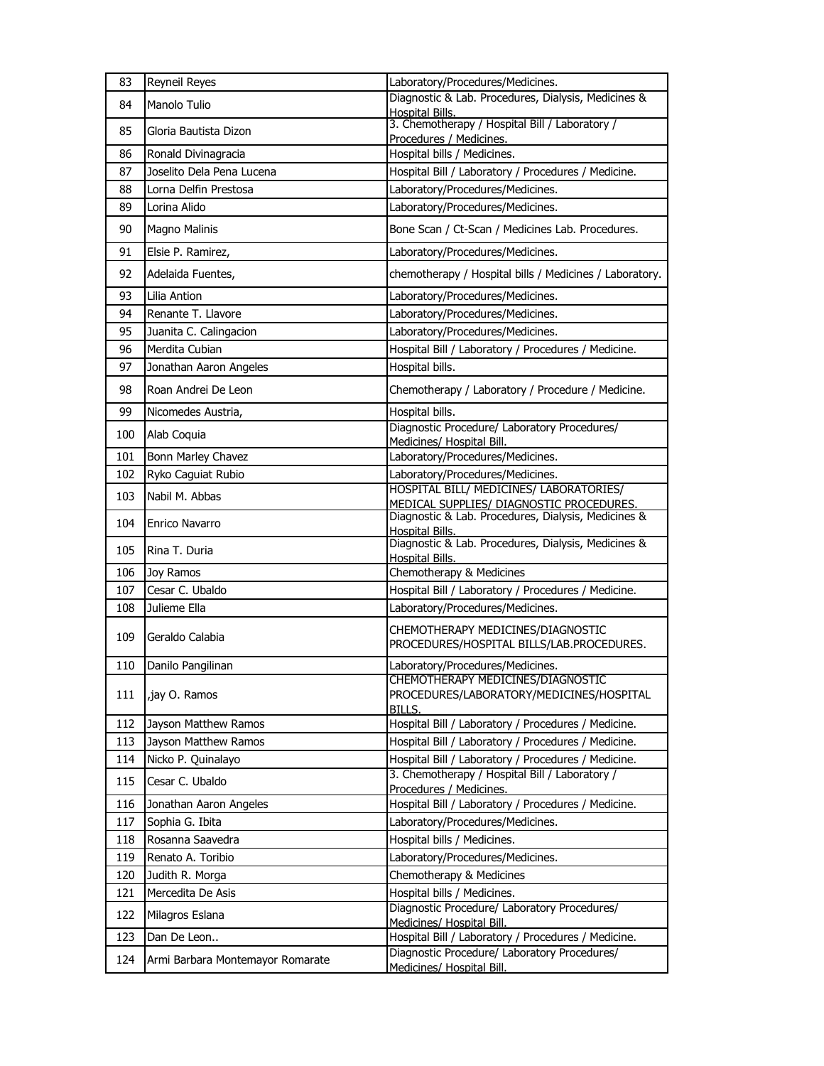| 83 | Reyneil Reyes | Laboratory/Procedures/Medicines. |
|---|---|---|
| 84 | Manolo Tulio | Diagnostic & Lab. Procedures, Dialysis, Medicines & Hospital Bills. |
| 85 | Gloria Bautista Dizon | 3. Chemotherapy / Hospital Bill / Laboratory / Procedures / Medicines. |
| 86 | Ronald Divinagracia | Hospital bills / Medicines. |
| 87 | Joselito Dela Pena Lucena | Hospital Bill / Laboratory / Procedures / Medicine. |
| 88 | Lorna Delfin Prestosa | Laboratory/Procedures/Medicines. |
| 89 | Lorina Alido | Laboratory/Procedures/Medicines. |
| 90 | Magno Malinis | Bone Scan / Ct-Scan / Medicines Lab. Procedures. |
| 91 | Elsie P. Ramirez, | Laboratory/Procedures/Medicines. |
| 92 | Adelaida Fuentes, | chemotherapy / Hospital bills / Medicines / Laboratory. |
| 93 | Lilia Antion | Laboratory/Procedures/Medicines. |
| 94 | Renante T. Llavore | Laboratory/Procedures/Medicines. |
| 95 | Juanita C. Calingacion | Laboratory/Procedures/Medicines. |
| 96 | Merdita Cubian | Hospital Bill / Laboratory / Procedures / Medicine. |
| 97 | Jonathan Aaron Angeles | Hospital bills. |
| 98 | Roan Andrei De Leon | Chemotherapy / Laboratory / Procedure / Medicine. |
| 99 | Nicomedes Austria, | Hospital bills. |
| 100 | Alab Coquia | Diagnostic Procedure/ Laboratory Procedures/ Medicines/ Hospital Bill. |
| 101 | Bonn Marley Chavez | Laboratory/Procedures/Medicines. |
| 102 | Ryko Caguiat Rubio | Laboratory/Procedures/Medicines. |
| 103 | Nabil M. Abbas | HOSPITAL BILL/ MEDICINES/ LABORATORIES/ MEDICAL SUPPLIES/ DIAGNOSTIC PROCEDURES. |
| 104 | Enrico Navarro | Diagnostic & Lab. Procedures, Dialysis, Medicines & Hospital Bills. |
| 105 | Rina T. Duria | Diagnostic & Lab. Procedures, Dialysis, Medicines & Hospital Bills. |
| 106 | Joy Ramos | Chemotherapy & Medicines |
| 107 | Cesar C. Ubaldo | Hospital Bill / Laboratory / Procedures / Medicine. |
| 108 | Julieme Ella | Laboratory/Procedures/Medicines. |
| 109 | Geraldo Calabia | CHEMOTHERAPY MEDICINES/DIAGNOSTIC PROCEDURES/HOSPITAL BILLS/LAB.PROCEDURES. |
| 110 | Danilo Pangilinan | Laboratory/Procedures/Medicines. |
| 111 | ,jay O. Ramos | CHEMOTHERAPY MEDICINES/DIAGNOSTIC PROCEDURES/LABORATORY/MEDICINES/HOSPITAL BILLS. |
| 112 | Jayson Matthew Ramos | Hospital Bill / Laboratory / Procedures / Medicine. |
| 113 | Jayson Matthew Ramos | Hospital Bill / Laboratory / Procedures / Medicine. |
| 114 | Nicko P. Quinalayo | Hospital Bill / Laboratory / Procedures / Medicine. |
| 115 | Cesar C. Ubaldo | 3. Chemotherapy / Hospital Bill / Laboratory / Procedures / Medicines. |
| 116 | Jonathan Aaron Angeles | Hospital Bill / Laboratory / Procedures / Medicine. |
| 117 | Sophia G. Ibita | Laboratory/Procedures/Medicines. |
| 118 | Rosanna Saavedra | Hospital bills / Medicines. |
| 119 | Renato A. Toribio | Laboratory/Procedures/Medicines. |
| 120 | Judith R. Morga | Chemotherapy & Medicines |
| 121 | Mercedita De Asis | Hospital bills / Medicines. |
| 122 | Milagros Eslana | Diagnostic Procedure/ Laboratory Procedures/ Medicines/ Hospital Bill. |
| 123 | Dan De Leon.. | Hospital Bill / Laboratory / Procedures / Medicine. |
| 124 | Armi Barbara Montemayor Romarate | Diagnostic Procedure/ Laboratory Procedures/ Medicines/ Hospital Bill. |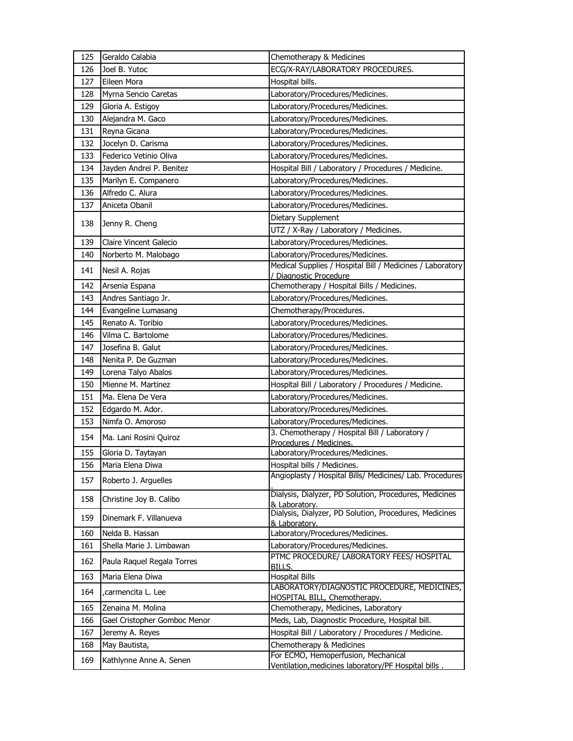| | | |
|---|---|---|
| 125 | Geraldo Calabia | Chemotherapy & Medicines |
| 126 | Joel B. Yutoc | ECG/X-RAY/LABORATORY PROCEDURES. |
| 127 | Eileen Mora | Hospital bills. |
| 128 | Myrna Sencio Caretas | Laboratory/Procedures/Medicines. |
| 129 | Gloria A. Estigoy | Laboratory/Procedures/Medicines. |
| 130 | Alejandra M. Gaco | Laboratory/Procedures/Medicines. |
| 131 | Reyna Gicana | Laboratory/Procedures/Medicines. |
| 132 | Jocelyn D. Carisma | Laboratory/Procedures/Medicines. |
| 133 | Federico Vetinio Oliva | Laboratory/Procedures/Medicines. |
| 134 | Jayden Andrei P. Benitez | Hospital Bill / Laboratory / Procedures / Medicine. |
| 135 | Marilyn E. Companero | Laboratory/Procedures/Medicines. |
| 136 | Alfredo C. Alura | Laboratory/Procedures/Medicines. |
| 137 | Aniceta Obanil | Laboratory/Procedures/Medicines. |
| 138 | Jenny R. Cheng | Dietary Supplement |
| | | UTZ / X-Ray / Laboratory / Medicines. |
| 139 | Claire Vincent Galecio | Laboratory/Procedures/Medicines. |
| 140 | Norberto M. Malobago | Laboratory/Procedures/Medicines. |
| 141 | Nesil A. Rojas | Medical Supplies / Hospital Bill / Medicines / Laboratory / Diagnostic Procedure |
| 142 | Arsenia Espana | Chemotherapy / Hospital Bills / Medicines. |
| 143 | Andres Santiago Jr. | Laboratory/Procedures/Medicines. |
| 144 | Evangeline Lumasang | Chemotherapy/Procedures. |
| 145 | Renato A. Toribio | Laboratory/Procedures/Medicines. |
| 146 | Vilma C. Bartolome | Laboratory/Procedures/Medicines. |
| 147 | Josefina B. Galut | Laboratory/Procedures/Medicines. |
| 148 | Nenita P. De Guzman | Laboratory/Procedures/Medicines. |
| 149 | Lorena Talyo Abalos | Laboratory/Procedures/Medicines. |
| 150 | Mienne M. Martinez | Hospital Bill / Laboratory / Procedures / Medicine. |
| 151 | Ma. Elena De Vera | Laboratory/Procedures/Medicines. |
| 152 | Edgardo M. Ador. | Laboratory/Procedures/Medicines. |
| 153 | Nimfa O. Amoroso | Laboratory/Procedures/Medicines. |
| 154 | Ma. Lani Rosini Quiroz | 3. Chemotherapy / Hospital Bill / Laboratory / Procedures / Medicines. |
| 155 | Gloria D. Taytayan | Laboratory/Procedures/Medicines. |
| 156 | Maria Elena Diwa | Hospital bills / Medicines. |
| 157 | Roberto J. Arguelles | Angioplasty / Hospital Bills/ Medicines/ Lab. Procedures . |
| 158 | Christine Joy B. Calibo | Dialysis, Dialyzer, PD Solution, Procedures, Medicines & Laboratory. |
| 159 | Dinemark F. Villanueva | Dialysis, Dialyzer, PD Solution, Procedures, Medicines & Laboratory. |
| 160 | Nelda B. Hassan | Laboratory/Procedures/Medicines. |
| 161 | Shella Marie J. Limbawan | Laboratory/Procedures/Medicines. |
| 162 | Paula Raquel Regala Torres | PTMC PROCEDURE/ LABORATORY FEES/ HOSPITAL BILLS. |
| 163 | Maria Elena Diwa | Hospital Bills |
| 164 | ,carmencita L. Lee | LABORATORY/DIAGNOSTIC PROCEDURE, MEDICINES, HOSPITAL BILL, Chemotherapy. |
| 165 | Zenaina M. Molina | Chemotherapy, Medicines, Laboratory |
| 166 | Gael Cristopher Gomboc Menor | Meds, Lab, Diagnostic Procedure, Hospital bill. |
| 167 | Jeremy A. Reyes | Hospital Bill / Laboratory / Procedures / Medicine. |
| 168 | May Bautista, | Chemotherapy & Medicines |
| 169 | Kathlynne Anne A. Senen | For ECMO, Hemoperfusion, Mechanical Ventilation,medicines laboratory/PF Hospital bills . |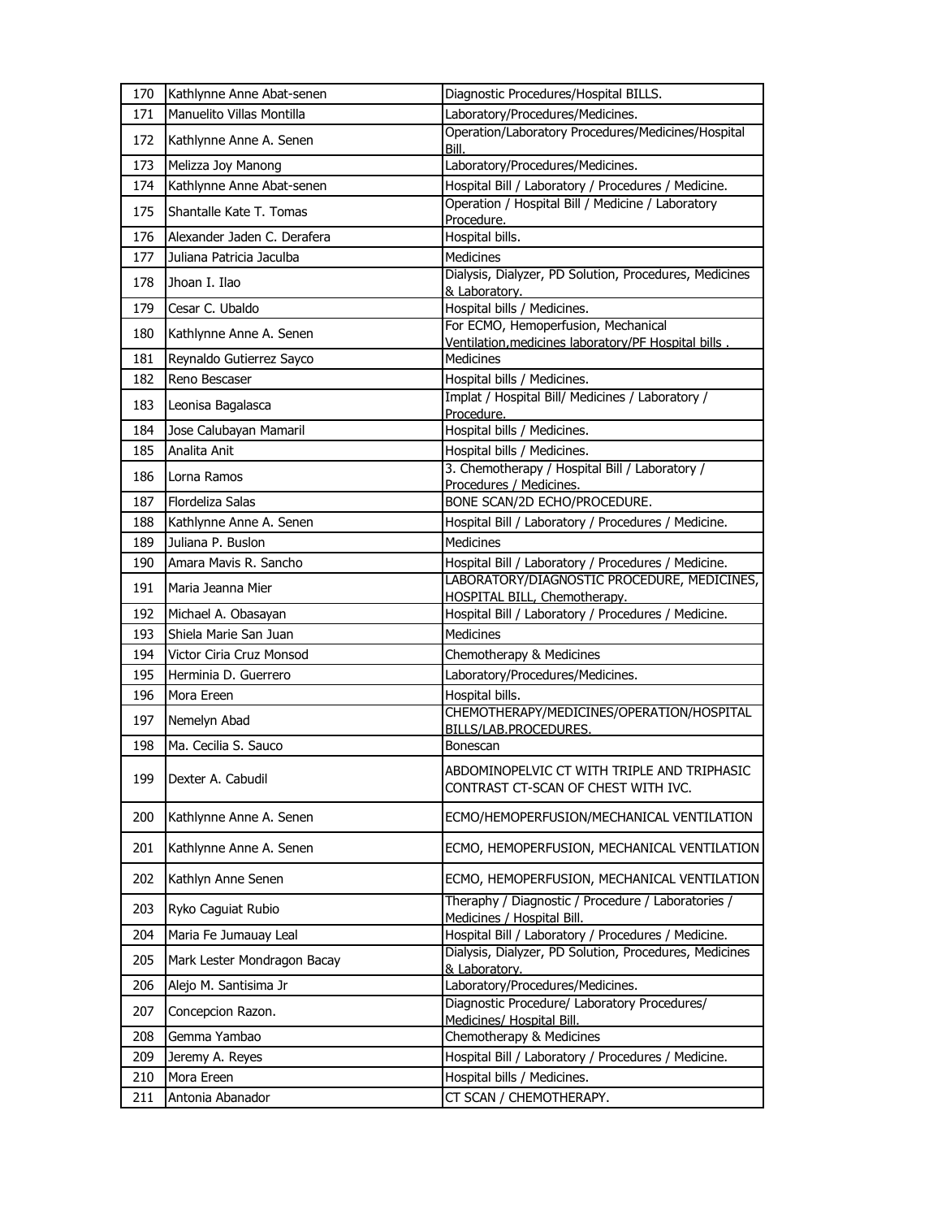| | | |
|---|---|---|
| 170 | Kathlynne Anne Abat-senen | Diagnostic Procedures/Hospital BILLS. |
| 171 | Manuelito Villas Montilla | Laboratory/Procedures/Medicines. |
| 172 | Kathlynne Anne A. Senen | Operation/Laboratory Procedures/Medicines/Hospital Bill. |
| 173 | Melizza Joy Manong | Laboratory/Procedures/Medicines. |
| 174 | Kathlynne Anne Abat-senen | Hospital Bill / Laboratory / Procedures / Medicine. |
| 175 | Shantalle Kate T. Tomas | Operation / Hospital Bill / Medicine / Laboratory Procedure. |
| 176 | Alexander Jaden C. Derafera | Hospital bills. |
| 177 | Juliana Patricia Jaculba | Medicines |
| 178 | Jhoan I. Ilao | Dialysis, Dialyzer, PD Solution, Procedures, Medicines & Laboratory. |
| 179 | Cesar C. Ubaldo | Hospital bills / Medicines. |
| 180 | Kathlynne Anne A. Senen | For ECMO, Hemoperfusion, Mechanical Ventilation,medicines laboratory/PF Hospital bills . |
| 181 | Reynaldo Gutierrez Sayco | Medicines |
| 182 | Reno Bescaser | Hospital bills / Medicines. |
| 183 | Leonisa Bagalasca | Implat / Hospital Bill/ Medicines / Laboratory / Procedure. |
| 184 | Jose Calubayan Mamaril | Hospital bills / Medicines. |
| 185 | Analita Anit | Hospital bills / Medicines. |
| 186 | Lorna Ramos | 3. Chemotherapy / Hospital Bill / Laboratory / Procedures / Medicines. |
| 187 | Flordeliza Salas | BONE SCAN/2D ECHO/PROCEDURE. |
| 188 | Kathlynne Anne A. Senen | Hospital Bill / Laboratory / Procedures / Medicine. |
| 189 | Juliana P. Buslon | Medicines |
| 190 | Amara Mavis R. Sancho | Hospital Bill / Laboratory / Procedures / Medicine. |
| 191 | Maria Jeanna Mier | LABORATORY/DIAGNOSTIC PROCEDURE, MEDICINES, HOSPITAL BILL, Chemotherapy. |
| 192 | Michael A. Obasayan | Hospital Bill / Laboratory / Procedures / Medicine. |
| 193 | Shiela Marie San Juan | Medicines |
| 194 | Victor Ciria Cruz Monsod | Chemotherapy & Medicines |
| 195 | Herminia D. Guerrero | Laboratory/Procedures/Medicines. |
| 196 | Mora Ereen | Hospital bills. |
| 197 | Nemelyn Abad | CHEMOTHERAPY/MEDICINES/OPERATION/HOSPITAL BILLS/LAB.PROCEDURES. |
| 198 | Ma. Cecilia S. Sauco | Bonescan |
| 199 | Dexter A. Cabudil | ABDOMINOPELVIC CT WITH TRIPLE AND TRIPHASIC CONTRAST CT-SCAN OF CHEST WITH IVC. |
| 200 | Kathlynne Anne A. Senen | ECMO/HEMOPERFUSION/MECHANICAL VENTILATION |
| 201 | Kathlynne Anne A. Senen | ECMO, HEMOPERFUSION, MECHANICAL VENTILATION |
| 202 | Kathlyn Anne Senen | ECMO, HEMOPERFUSION, MECHANICAL VENTILATION |
| 203 | Ryko Caguiat Rubio | Theraphy / Diagnostic / Procedure / Laboratories / Medicines / Hospital Bill. |
| 204 | Maria Fe Jumauay Leal | Hospital Bill / Laboratory / Procedures / Medicine. |
| 205 | Mark Lester Mondragon Bacay | Dialysis, Dialyzer, PD Solution, Procedures, Medicines & Laboratory. |
| 206 | Alejo M. Santisima Jr | Laboratory/Procedures/Medicines. |
| 207 | Concepcion Razon. | Diagnostic Procedure/ Laboratory Procedures/ Medicines/ Hospital Bill. |
| 208 | Gemma Yambao | Chemotherapy & Medicines |
| 209 | Jeremy A. Reyes | Hospital Bill / Laboratory / Procedures / Medicine. |
| 210 | Mora Ereen | Hospital bills / Medicines. |
| 211 | Antonia Abanador | CT SCAN / CHEMOTHERAPY. |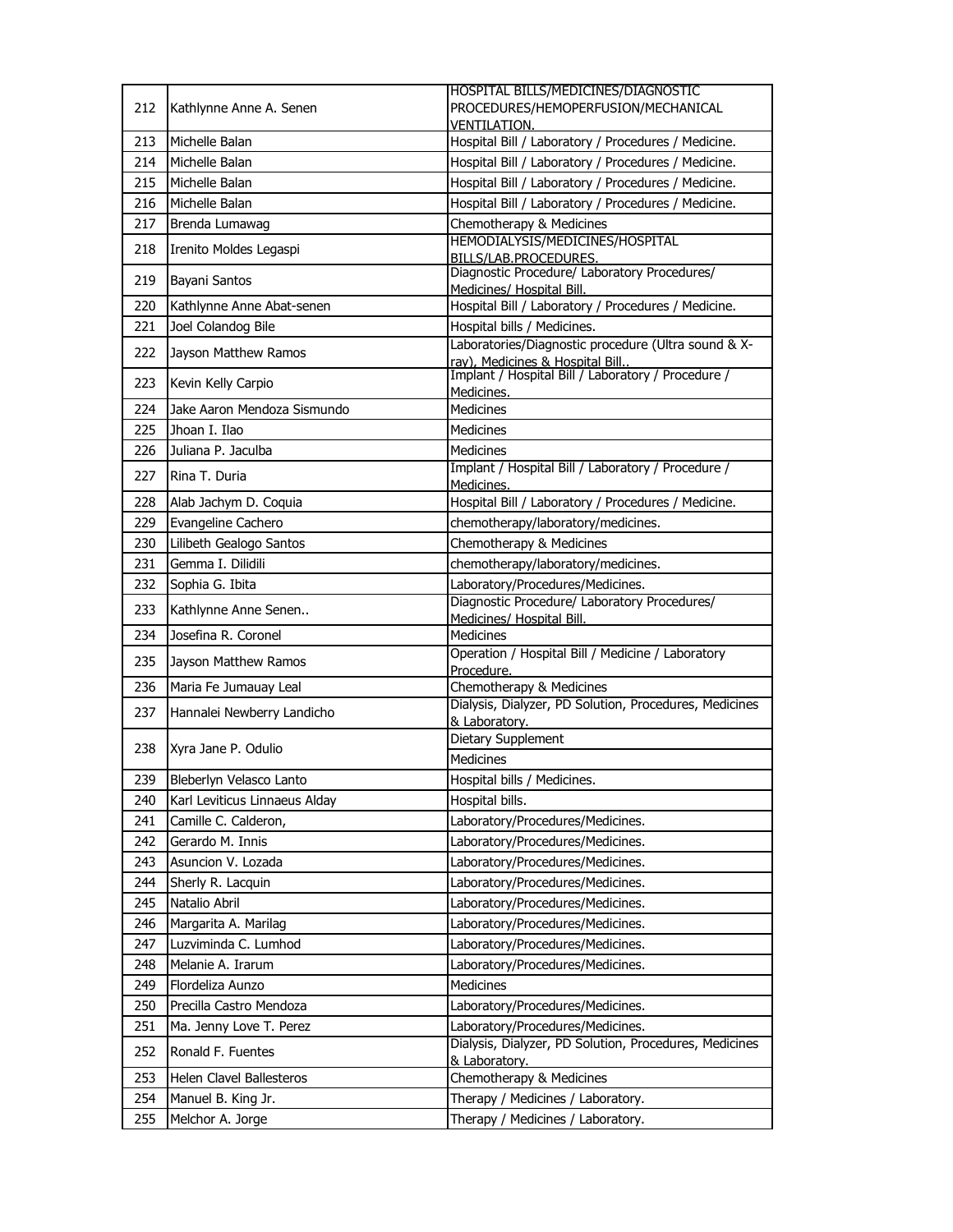| | | |
|---|---|---|
| 212 | Kathlynne Anne A. Senen | HOSPITAL BILLS/MEDICINES/DIAGNOSTIC PROCEDURES/HEMOPERFUSION/MECHANICAL VENTILATION. |
| 213 | Michelle Balan | Hospital Bill / Laboratory / Procedures / Medicine. |
| 214 | Michelle Balan | Hospital Bill / Laboratory / Procedures / Medicine. |
| 215 | Michelle Balan | Hospital Bill / Laboratory / Procedures / Medicine. |
| 216 | Michelle Balan | Hospital Bill / Laboratory / Procedures / Medicine. |
| 217 | Brenda Lumawag | Chemotherapy & Medicines |
| 218 | Irenito Moldes Legaspi | HEMODIALYSIS/MEDICINES/HOSPITAL BILLS/LAB.PROCEDURES. |
| 219 | Bayani Santos | Diagnostic Procedure/ Laboratory Procedures/ Medicines/ Hospital Bill. |
| 220 | Kathlynne Anne Abat-senen | Hospital Bill / Laboratory / Procedures / Medicine. |
| 221 | Joel Colandog Bile | Hospital bills / Medicines. |
| 222 | Jayson Matthew Ramos | Laboratories/Diagnostic procedure (Ultra sound & X-ray), Medicines & Hospital Bill.. |
| 223 | Kevin Kelly Carpio | Implant / Hospital Bill / Laboratory / Procedure / Medicines. |
| 224 | Jake Aaron Mendoza Sismundo | Medicines |
| 225 | Jhoan I. Ilao | Medicines |
| 226 | Juliana P. Jaculba | Medicines |
| 227 | Rina T. Duria | Implant / Hospital Bill / Laboratory / Procedure / Medicines. |
| 228 | Alab Jachym D. Coquia | Hospital Bill / Laboratory / Procedures / Medicine. |
| 229 | Evangeline Cachero | chemotherapy/laboratory/medicines. |
| 230 | Lilibeth Gealogo Santos | Chemotherapy & Medicines |
| 231 | Gemma I. Dilidili | chemotherapy/laboratory/medicines. |
| 232 | Sophia G. Ibita | Laboratory/Procedures/Medicines. |
| 233 | Kathlynne Anne Senen.. | Diagnostic Procedure/ Laboratory Procedures/ Medicines/ Hospital Bill. |
| 234 | Josefina R. Coronel | Medicines |
| 235 | Jayson Matthew Ramos | Operation / Hospital Bill / Medicine / Laboratory Procedure. |
| 236 | Maria Fe Jumauay Leal | Chemotherapy & Medicines |
| 237 | Hannalei Newberry Landicho | Dialysis, Dialyzer, PD Solution, Procedures, Medicines & Laboratory. |
| 238 | Xyra Jane P. Odulio | Dietary Supplement |
| | | Medicines |
| 239 | Bleberlyn Velasco Lanto | Hospital bills / Medicines. |
| 240 | Karl Leviticus Linnaeus Alday | Hospital bills. |
| 241 | Camille C. Calderon, | Laboratory/Procedures/Medicines. |
| 242 | Gerardo M. Innis | Laboratory/Procedures/Medicines. |
| 243 | Asuncion V. Lozada | Laboratory/Procedures/Medicines. |
| 244 | Sherly R. Lacquin | Laboratory/Procedures/Medicines. |
| 245 | Natalio Abril | Laboratory/Procedures/Medicines. |
| 246 | Margarita A. Marilag | Laboratory/Procedures/Medicines. |
| 247 | Luzviminda C. Lumhod | Laboratory/Procedures/Medicines. |
| 248 | Melanie A. Irarum | Laboratory/Procedures/Medicines. |
| 249 | Flordeliza Aunzo | Medicines |
| 250 | Precilla Castro Mendoza | Laboratory/Procedures/Medicines. |
| 251 | Ma. Jenny Love T. Perez | Laboratory/Procedures/Medicines. |
| 252 | Ronald F. Fuentes | Dialysis, Dialyzer, PD Solution, Procedures, Medicines & Laboratory. |
| 253 | Helen Clavel Ballesteros | Chemotherapy & Medicines |
| 254 | Manuel B. King Jr. | Therapy / Medicines / Laboratory. |
| 255 | Melchor A. Jorge | Therapy / Medicines / Laboratory. |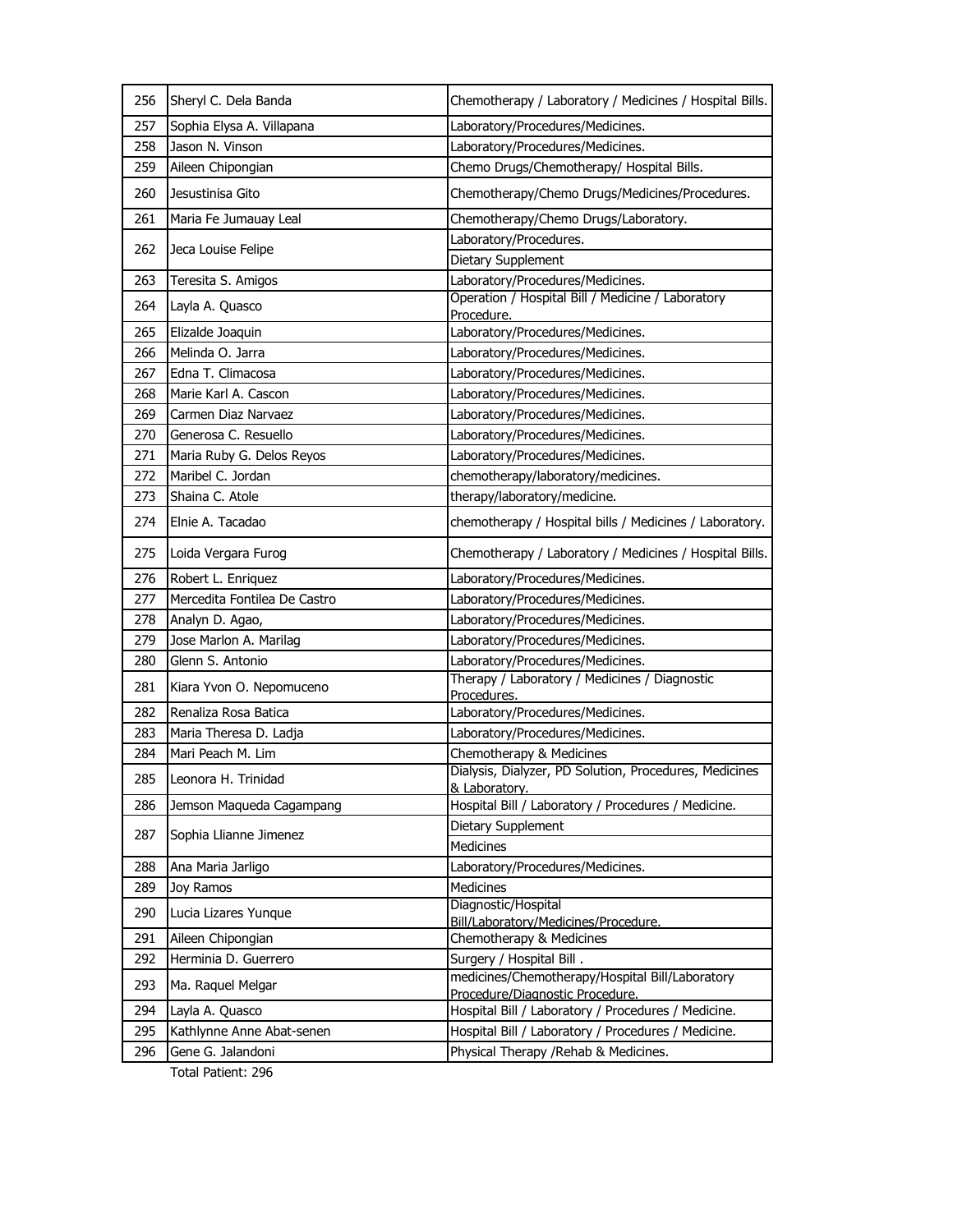| 256 | Sheryl C. Dela Banda | Chemotherapy / Laboratory / Medicines / Hospital Bills. |
|---|---|---|
| 257 | Sophia Elysa A. Villapana | Laboratory/Procedures/Medicines. |
| 258 | Jason N. Vinson | Laboratory/Procedures/Medicines. |
| 259 | Aileen Chipongian | Chemo Drugs/Chemotherapy/ Hospital Bills. |
| 260 | Jesustinisa Gito | Chemotherapy/Chemo Drugs/Medicines/Procedures. |
| 261 | Maria Fe Jumauay Leal | Chemotherapy/Chemo Drugs/Laboratory. |
| 262 | Jeca Louise Felipe | Laboratory/Procedures. |
| | | Dietary Supplement |
| 263 | Teresita S. Amigos | Laboratory/Procedures/Medicines. |
| 264 | Layla A. Quasco | Operation / Hospital Bill / Medicine / Laboratory Procedure. |
| 265 | Elizalde Joaquin | Laboratory/Procedures/Medicines. |
| 266 | Melinda O. Jarra | Laboratory/Procedures/Medicines. |
| 267 | Edna T. Climacosa | Laboratory/Procedures/Medicines. |
| 268 | Marie Karl A. Cascon | Laboratory/Procedures/Medicines. |
| 269 | Carmen Diaz Narvaez | Laboratory/Procedures/Medicines. |
| 270 | Generosa C. Resuello | Laboratory/Procedures/Medicines. |
| 271 | Maria Ruby G. Delos Reyos | Laboratory/Procedures/Medicines. |
| 272 | Maribel C. Jordan | chemotherapy/laboratory/medicines. |
| 273 | Shaina C. Atole | therapy/laboratory/medicine. |
| 274 | Elnie A. Tacadao | chemotherapy / Hospital bills / Medicines / Laboratory. |
| 275 | Loida Vergara Furog | Chemotherapy / Laboratory / Medicines / Hospital Bills. |
| 276 | Robert L. Enriquez | Laboratory/Procedures/Medicines. |
| 277 | Mercedita Fontilea De Castro | Laboratory/Procedures/Medicines. |
| 278 | Analyn D. Agao, | Laboratory/Procedures/Medicines. |
| 279 | Jose Marlon A. Marilag | Laboratory/Procedures/Medicines. |
| 280 | Glenn S. Antonio | Laboratory/Procedures/Medicines. |
| 281 | Kiara Yvon O. Nepomuceno | Therapy / Laboratory / Medicines / Diagnostic Procedures. |
| 282 | Renaliza Rosa Batica | Laboratory/Procedures/Medicines. |
| 283 | Maria Theresa D. Ladja | Laboratory/Procedures/Medicines. |
| 284 | Mari Peach M. Lim | Chemotherapy & Medicines |
| 285 | Leonora H. Trinidad | Dialysis, Dialyzer, PD Solution, Procedures, Medicines & Laboratory. |
| 286 | Jemson Maqueda Cagampang | Hospital Bill / Laboratory / Procedures / Medicine. |
| 287 | Sophia Llianne Jimenez | Dietary Supplement |
| | | Medicines |
| 288 | Ana Maria Jarligo | Laboratory/Procedures/Medicines. |
| 289 | Joy Ramos | Medicines |
| 290 | Lucia Lizares Yunque | Diagnostic/Hospital Bill/Laboratory/Medicines/Procedure. |
| 291 | Aileen Chipongian | Chemotherapy & Medicines |
| 292 | Herminia D. Guerrero | Surgery / Hospital Bill . |
| 293 | Ma. Raquel Melgar | medicines/Chemotherapy/Hospital Bill/Laboratory Procedure/Diagnostic Procedure. |
| 294 | Layla A. Quasco | Hospital Bill / Laboratory / Procedures / Medicine. |
| 295 | Kathlynne Anne Abat-senen | Hospital Bill / Laboratory / Procedures / Medicine. |
| 296 | Gene G. Jalandoni | Physical Therapy /Rehab & Medicines. |

Total Patient: 296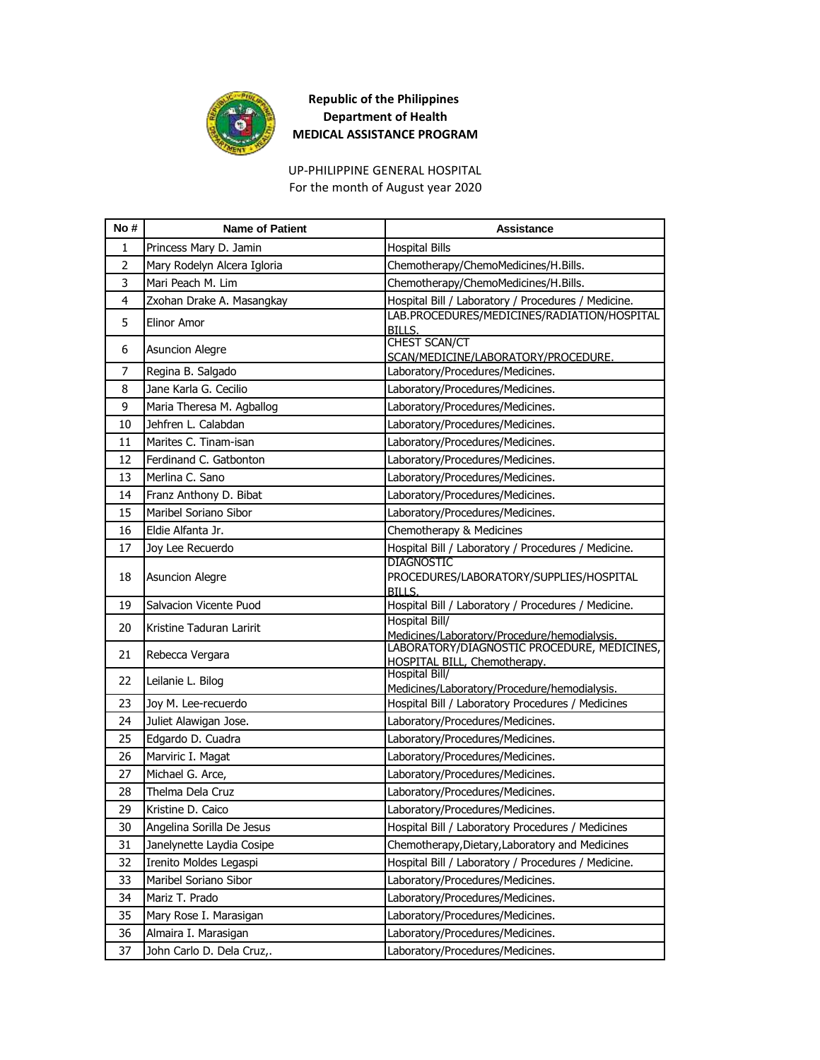**Republic of the Philippines**
**Department of Health**
**MEDICAL ASSISTANCE PROGRAM**

UP-PHILIPPINE GENERAL HOSPITAL
For the month of August year 2020

| No # | Name of Patient | Assistance |
|---|---|---|
| 1 | Princess Mary D. Jamin | Hospital Bills |
| 2 | Mary Rodelyn Alcera Igloria | Chemotherapy/ChemoMedicines/H.Bills. |
| 3 | Mari Peach M. Lim | Chemotherapy/ChemoMedicines/H.Bills. |
| 4 | Zxohan Drake A. Masangkay | Hospital Bill / Laboratory / Procedures / Medicine. |
| 5 | Elinor Amor | LAB.PROCEDURES/MEDICINES/RADIATION/HOSPITAL BILLS. |
| 6 | Asuncion Alegre | CHEST SCAN/CT SCAN/MEDICINE/LABORATORY/PROCEDURE. |
| 7 | Regina B. Salgado | Laboratory/Procedures/Medicines. |
| 8 | Jane Karla G. Cecilio | Laboratory/Procedures/Medicines. |
| 9 | Maria Theresa M. Agballog | Laboratory/Procedures/Medicines. |
| 10 | Jehfren L. Calabdan | Laboratory/Procedures/Medicines. |
| 11 | Marites C. Tinam-isan | Laboratory/Procedures/Medicines. |
| 12 | Ferdinand C. Gatbonton | Laboratory/Procedures/Medicines. |
| 13 | Merlina C. Sano | Laboratory/Procedures/Medicines. |
| 14 | Franz Anthony D. Bibat | Laboratory/Procedures/Medicines. |
| 15 | Maribel Soriano Sibor | Laboratory/Procedures/Medicines. |
| 16 | Eldie Alfanta Jr. | Chemotherapy & Medicines |
| 17 | Joy Lee Recuerdo | Hospital Bill / Laboratory / Procedures / Medicine. |
| 18 | Asuncion Alegre | DIAGNOSTIC PROCEDURES/LABORATORY/SUPPLIES/HOSPITAL BILLS. |
| 19 | Salvacion Vicente Puod | Hospital Bill / Laboratory / Procedures / Medicine. |
| 20 | Kristine Taduran Laririt | Hospital Bill/ Medicines/Laboratory/Procedure/hemodialysis. |
| 21 | Rebecca Vergara | LABORATORY/DIAGNOSTIC PROCEDURE, MEDICINES, HOSPITAL BILL, Chemotherapy. |
| 22 | Leilanie L. Bilog | Hospital Bill/ Medicines/Laboratory/Procedure/hemodialysis. |
| 23 | Joy M. Lee-recuerdo | Hospital Bill / Laboratory Procedures / Medicines |
| 24 | Juliet Alawigan Jose. | Laboratory/Procedures/Medicines. |
| 25 | Edgardo D. Cuadra | Laboratory/Procedures/Medicines. |
| 26 | Marviric I. Magat | Laboratory/Procedures/Medicines. |
| 27 | Michael G. Arce, | Laboratory/Procedures/Medicines. |
| 28 | Thelma Dela Cruz | Laboratory/Procedures/Medicines. |
| 29 | Kristine D. Caico | Laboratory/Procedures/Medicines. |
| 30 | Angelina Sorilla De Jesus | Hospital Bill / Laboratory Procedures / Medicines |
| 31 | Janelynette Laydia Cosipe | Chemotherapy,Dietary,Laboratory and Medicines |
| 32 | Irenito Moldes Legaspi | Hospital Bill / Laboratory / Procedures / Medicine. |
| 33 | Maribel Soriano Sibor | Laboratory/Procedures/Medicines. |
| 34 | Mariz T. Prado | Laboratory/Procedures/Medicines. |
| 35 | Mary Rose I. Marasigan | Laboratory/Procedures/Medicines. |
| 36 | Almaira I. Marasigan | Laboratory/Procedures/Medicines. |
| 37 | John Carlo D. Dela Cruz,. | Laboratory/Procedures/Medicines. |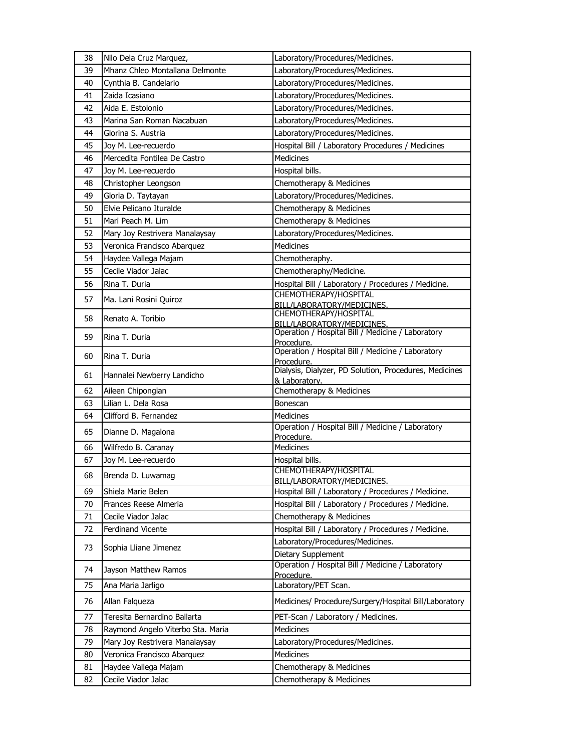| 38 | Nilo Dela Cruz Marquez, | Laboratory/Procedures/Medicines. |
|---|---|---|
| 39 | Mhanz Chleo Montallana Delmonte | Laboratory/Procedures/Medicines. |
| 40 | Cynthia B. Candelario | Laboratory/Procedures/Medicines. |
| 41 | Zaida Icasiano | Laboratory/Procedures/Medicines. |
| 42 | Aida E. Estolonio | Laboratory/Procedures/Medicines. |
| 43 | Marina San Roman Nacabuan | Laboratory/Procedures/Medicines. |
| 44 | Glorina S. Austria | Laboratory/Procedures/Medicines. |
| 45 | Joy M. Lee-recuerdo | Hospital Bill / Laboratory Procedures / Medicines |
| 46 | Mercedita Fontilea De Castro | Medicines |
| 47 | Joy M. Lee-recuerdo | Hospital bills. |
| 48 | Christopher Leongson | Chemotherapy & Medicines |
| 49 | Gloria D. Taytayan | Laboratory/Procedures/Medicines. |
| 50 | Elvie Pelicano Ituralde | Chemotherapy & Medicines |
| 51 | Mari Peach M. Lim | Chemotherapy & Medicines |
| 52 | Mary Joy Restrivera Manalaysay | Laboratory/Procedures/Medicines. |
| 53 | Veronica Francisco Abarquez | Medicines |
| 54 | Haydee Vallega Majam | Chemotheraphy. |
| 55 | Cecile Viador Jalac | Chemotheraphy/Medicine. |
| 56 | Rina T. Duria | Hospital Bill / Laboratory / Procedures / Medicine. |
| 57 | Ma. Lani Rosini Quiroz | CHEMOTHERAPY/HOSPITAL BILL/LABORATORY/MEDICINES. |
| 58 | Renato A. Toribio | CHEMOTHERAPY/HOSPITAL BILL/LABORATORY/MEDICINES. |
| 59 | Rina T. Duria | Operation / Hospital Bill / Medicine / Laboratory Procedure. |
| 60 | Rina T. Duria | Operation / Hospital Bill / Medicine / Laboratory Procedure. |
| 61 | Hannalei Newberry Landicho | Dialysis, Dialyzer, PD Solution, Procedures, Medicines & Laboratory. |
| 62 | Aileen Chipongian | Chemotherapy & Medicines |
| 63 | Lilian L. Dela Rosa | Bonescan |
| 64 | Clifford B. Fernandez | Medicines |
| 65 | Dianne D. Magalona | Operation / Hospital Bill / Medicine / Laboratory Procedure. |
| 66 | Wilfredo B. Caranay | Medicines |
| 67 | Joy M. Lee-recuerdo | Hospital bills. |
| 68 | Brenda D. Luwamag | CHEMOTHERAPY/HOSPITAL BILL/LABORATORY/MEDICINES. |
| 69 | Shiela Marie Belen | Hospital Bill / Laboratory / Procedures / Medicine. |
| 70 | Frances Reese Almeria | Hospital Bill / Laboratory / Procedures / Medicine. |
| 71 | Cecile Viador Jalac | Chemotherapy & Medicines |
| 72 | Ferdinand Vicente | Hospital Bill / Laboratory / Procedures / Medicine. |
| 73 | Sophia Lliane Jimenez | Laboratory/Procedures/Medicines. |
| | | Dietary Supplement |
| 74 | Jayson Matthew Ramos | Operation / Hospital Bill / Medicine / Laboratory Procedure. |
| 75 | Ana Maria Jarligo | Laboratory/PET Scan. |
| 76 | Allan Falqueza | Medicines/ Procedure/Surgery/Hospital Bill/Laboratory |
| 77 | Teresita Bernardino Ballarta | PET-Scan / Laboratory / Medicines. |
| 78 | Raymond Angelo Viterbo Sta. Maria | Medicines |
| 79 | Mary Joy Restrivera Manalaysay | Laboratory/Procedures/Medicines. |
| 80 | Veronica Francisco Abarquez | Medicines |
| 81 | Haydee Vallega Majam | Chemotherapy & Medicines |
| 82 | Cecile Viador Jalac | Chemotherapy & Medicines |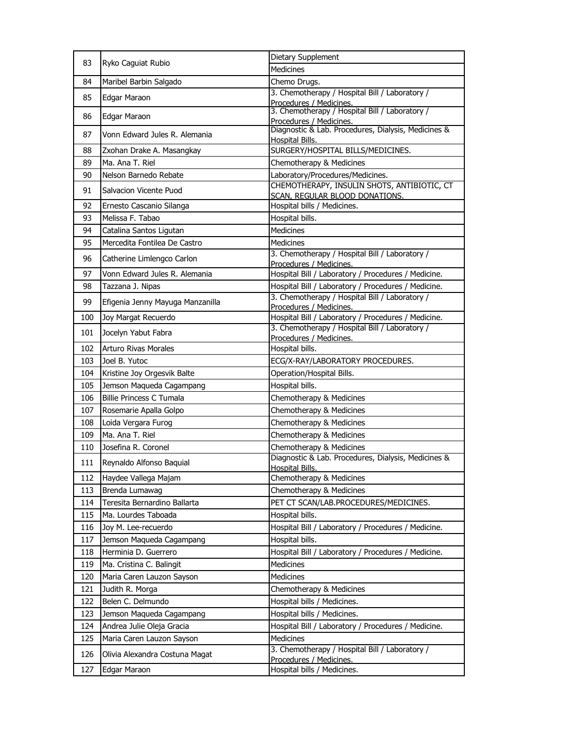| | | |
|---|---|---|
| 83 | Ryko Caguiat Rubio | Dietary Supplement |
| | | Medicines |
| 84 | Maribel Barbin Salgado | Chemo Drugs. |
| 85 | Edgar Maraon | 3. Chemotherapy / Hospital Bill / Laboratory / Procedures / Medicines. |
| 86 | Edgar Maraon | 3. Chemotherapy / Hospital Bill / Laboratory / Procedures / Medicines. |
| 87 | Vonn Edward Jules R. Alemania | Diagnostic & Lab. Procedures, Dialysis, Medicines & Hospital Bills. |
| 88 | Zxohan Drake A. Masangkay | SURGERY/HOSPITAL BILLS/MEDICINES. |
| 89 | Ma. Ana T. Riel | Chemotherapy & Medicines |
| 90 | Nelson Barnedo Rebate | Laboratory/Procedures/Medicines. |
| 91 | Salvacion Vicente Puod | CHEMOTHERAPY, INSULIN SHOTS, ANTIBIOTIC, CT SCAN, REGULAR BLOOD DONATIONS. |
| 92 | Ernesto Cascanio Silanga | Hospital bills / Medicines. |
| 93 | Melissa F. Tabao | Hospital bills. |
| 94 | Catalina Santos Ligutan | Medicines |
| 95 | Mercedita Fontilea De Castro | Medicines |
| 96 | Catherine Limlengco Carlon | 3. Chemotherapy / Hospital Bill / Laboratory / Procedures / Medicines. |
| 97 | Vonn Edward Jules R. Alemania | Hospital Bill / Laboratory / Procedures / Medicine. |
| 98 | Tazzana J. Nipas | Hospital Bill / Laboratory / Procedures / Medicine. |
| 99 | Efigenia Jenny Mayuga Manzanilla | 3. Chemotherapy / Hospital Bill / Laboratory / Procedures / Medicines. |
| 100 | Joy Margat Recuerdo | Hospital Bill / Laboratory / Procedures / Medicine. |
| 101 | Jocelyn Yabut Fabra | 3. Chemotherapy / Hospital Bill / Laboratory / Procedures / Medicines. |
| 102 | Arturo Rivas Morales | Hospital bills. |
| 103 | Joel B. Yutoc | ECG/X-RAY/LABORATORY PROCEDURES. |
| 104 | Kristine Joy Orgesvik Balte | Operation/Hospital Bills. |
| 105 | Jemson Maqueda Cagampang | Hospital bills. |
| 106 | Billie Princess C Tumala | Chemotherapy & Medicines |
| 107 | Rosemarie Apalla Golpo | Chemotherapy & Medicines |
| 108 | Loida Vergara Furog | Chemotherapy & Medicines |
| 109 | Ma. Ana T. Riel | Chemotherapy & Medicines |
| 110 | Josefina R. Coronel | Chemotherapy & Medicines |
| 111 | Reynaldo Alfonso Baquial | Diagnostic & Lab. Procedures, Dialysis, Medicines & Hospital Bills. |
| 112 | Haydee Vallega Majam | Chemotherapy & Medicines |
| 113 | Brenda Lumawag | Chemotherapy & Medicines |
| 114 | Teresita Bernardino Ballarta | PET CT SCAN/LAB.PROCEDURES/MEDICINES. |
| 115 | Ma. Lourdes Taboada | Hospital bills. |
| 116 | Joy M. Lee-recuerdo | Hospital Bill / Laboratory / Procedures / Medicine. |
| 117 | Jemson Maqueda Cagampang | Hospital bills. |
| 118 | Herminia D. Guerrero | Hospital Bill / Laboratory / Procedures / Medicine. |
| 119 | Ma. Cristina C. Balingit | Medicines |
| 120 | Maria Caren Lauzon Sayson | Medicines |
| 121 | Judith R. Morga | Chemotherapy & Medicines |
| 122 | Belen C. Delmundo | Hospital bills / Medicines. |
| 123 | Jemson Maqueda Cagampang | Hospital bills / Medicines. |
| 124 | Andrea Julie Oleja Gracia | Hospital Bill / Laboratory / Procedures / Medicine. |
| 125 | Maria Caren Lauzon Sayson | Medicines |
| 126 | Olivia Alexandra Costuna Magat | 3. Chemotherapy / Hospital Bill / Laboratory / Procedures / Medicines. |
| 127 | Edgar Maraon | Hospital bills / Medicines. |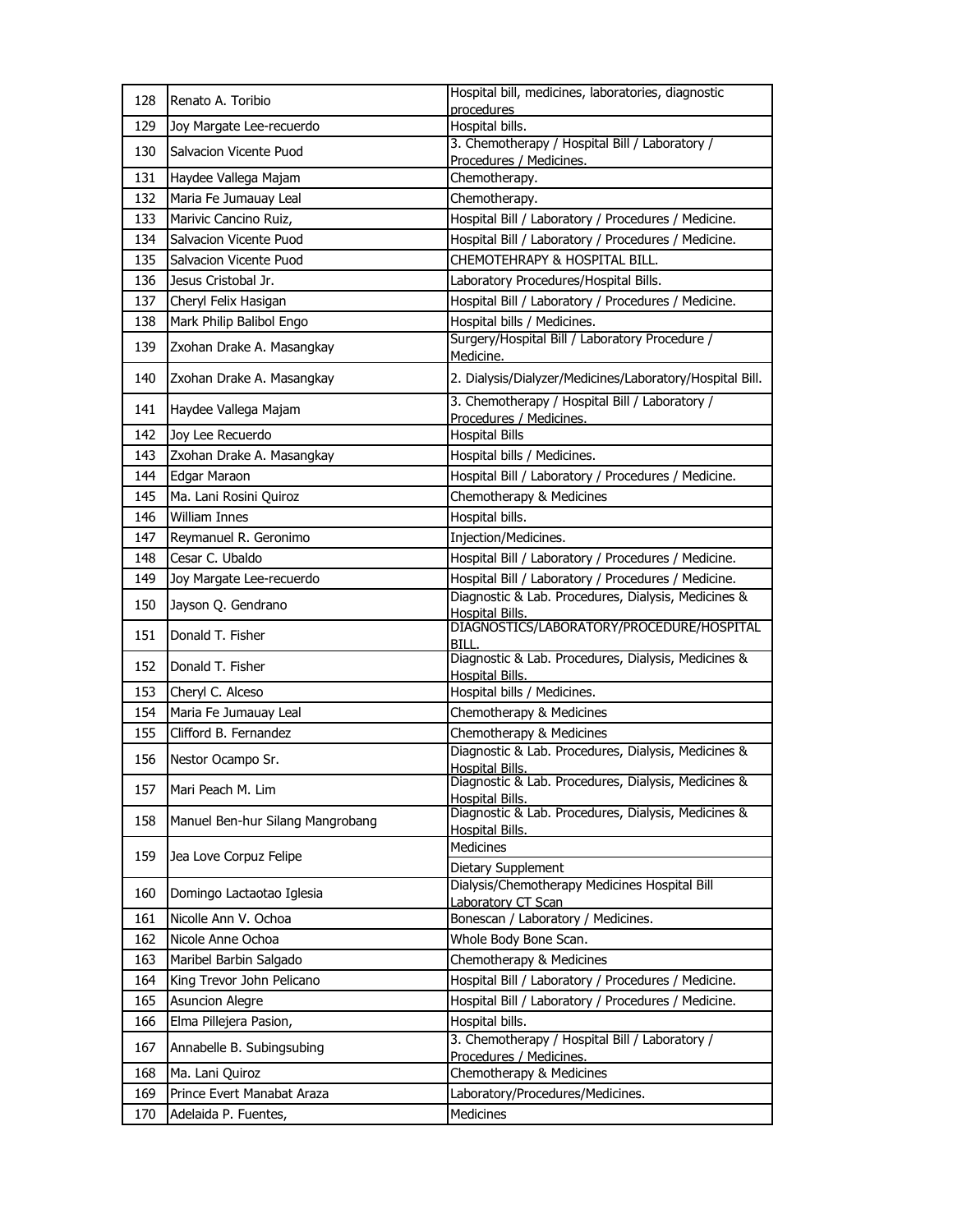| | | |
|---|---|---|
| 128 | Renato A. Toribio | Hospital bill, medicines, laboratories, diagnostic procedures |
| 129 | Joy Margate Lee-recuerdo | Hospital bills. |
| 130 | Salvacion Vicente Puod | 3. Chemotherapy / Hospital Bill / Laboratory / Procedures / Medicines. |
| 131 | Haydee Vallega Majam | Chemotherapy. |
| 132 | Maria Fe Jumauay Leal | Chemotherapy. |
| 133 | Marivic Cancino Ruiz, | Hospital Bill / Laboratory / Procedures / Medicine. |
| 134 | Salvacion Vicente Puod | Hospital Bill / Laboratory / Procedures / Medicine. |
| 135 | Salvacion Vicente Puod | CHEMOTEHRAPY & HOSPITAL BILL. |
| 136 | Jesus Cristobal Jr. | Laboratory Procedures/Hospital Bills. |
| 137 | Cheryl Felix Hasigan | Hospital Bill / Laboratory / Procedures / Medicine. |
| 138 | Mark Philip Balibol Engo | Hospital bills / Medicines. |
| 139 | Zxohan Drake A. Masangkay | Surgery/Hospital Bill / Laboratory Procedure / Medicine. |
| 140 | Zxohan Drake A. Masangkay | 2. Dialysis/Dialyzer/Medicines/Laboratory/Hospital Bill. |
| 141 | Haydee Vallega Majam | 3. Chemotherapy / Hospital Bill / Laboratory / Procedures / Medicines. |
| 142 | Joy Lee Recuerdo | Hospital Bills |
| 143 | Zxohan Drake A. Masangkay | Hospital bills / Medicines. |
| 144 | Edgar Maraon | Hospital Bill / Laboratory / Procedures / Medicine. |
| 145 | Ma. Lani Rosini Quiroz | Chemotherapy & Medicines |
| 146 | William Innes | Hospital bills. |
| 147 | Reymanuel R. Geronimo | Injection/Medicines. |
| 148 | Cesar C. Ubaldo | Hospital Bill / Laboratory / Procedures / Medicine. |
| 149 | Joy Margate Lee-recuerdo | Hospital Bill / Laboratory / Procedures / Medicine. |
| 150 | Jayson Q. Gendrano | Diagnostic & Lab. Procedures, Dialysis, Medicines & Hospital Bills. |
| 151 | Donald T. Fisher | DIAGNOSTICS/LABORATORY/PROCEDURE/HOSPITAL BILL. |
| 152 | Donald T. Fisher | Diagnostic & Lab. Procedures, Dialysis, Medicines & Hospital Bills. |
| 153 | Cheryl C. Alceso | Hospital bills / Medicines. |
| 154 | Maria Fe Jumauay Leal | Chemotherapy & Medicines |
| 155 | Clifford B. Fernandez | Chemotherapy & Medicines |
| 156 | Nestor Ocampo Sr. | Diagnostic & Lab. Procedures, Dialysis, Medicines & Hospital Bills. |
| 157 | Mari Peach M. Lim | Diagnostic & Lab. Procedures, Dialysis, Medicines & Hospital Bills. |
| 158 | Manuel Ben-hur Silang Mangrobang | Diagnostic & Lab. Procedures, Dialysis, Medicines & Hospital Bills. |
| 159 | Jea Love Corpuz Felipe | Medicines |
| | | Dietary Supplement |
| 160 | Domingo Lactaotao Iglesia | Dialysis/Chemotherapy Medicines Hospital Bill Laboratory CT Scan |
| 161 | Nicolle Ann V. Ochoa | Bonescan / Laboratory / Medicines. |
| 162 | Nicole Anne Ochoa | Whole Body Bone Scan. |
| 163 | Maribel Barbin Salgado | Chemotherapy & Medicines |
| 164 | King Trevor John Pelicano | Hospital Bill / Laboratory / Procedures / Medicine. |
| 165 | Asuncion Alegre | Hospital Bill / Laboratory / Procedures / Medicine. |
| 166 | Elma Pillejera Pasion, | Hospital bills. |
| 167 | Annabelle B. Subingsubing | 3. Chemotherapy / Hospital Bill / Laboratory / Procedures / Medicines. |
| 168 | Ma. Lani Quiroz | Chemotherapy & Medicines |
| 169 | Prince Evert Manabat Araza | Laboratory/Procedures/Medicines. |
| 170 | Adelaida P. Fuentes, | Medicines |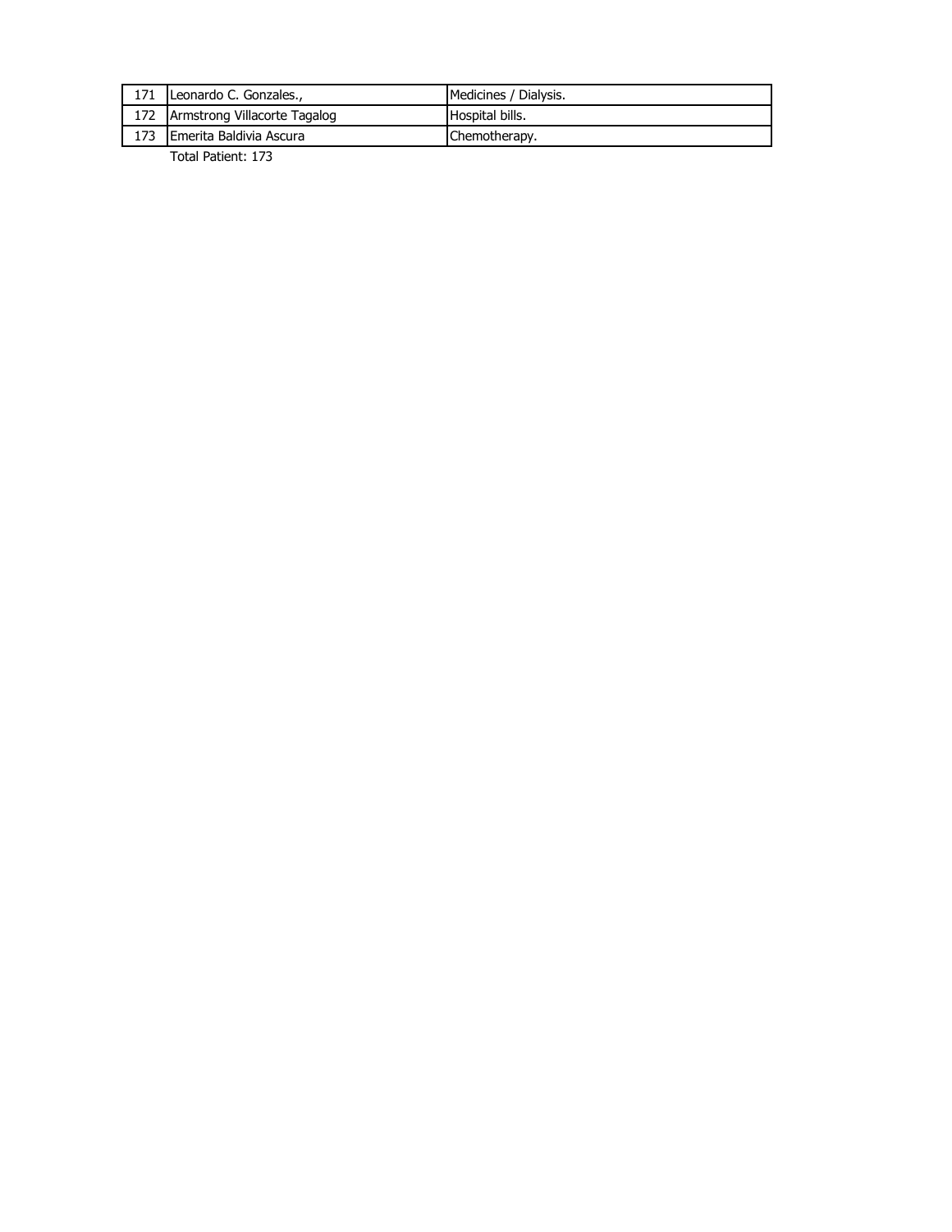| 171 | Leonardo C. Gonzales., | Medicines / Dialysis. |
|---|---|---|
| 172 | Armstrong Villacorte Tagalog | Hospital bills. |
| 173 | Emerita Baldivia Ascura | Chemotherapy. |

Total Patient: 173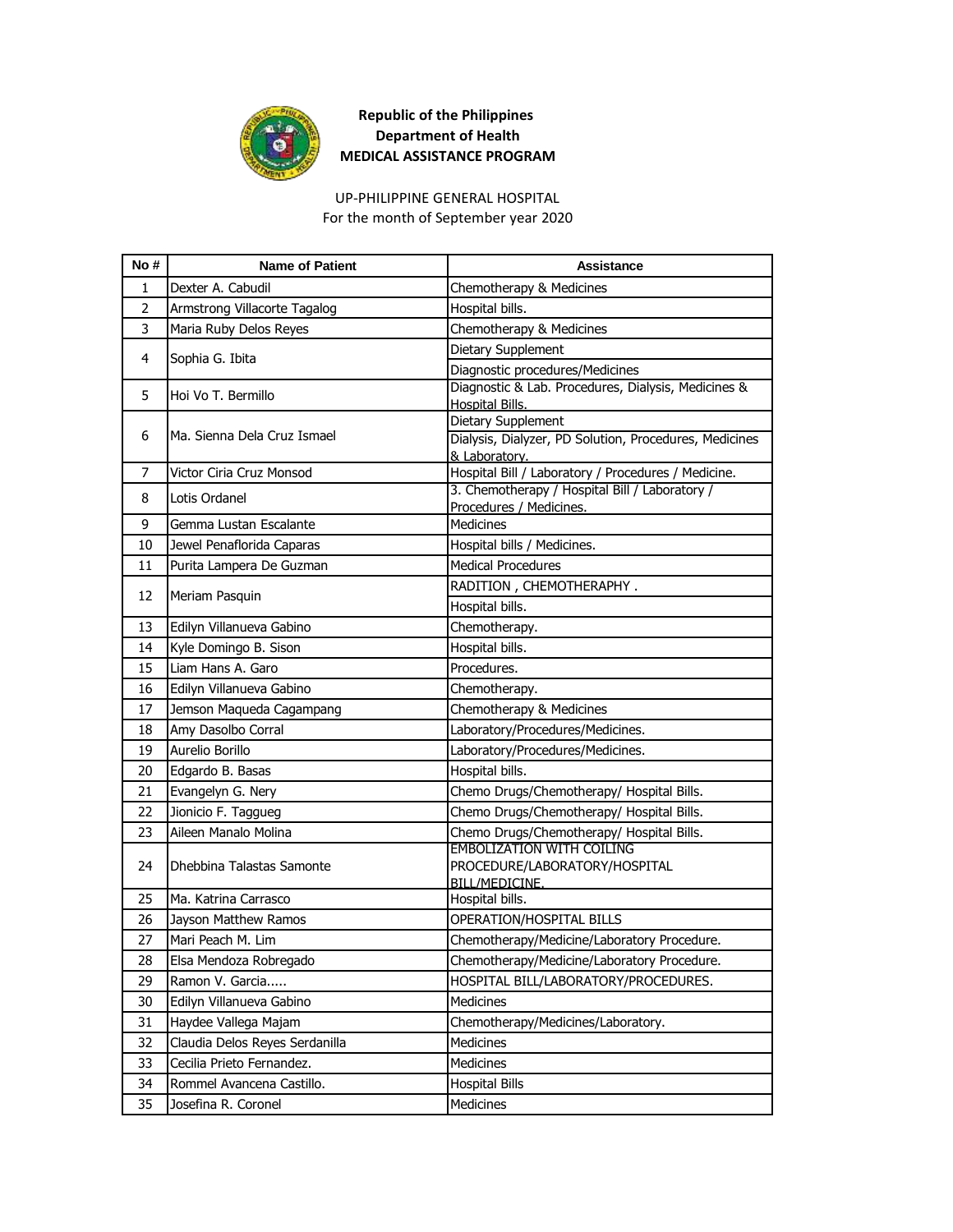**Republic of the Philippines**
**Department of Health**
**MEDICAL ASSISTANCE PROGRAM**

UP-PHILIPPINE GENERAL HOSPITAL
For the month of September year 2020

| No # | Name of Patient | Assistance |
|---|---|---|
| 1 | Dexter A. Cabudil | Chemotherapy & Medicines |
| 2 | Armstrong Villacorte Tagalog | Hospital bills. |
| 3 | Maria Ruby Delos Reyes | Chemotherapy & Medicines |
| 4 | Sophia G. Ibita | Dietary Supplement |
| | | Diagnostic procedures/Medicines |
| 5 | Hoi Vo T. Bermillo | Diagnostic & Lab. Procedures, Dialysis, Medicines & Hospital Bills. |
| 6 | Ma. Sienna Dela Cruz Ismael | Dietary Supplement |
| | | Dialysis, Dialyzer, PD Solution, Procedures, Medicines & Laboratory. |
| 7 | Victor Ciria Cruz Monsod | Hospital Bill / Laboratory / Procedures / Medicine. |
| 8 | Lotis Ordanel | 3. Chemotherapy / Hospital Bill / Laboratory / Procedures / Medicines. |
| 9 | Gemma Lustan Escalante | Medicines |
| 10 | Jewel Penaflorida Caparas | Hospital bills / Medicines. |
| 11 | Purita Lampera De Guzman | Medical Procedures |
| 12 | Meriam Pasquin | RADITION , CHEMOTHERAPHY . |
| | | Hospital bills. |
| 13 | Edilyn Villanueva Gabino | Chemotherapy. |
| 14 | Kyle Domingo B. Sison | Hospital bills. |
| 15 | Liam Hans A. Garo | Procedures. |
| 16 | Edilyn Villanueva Gabino | Chemotherapy. |
| 17 | Jemson Maqueda Cagampang | Chemotherapy & Medicines |
| 18 | Amy Dasolbo Corral | Laboratory/Procedures/Medicines. |
| 19 | Aurelio Borillo | Laboratory/Procedures/Medicines. |
| 20 | Edgardo B. Basas | Hospital bills. |
| 21 | Evangelyn G. Nery | Chemo Drugs/Chemotherapy/ Hospital Bills. |
| 22 | Jionicio F. Taggueg | Chemo Drugs/Chemotherapy/ Hospital Bills. |
| 23 | Aileen Manalo Molina | Chemo Drugs/Chemotherapy/ Hospital Bills. |
| 24 | Dhebbina Talastas Samonte | EMBOLIZATION WITH COILING PROCEDURE/LABORATORY/HOSPITAL BILL/MEDICINE. |
| 25 | Ma. Katrina Carrasco | Hospital bills. |
| 26 | Jayson Matthew Ramos | OPERATION/HOSPITAL BILLS |
| 27 | Mari Peach M. Lim | Chemotherapy/Medicine/Laboratory Procedure. |
| 28 | Elsa Mendoza Robregado | Chemotherapy/Medicine/Laboratory Procedure. |
| 29 | Ramon V. Garcia..... | HOSPITAL BILL/LABORATORY/PROCEDURES. |
| 30 | Edilyn Villanueva Gabino | Medicines |
| 31 | Haydee Vallega Majam | Chemotherapy/Medicines/Laboratory. |
| 32 | Claudia Delos Reyes Serdanilla | Medicines |
| 33 | Cecilia Prieto Fernandez. | Medicines |
| 34 | Rommel Avancena Castillo. | Hospital Bills |
| 35 | Josefina R. Coronel | Medicines |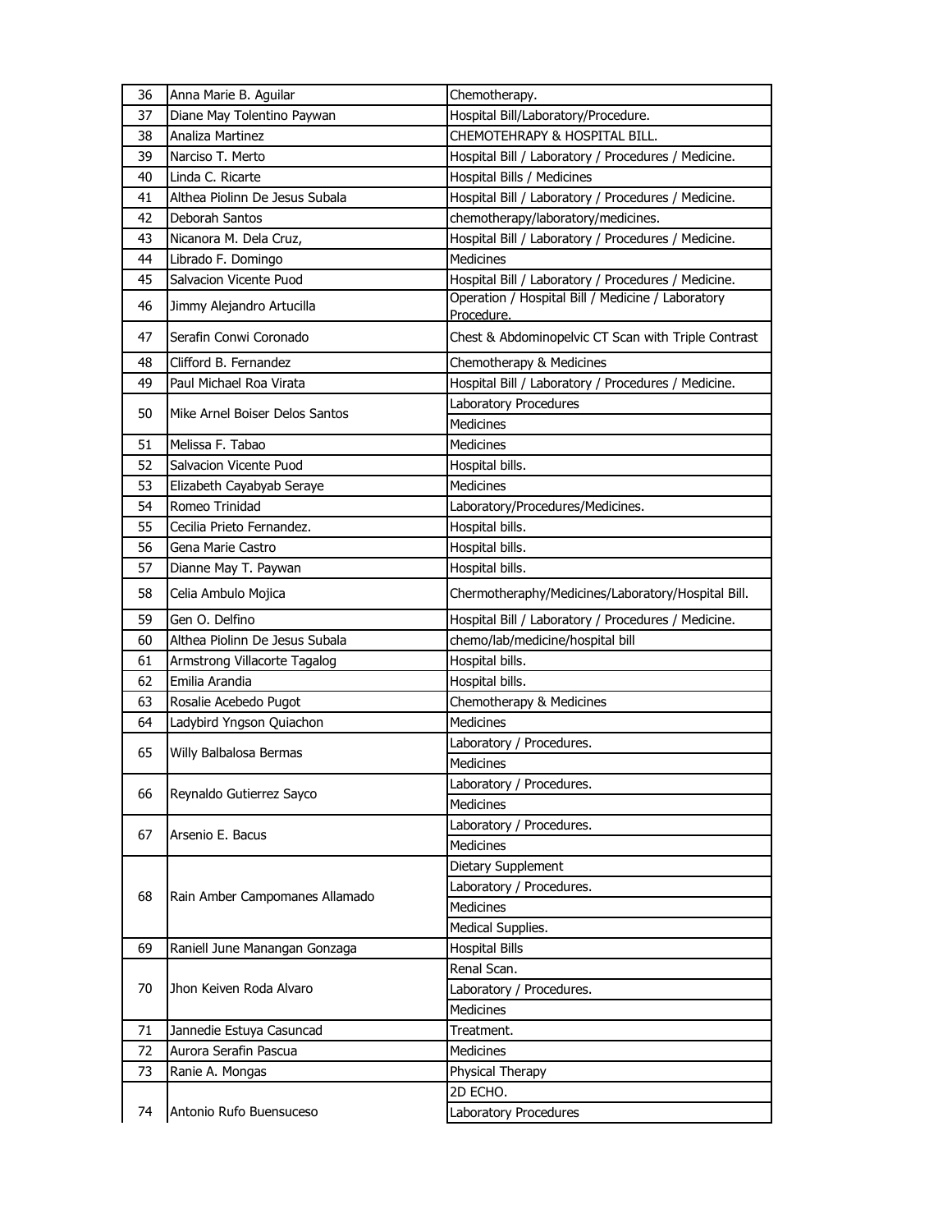| 36 | Anna Marie B. Aguilar | Chemotherapy. |
|---|---|---|
| 37 | Diane May Tolentino Paywan | Hospital Bill/Laboratory/Procedure. |
| 38 | Analiza Martinez | CHEMOTEHRAPY & HOSPITAL BILL. |
| 39 | Narciso T. Merto | Hospital Bill / Laboratory / Procedures / Medicine. |
| 40 | Linda C. Ricarte | Hospital Bills / Medicines |
| 41 | Althea Piolinn De Jesus Subala | Hospital Bill / Laboratory / Procedures / Medicine. |
| 42 | Deborah Santos | chemotherapy/laboratory/medicines. |
| 43 | Nicanora M. Dela Cruz, | Hospital Bill / Laboratory / Procedures / Medicine. |
| 44 | Librado F. Domingo | Medicines |
| 45 | Salvacion Vicente Puod | Hospital Bill / Laboratory / Procedures / Medicine. |
| 46 | Jimmy Alejandro Artucilla | Operation / Hospital Bill / Medicine / Laboratory Procedure. |
| 47 | Serafin Conwi Coronado | Chest & Abdominopelvic CT Scan with Triple Contrast |
| 48 | Clifford B. Fernandez | Chemotherapy & Medicines |
| 49 | Paul Michael Roa Virata | Hospital Bill / Laboratory / Procedures / Medicine. |
| 50 | Mike Arnel Boiser Delos Santos | Laboratory Procedures |
| | | Medicines |
| 51 | Melissa F. Tabao | Medicines |
| 52 | Salvacion Vicente Puod | Hospital bills. |
| 53 | Elizabeth Cayabyab Seraye | Medicines |
| 54 | Romeo Trinidad | Laboratory/Procedures/Medicines. |
| 55 | Cecilia Prieto Fernandez. | Hospital bills. |
| 56 | Gena Marie Castro | Hospital bills. |
| 57 | Dianne May T. Paywan | Hospital bills. |
| 58 | Celia Ambulo Mojica | Chermotheraphy/Medicines/Laboratory/Hospital Bill. |
| 59 | Gen O. Delfino | Hospital Bill / Laboratory / Procedures / Medicine. |
| 60 | Althea Piolinn De Jesus Subala | chemo/lab/medicine/hospital bill |
| 61 | Armstrong Villacorte Tagalog | Hospital bills. |
| 62 | Emilia Arandia | Hospital bills. |
| 63 | Rosalie Acebedo Pugot | Chemotherapy & Medicines |
| 64 | Ladybird Yngson Quiachon | Medicines |
| 65 | Willy Balbalosa Bermas | Laboratory / Procedures. |
| | | Medicines |
| 66 | Reynaldo Gutierrez Sayco | Laboratory / Procedures. |
| | | Medicines |
| 67 | Arsenio E. Bacus | Laboratory / Procedures. |
| | | Medicines |
| 68 | Rain Amber Campomanes Allamado | Dietary Supplement |
| | | Laboratory / Procedures. |
| | | Medicines |
| | | Medical Supplies. |
| 69 | Raniell June Manangan Gonzaga | Hospital Bills |
| 70 | Jhon Keiven Roda Alvaro | Renal Scan. |
| | | Laboratory / Procedures. |
| | | Medicines |
| 71 | Jannedie Estuya Casuncad | Treatment. |
| 72 | Aurora Serafin Pascua | Medicines |
| 73 | Ranie A. Mongas | Physical Therapy |
| 74 | Antonio Rufo Buensuceso | 2D ECHO. |
| | | Laboratory Procedures |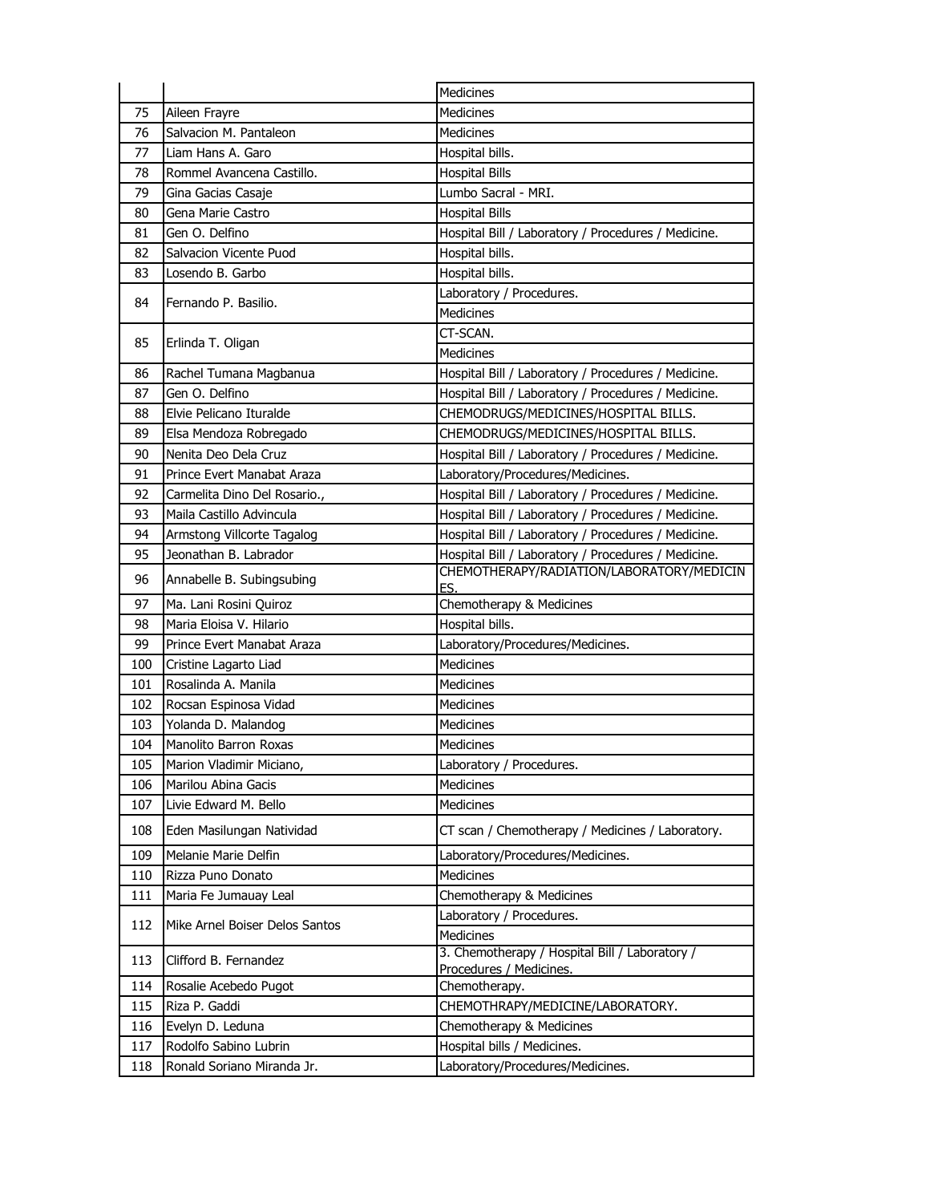| | | |
|---|---|---|
| | | Medicines |
| 75 | Aileen Frayre | Medicines |
| 76 | Salvacion M. Pantaleon | Medicines |
| 77 | Liam Hans A. Garo | Hospital bills. |
| 78 | Rommel Avancena Castillo. | Hospital Bills |
| 79 | Gina Gacias Casaje | Lumbo Sacral - MRI. |
| 80 | Gena Marie Castro | Hospital Bills |
| 81 | Gen O. Delfino | Hospital Bill / Laboratory / Procedures / Medicine. |
| 82 | Salvacion Vicente Puod | Hospital bills. |
| 83 | Losendo B. Garbo | Hospital bills. |
| 84 | Fernando P. Basilio. | Laboratory / Procedures. |
| | | Medicines |
| 85 | Erlinda T. Oligan | CT-SCAN. |
| | | Medicines |
| 86 | Rachel Tumana Magbanua | Hospital Bill / Laboratory / Procedures / Medicine. |
| 87 | Gen O. Delfino | Hospital Bill / Laboratory / Procedures / Medicine. |
| 88 | Elvie Pelicano Ituralde | CHEMODRUGS/MEDICINES/HOSPITAL BILLS. |
| 89 | Elsa Mendoza Robregado | CHEMODRUGS/MEDICINES/HOSPITAL BILLS. |
| 90 | Nenita Deo Dela Cruz | Hospital Bill / Laboratory / Procedures / Medicine. |
| 91 | Prince Evert Manabat Araza | Laboratory/Procedures/Medicines. |
| 92 | Carmelita Dino Del Rosario., | Hospital Bill / Laboratory / Procedures / Medicine. |
| 93 | Maila Castillo Advincula | Hospital Bill / Laboratory / Procedures / Medicine. |
| 94 | Armstong Villcorte Tagalog | Hospital Bill / Laboratory / Procedures / Medicine. |
| 95 | Jeonathan B. Labrador | Hospital Bill / Laboratory / Procedures / Medicine. |
| 96 | Annabelle B. Subingsubing | CHEMOTHERAPY/RADIATION/LABORATORY/MEDICINES. |
| 97 | Ma. Lani Rosini Quiroz | Chemotherapy & Medicines |
| 98 | Maria Eloisa V. Hilario | Hospital bills. |
| 99 | Prince Evert Manabat Araza | Laboratory/Procedures/Medicines. |
| 100 | Cristine Lagarto Liad | Medicines |
| 101 | Rosalinda A. Manila | Medicines |
| 102 | Rocsan Espinosa Vidad | Medicines |
| 103 | Yolanda D. Malandog | Medicines |
| 104 | Manolito Barron Roxas | Medicines |
| 105 | Marion Vladimir Miciano, | Laboratory / Procedures. |
| 106 | Marilou Abina Gacis | Medicines |
| 107 | Livie Edward M. Bello | Medicines |
| 108 | Eden Masilungan Natividad | CT scan / Chemotherapy / Medicines / Laboratory. |
| 109 | Melanie Marie Delfin | Laboratory/Procedures/Medicines. |
| 110 | Rizza Puno Donato | Medicines |
| 111 | Maria Fe Jumauay Leal | Chemotherapy & Medicines |
| 112 | Mike Arnel Boiser Delos Santos | Laboratory / Procedures. |
| | | Medicines |
| 113 | Clifford B. Fernandez | 3. Chemotherapy / Hospital Bill / Laboratory / Procedures / Medicines. |
| 114 | Rosalie Acebedo Pugot | Chemotherapy. |
| 115 | Riza P. Gaddi | CHEMOTHRAPY/MEDICINE/LABORATORY. |
| 116 | Evelyn D. Leduna | Chemotherapy & Medicines |
| 117 | Rodolfo Sabino Lubrin | Hospital bills / Medicines. |
| 118 | Ronald Soriano Miranda Jr. | Laboratory/Procedures/Medicines. |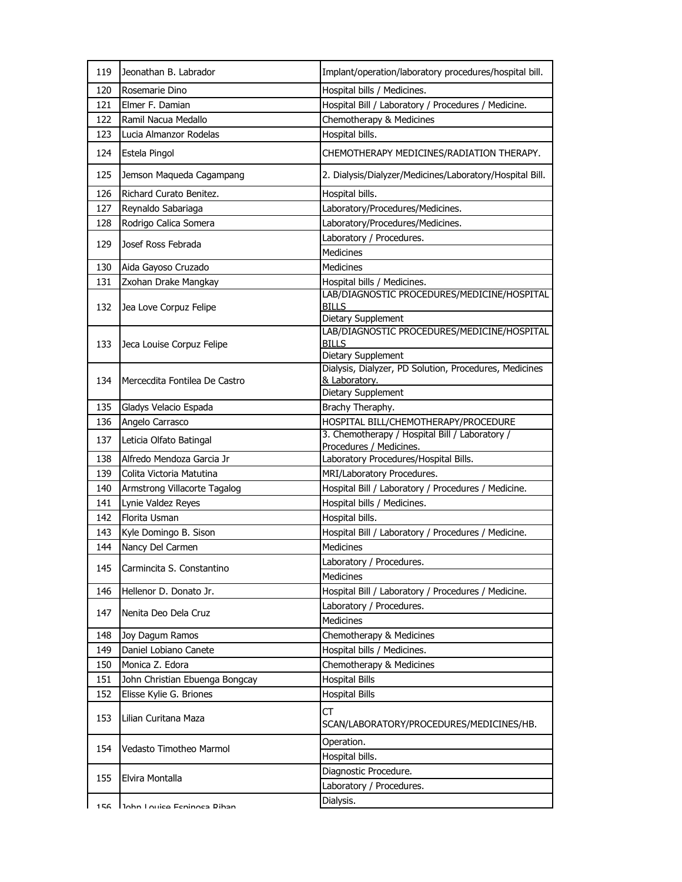| | | |
|---|---|---|
| 119 | Jeonathan B. Labrador | Implant/operation/laboratory procedures/hospital bill. |
| 120 | Rosemarie Dino | Hospital bills / Medicines. |
| 121 | Elmer F. Damian | Hospital Bill / Laboratory / Procedures / Medicine. |
| 122 | Ramil Nacua Medallo | Chemotherapy & Medicines |
| 123 | Lucia Almanzor Rodelas | Hospital bills. |
| 124 | Estela Pingol | CHEMOTHERAPY MEDICINES/RADIATION THERAPY. |
| 125 | Jemson Maqueda Cagampang | 2. Dialysis/Dialyzer/Medicines/Laboratory/Hospital Bill. |
| 126 | Richard Curato Benitez. | Hospital bills. |
| 127 | Reynaldo Sabariaga | Laboratory/Procedures/Medicines. |
| 128 | Rodrigo Calica Somera | Laboratory/Procedures/Medicines. |
| 129 | Josef Ross Febrada | Laboratory / Procedures. |
| | | Medicines |
| 130 | Aida Gayoso Cruzado | Medicines |
| 131 | Zxohan Drake Mangkay | Hospital bills / Medicines. |
| 132 | Jea Love Corpuz Felipe | LAB/DIAGNOSTIC PROCEDURES/MEDICINE/HOSPITAL BILLS |
| | | Dietary Supplement |
| 133 | Jeca Louise Corpuz Felipe | LAB/DIAGNOSTIC PROCEDURES/MEDICINE/HOSPITAL BILLS |
| | | Dietary Supplement |
| 134 | Mercecdita Fontilea De Castro | Dialysis, Dialyzer, PD Solution, Procedures, Medicines & Laboratory. |
| | | Dietary Supplement |
| 135 | Gladys Velacio Espada | Brachy Theraphy. |
| 136 | Angelo Carrasco | HOSPITAL BILL/CHEMOTHERAPY/PROCEDURE |
| 137 | Leticia Olfato Batingal | 3. Chemotherapy / Hospital Bill / Laboratory / Procedures / Medicines. |
| 138 | Alfredo Mendoza Garcia Jr | Laboratory Procedures/Hospital Bills. |
| 139 | Colita Victoria Matutina | MRI/Laboratory Procedures. |
| 140 | Armstrong Villacorte Tagalog | Hospital Bill / Laboratory / Procedures / Medicine. |
| 141 | Lynie Valdez Reyes | Hospital bills / Medicines. |
| 142 | Florita Usman | Hospital bills. |
| 143 | Kyle Domingo B. Sison | Hospital Bill / Laboratory / Procedures / Medicine. |
| 144 | Nancy Del Carmen | Medicines |
| 145 | Carmincita S. Constantino | Laboratory / Procedures. |
| | | Medicines |
| 146 | Hellenor D. Donato Jr. | Hospital Bill / Laboratory / Procedures / Medicine. |
| 147 | Nenita Deo Dela Cruz | Laboratory / Procedures. |
| | | Medicines |
| 148 | Joy Dagum Ramos | Chemotherapy & Medicines |
| 149 | Daniel Lobiano Canete | Hospital bills / Medicines. |
| 150 | Monica Z. Edora | Chemotherapy & Medicines |
| 151 | John Christian Ebuenga Bongcay | Hospital Bills |
| 152 | Elisse Kylie G. Briones | Hospital Bills |
| 153 | Lilian Curitana Maza | CT SCAN/LABORATORY/PROCEDURES/MEDICINES/HB. |
| 154 | Vedasto Timotheo Marmol | Operation. |
| | | Hospital bills. |
| 155 | Elvira Montalla | Diagnostic Procedure. |
| | | Laboratory / Procedures. |
| 156 | John Louise Espinosa Riban | Dialysis. |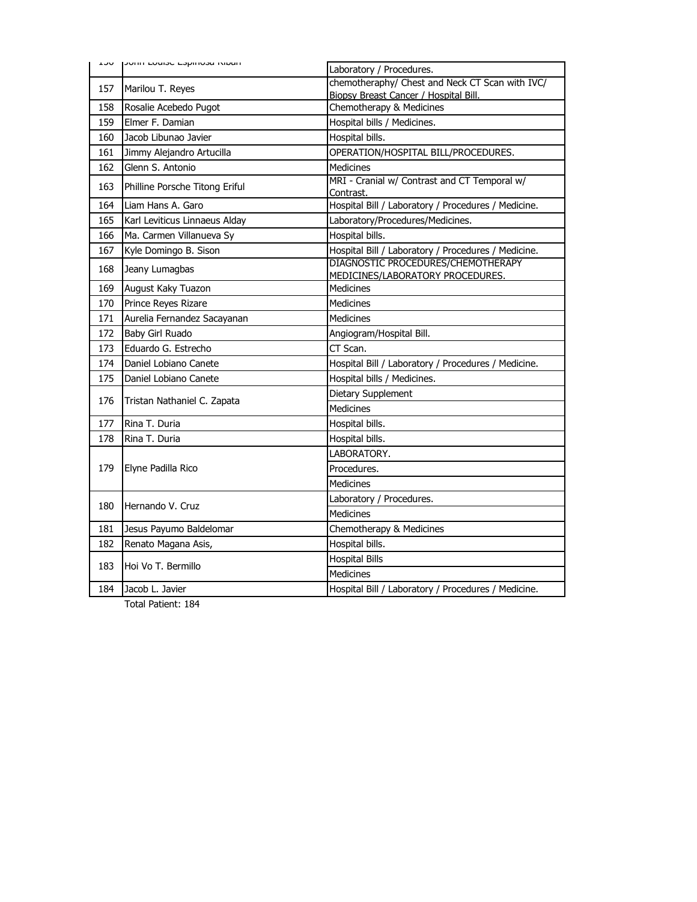| 156 | John Louise Espinosa Riban | Laboratory / Procedures. |
|---|---|---|
| 157 | Marilou T. Reyes | chemotheraphy/ Chest and Neck CT Scan with IVC/ Biopsy Breast Cancer / Hospital Bill. |
| 158 | Rosalie Acebedo Pugot | Chemotherapy & Medicines |
| 159 | Elmer F. Damian | Hospital bills / Medicines. |
| 160 | Jacob Libunao Javier | Hospital bills. |
| 161 | Jimmy Alejandro Artucilla | OPERATION/HOSPITAL BILL/PROCEDURES. |
| 162 | Glenn S. Antonio | Medicines |
| 163 | Philline Porsche Titong Eriful | MRI - Cranial w/ Contrast and CT Temporal w/ Contrast. |
| 164 | Liam Hans A. Garo | Hospital Bill / Laboratory / Procedures / Medicine. |
| 165 | Karl Leviticus Linnaeus Alday | Laboratory/Procedures/Medicines. |
| 166 | Ma. Carmen Villanueva Sy | Hospital bills. |
| 167 | Kyle Domingo B. Sison | Hospital Bill / Laboratory / Procedures / Medicine. |
| 168 | Jeany Lumagbas | DIAGNOSTIC PROCEDURES/CHEMOTHERAPY MEDICINES/LABORATORY PROCEDURES. |
| 169 | August Kaky Tuazon | Medicines |
| 170 | Prince Reyes Rizare | Medicines |
| 171 | Aurelia Fernandez Sacayanan | Medicines |
| 172 | Baby Girl Ruado | Angiogram/Hospital Bill. |
| 173 | Eduardo G. Estrecho | CT Scan. |
| 174 | Daniel Lobiano Canete | Hospital Bill / Laboratory / Procedures / Medicine. |
| 175 | Daniel Lobiano Canete | Hospital bills / Medicines. |
| 176 | Tristan Nathaniel C. Zapata | Dietary Supplement |
| | | Medicines |
| 177 | Rina T. Duria | Hospital bills. |
| 178 | Rina T. Duria | Hospital bills. |
| 179 | Elyne Padilla Rico | LABORATORY. |
| | | Procedures. |
| | | Medicines |
| 180 | Hernando V. Cruz | Laboratory / Procedures. |
| | | Medicines |
| 181 | Jesus Payumo Baldelomar | Chemotherapy & Medicines |
| 182 | Renato Magana Asis, | Hospital bills. |
| 183 | Hoi Vo T. Bermillo | Hospital Bills |
| | | Medicines |
| 184 | Jacob L. Javier | Hospital Bill / Laboratory / Procedures / Medicine. |

Total Patient: 184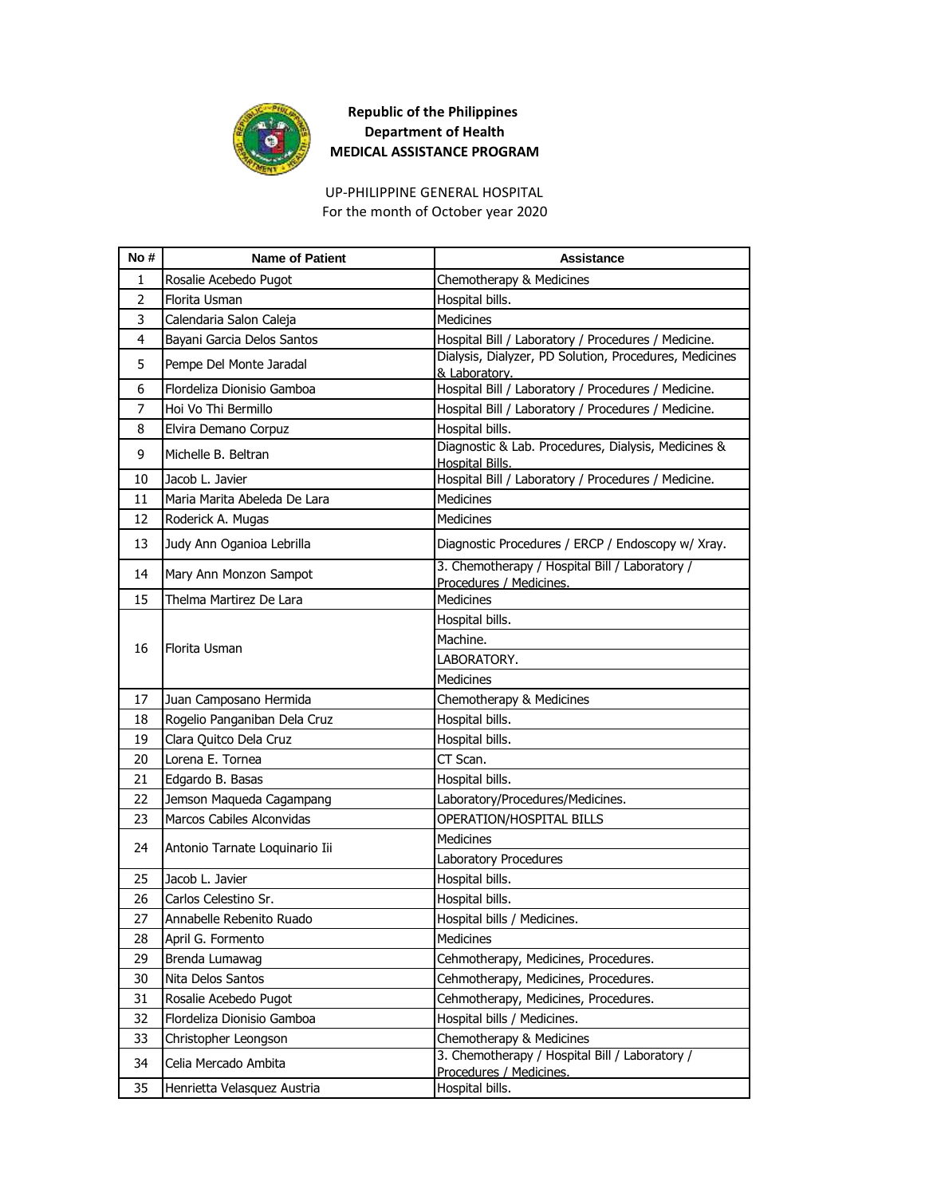**Republic of the Philippines**
**Department of Health**
**MEDICAL ASSISTANCE PROGRAM**

UP-PHILIPPINE GENERAL HOSPITAL
For the month of October year 2020

| No # | Name of Patient | Assistance |
|---|---|---|
| 1 | Rosalie Acebedo Pugot | Chemotherapy & Medicines |
| 2 | Florita Usman | Hospital bills. |
| 3 | Calendaria Salon Caleja | Medicines |
| 4 | Bayani Garcia Delos Santos | Hospital Bill / Laboratory / Procedures / Medicine. |
| 5 | Pempe Del Monte Jaradal | Dialysis, Dialyzer, PD Solution, Procedures, Medicines & Laboratory. |
| 6 | Flordeliza Dionisio Gamboa | Hospital Bill / Laboratory / Procedures / Medicine. |
| 7 | Hoi Vo Thi Bermillo | Hospital Bill / Laboratory / Procedures / Medicine. |
| 8 | Elvira Demano Corpuz | Hospital bills. |
| 9 | Michelle B. Beltran | Diagnostic & Lab. Procedures, Dialysis, Medicines & Hospital Bills. |
| 10 | Jacob L. Javier | Hospital Bill / Laboratory / Procedures / Medicine. |
| 11 | Maria Marita Abeleda De Lara | Medicines |
| 12 | Roderick A. Mugas | Medicines |
| 13 | Judy Ann Oganioa Lebrilla | Diagnostic Procedures / ERCP / Endoscopy w/ Xray. |
| 14 | Mary Ann Monzon Sampot | 3. Chemotherapy / Hospital Bill / Laboratory / Procedures / Medicines. |
| 15 | Thelma Martirez De Lara | Medicines |
| 16 | Florita Usman | Hospital bills. |
| | | Machine. |
| | | LABORATORY. |
| | | Medicines |
| 17 | Juan Camposano Hermida | Chemotherapy & Medicines |
| 18 | Rogelio Panganiban Dela Cruz | Hospital bills. |
| 19 | Clara Quitco Dela Cruz | Hospital bills. |
| 20 | Lorena E. Tornea | CT Scan. |
| 21 | Edgardo B. Basas | Hospital bills. |
| 22 | Jemson Maqueda Cagampang | Laboratory/Procedures/Medicines. |
| 23 | Marcos Cabiles Alconvidas | OPERATION/HOSPITAL BILLS |
| 24 | Antonio Tarnate Loquinario Iii | Medicines |
| | | Laboratory Procedures |
| 25 | Jacob L. Javier | Hospital bills. |
| 26 | Carlos Celestino Sr. | Hospital bills. |
| 27 | Annabelle Rebenito Ruado | Hospital bills / Medicines. |
| 28 | April G. Formento | Medicines |
| 29 | Brenda Lumawag | Cehmotherapy, Medicines, Procedures. |
| 30 | Nita Delos Santos | Cehmotherapy, Medicines, Procedures. |
| 31 | Rosalie Acebedo Pugot | Cehmotherapy, Medicines, Procedures. |
| 32 | Flordeliza Dionisio Gamboa | Hospital bills / Medicines. |
| 33 | Christopher Leongson | Chemotherapy & Medicines |
| 34 | Celia Mercado Ambita | 3. Chemotherapy / Hospital Bill / Laboratory / Procedures / Medicines. |
| 35 | Henrietta Velasquez Austria | Hospital bills. |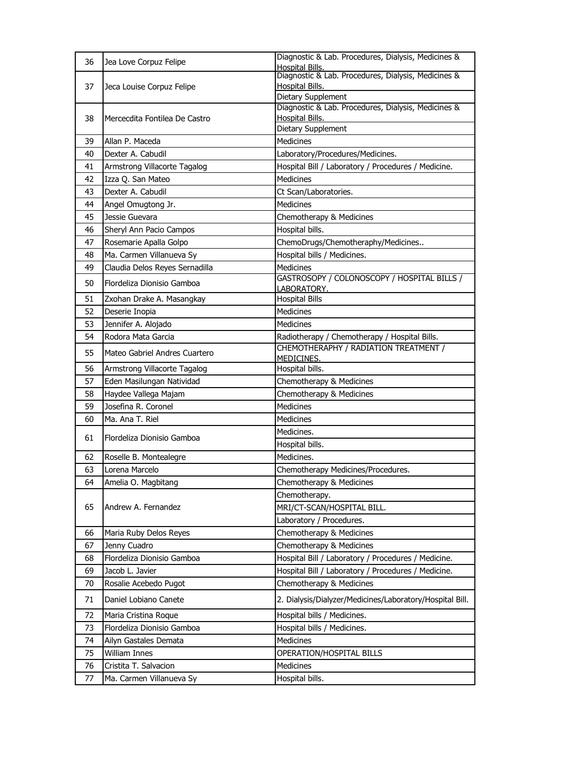| | | |
|---|---|---|
| 36 | Jea Love Corpuz Felipe | Diagnostic & Lab. Procedures, Dialysis, Medicines & Hospital Bills. |
| 37 | Jeca Louise Corpuz Felipe | Diagnostic & Lab. Procedures, Dialysis, Medicines & Hospital Bills. |
| | | Dietary Supplement |
| 38 | Mercecdita Fontilea De Castro | Diagnostic & Lab. Procedures, Dialysis, Medicines & Hospital Bills. |
| | | Dietary Supplement |
| 39 | Allan P. Maceda | Medicines |
| 40 | Dexter A. Cabudil | Laboratory/Procedures/Medicines. |
| 41 | Armstrong Villacorte Tagalog | Hospital Bill / Laboratory / Procedures / Medicine. |
| 42 | Izza Q. San Mateo | Medicines |
| 43 | Dexter A. Cabudil | Ct Scan/Laboratories. |
| 44 | Angel Omugtong Jr. | Medicines |
| 45 | Jessie Guevara | Chemotherapy & Medicines |
| 46 | Sheryl Ann Pacio Campos | Hospital bills. |
| 47 | Rosemarie Apalla Golpo | ChemoDrugs/Chemotheraphy/Medicines.. |
| 48 | Ma. Carmen Villanueva Sy | Hospital bills / Medicines. |
| 49 | Claudia Delos Reyes Sernadilla | Medicines |
| 50 | Flordeliza Dionisio Gamboa | GASTROSOPY / COLONOSCOPY / HOSPITAL BILLS / LABORATORY. |
| 51 | Zxohan Drake A. Masangkay | Hospital Bills |
| 52 | Deserie Inopia | Medicines |
| 53 | Jennifer A. Alojado | Medicines |
| 54 | Rodora Mata Garcia | Radiotherapy / Chemotherapy / Hospital Bills. |
| 55 | Mateo Gabriel Andres Cuartero | CHEMOTHERAPHY / RADIATION TREATMENT / MEDICINES. |
| 56 | Armstrong Villacorte Tagalog | Hospital bills. |
| 57 | Eden Masilungan Natividad | Chemotherapy & Medicines |
| 58 | Haydee Vallega Majam | Chemotherapy & Medicines |
| 59 | Josefina R. Coronel | Medicines |
| 60 | Ma. Ana T. Riel | Medicines |
| 61 | Flordeliza Dionisio Gamboa | Medicines. |
| | | Hospital bills. |
| 62 | Roselle B. Montealegre | Medicines. |
| 63 | Lorena Marcelo | Chemotherapy Medicines/Procedures. |
| 64 | Amelia O. Magbitang | Chemotherapy & Medicines |
| 65 | Andrew A. Fernandez | Chemotherapy. |
| | | MRI/CT-SCAN/HOSPITAL BILL. |
| | | Laboratory / Procedures. |
| 66 | Maria Ruby Delos Reyes | Chemotherapy & Medicines |
| 67 | Jenny Cuadro | Chemotherapy & Medicines |
| 68 | Flordeliza Dionisio Gamboa | Hospital Bill / Laboratory / Procedures / Medicine. |
| 69 | Jacob L. Javier | Hospital Bill / Laboratory / Procedures / Medicine. |
| 70 | Rosalie Acebedo Pugot | Chemotherapy & Medicines |
| 71 | Daniel Lobiano Canete | 2. Dialysis/Dialyzer/Medicines/Laboratory/Hospital Bill. |
| 72 | Maria Cristina Roque | Hospital bills / Medicines. |
| 73 | Flordeliza Dionisio Gamboa | Hospital bills / Medicines. |
| 74 | Ailyn Gastales Demata | Medicines |
| 75 | William Innes | OPERATION/HOSPITAL BILLS |
| 76 | Cristita T. Salvacion | Medicines |
| 77 | Ma. Carmen Villanueva Sy | Hospital bills. |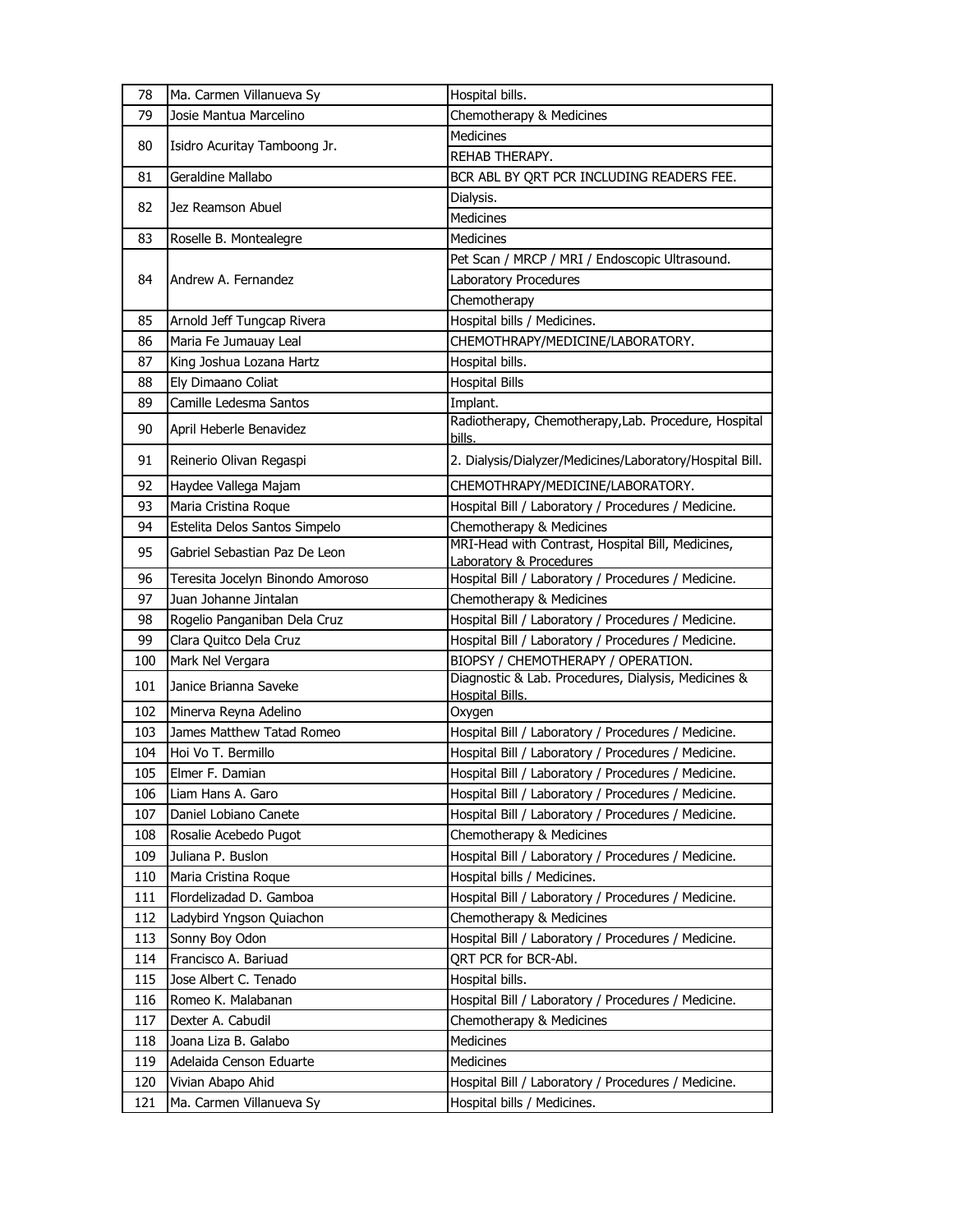| 78 | Ma. Carmen Villanueva Sy | Hospital bills. |
|---|---|---|
| 79 | Josie Mantua Marcelino | Chemotherapy & Medicines |
| 80 | Isidro Acuritay Tamboong Jr. | Medicines |
| | | REHAB THERAPY. |
| 81 | Geraldine Mallabo | BCR ABL BY QRT PCR INCLUDING READERS FEE. |
| 82 | Jez Reamson Abuel | Dialysis. |
| | | Medicines |
| 83 | Roselle B. Montealegre | Medicines |
| 84 | Andrew A. Fernandez | Pet Scan / MRCP / MRI / Endoscopic Ultrasound. |
| | | Laboratory Procedures |
| | | Chemotherapy |
| 85 | Arnold Jeff Tungcap Rivera | Hospital bills / Medicines. |
| 86 | Maria Fe Jumauay Leal | CHEMOTHRAPY/MEDICINE/LABORATORY. |
| 87 | King Joshua Lozana Hartz | Hospital bills. |
| 88 | Ely Dimaano Coliat | Hospital Bills |
| 89 | Camille Ledesma Santos | Implant. |
| 90 | April Heberle Benavidez | Radiotherapy, Chemotherapy,Lab. Procedure, Hospital bills. |
| 91 | Reinerio Olivan Regaspi | 2. Dialysis/Dialyzer/Medicines/Laboratory/Hospital Bill. |
| 92 | Haydee Vallega Majam | CHEMOTHRAPY/MEDICINE/LABORATORY. |
| 93 | Maria Cristina Roque | Hospital Bill / Laboratory / Procedures / Medicine. |
| 94 | Estelita Delos Santos Simpelo | Chemotherapy & Medicines |
| 95 | Gabriel Sebastian Paz De Leon | MRI-Head with Contrast, Hospital Bill, Medicines, Laboratory & Procedures |
| 96 | Teresita Jocelyn Binondo Amoroso | Hospital Bill / Laboratory / Procedures / Medicine. |
| 97 | Juan Johanne Jintalan | Chemotherapy & Medicines |
| 98 | Rogelio Panganiban Dela Cruz | Hospital Bill / Laboratory / Procedures / Medicine. |
| 99 | Clara Quitco Dela Cruz | Hospital Bill / Laboratory / Procedures / Medicine. |
| 100 | Mark Nel Vergara | BIOPSY / CHEMOTHERAPY / OPERATION. |
| 101 | Janice Brianna Saveke | Diagnostic & Lab. Procedures, Dialysis, Medicines & Hospital Bills. |
| 102 | Minerva Reyna Adelino | Oxygen |
| 103 | James Matthew Tatad Romeo | Hospital Bill / Laboratory / Procedures / Medicine. |
| 104 | Hoi Vo T. Bermillo | Hospital Bill / Laboratory / Procedures / Medicine. |
| 105 | Elmer F. Damian | Hospital Bill / Laboratory / Procedures / Medicine. |
| 106 | Liam Hans A. Garo | Hospital Bill / Laboratory / Procedures / Medicine. |
| 107 | Daniel Lobiano Canete | Hospital Bill / Laboratory / Procedures / Medicine. |
| 108 | Rosalie Acebedo Pugot | Chemotherapy & Medicines |
| 109 | Juliana P. Buslon | Hospital Bill / Laboratory / Procedures / Medicine. |
| 110 | Maria Cristina Roque | Hospital bills / Medicines. |
| 111 | Flordelizadad D. Gamboa | Hospital Bill / Laboratory / Procedures / Medicine. |
| 112 | Ladybird Yngson Quiachon | Chemotherapy & Medicines |
| 113 | Sonny Boy Odon | Hospital Bill / Laboratory / Procedures / Medicine. |
| 114 | Francisco A. Bariuad | QRT PCR for BCR-Abl. |
| 115 | Jose Albert C. Tenado | Hospital bills. |
| 116 | Romeo K. Malabanan | Hospital Bill / Laboratory / Procedures / Medicine. |
| 117 | Dexter A. Cabudil | Chemotherapy & Medicines |
| 118 | Joana Liza B. Galabo | Medicines |
| 119 | Adelaida Censon Eduarte | Medicines |
| 120 | Vivian Abapo Ahid | Hospital Bill / Laboratory / Procedures / Medicine. |
| 121 | Ma. Carmen Villanueva Sy | Hospital bills / Medicines. |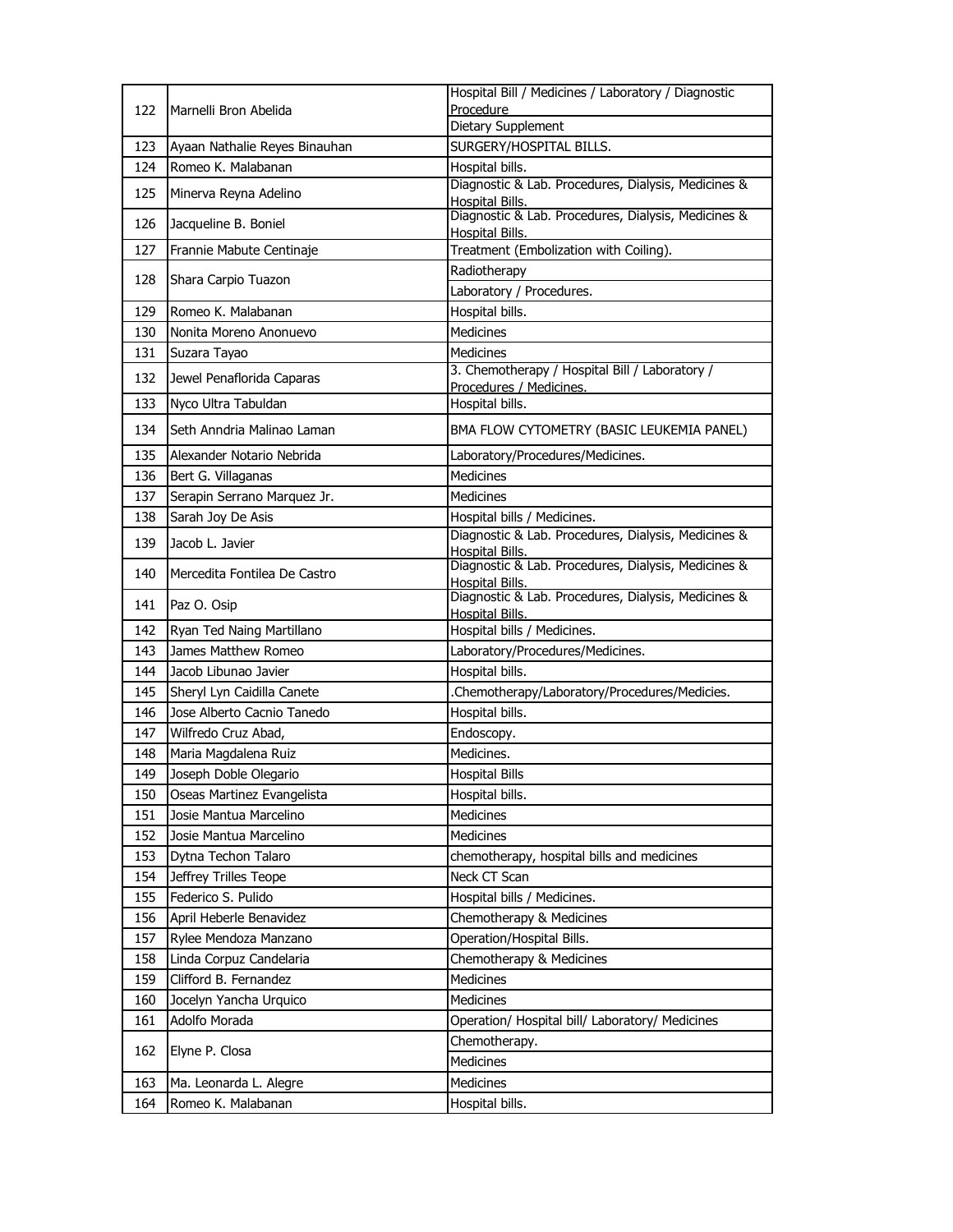| | | |
|---|---|---|
| 122 | Marnelli Bron Abelida | Hospital Bill / Medicines / Laboratory / Diagnostic Procedure |
| | | Dietary Supplement |
| 123 | Ayaan Nathalie Reyes Binauhan | SURGERY/HOSPITAL BILLS. |
| 124 | Romeo K. Malabanan | Hospital bills. |
| 125 | Minerva Reyna Adelino | Diagnostic & Lab. Procedures, Dialysis, Medicines & Hospital Bills. |
| 126 | Jacqueline B. Boniel | Diagnostic & Lab. Procedures, Dialysis, Medicines & Hospital Bills. |
| 127 | Frannie Mabute Centinaje | Treatment (Embolization with Coiling). |
| 128 | Shara Carpio Tuazon | Radiotherapy |
| | | Laboratory / Procedures. |
| 129 | Romeo K. Malabanan | Hospital bills. |
| 130 | Nonita Moreno Anonuevo | Medicines |
| 131 | Suzara Tayao | Medicines |
| 132 | Jewel Penaflorida Caparas | 3. Chemotherapy / Hospital Bill / Laboratory / Procedures / Medicines. |
| 133 | Nyco Ultra Tabuldan | Hospital bills. |
| 134 | Seth Anndria Malinao Laman | BMA FLOW CYTOMETRY (BASIC LEUKEMIA PANEL) |
| 135 | Alexander Notario Nebrida | Laboratory/Procedures/Medicines. |
| 136 | Bert G. Villaganas | Medicines |
| 137 | Serapin Serrano Marquez Jr. | Medicines |
| 138 | Sarah Joy De Asis | Hospital bills / Medicines. |
| 139 | Jacob L. Javier | Diagnostic & Lab. Procedures, Dialysis, Medicines & Hospital Bills. |
| 140 | Mercedita Fontilea De Castro | Diagnostic & Lab. Procedures, Dialysis, Medicines & Hospital Bills. |
| 141 | Paz O. Osip | Diagnostic & Lab. Procedures, Dialysis, Medicines & Hospital Bills. |
| 142 | Ryan Ted Naing Martillano | Hospital bills / Medicines. |
| 143 | James Matthew Romeo | Laboratory/Procedures/Medicines. |
| 144 | Jacob Libunao Javier | Hospital bills. |
| 145 | Sheryl Lyn Caidilla Canete | .Chemotherapy/Laboratory/Procedures/Medicies. |
| 146 | Jose Alberto Cacnio Tanedo | Hospital bills. |
| 147 | Wilfredo Cruz Abad, | Endoscopy. |
| 148 | Maria Magdalena Ruiz | Medicines. |
| 149 | Joseph Doble Olegario | Hospital Bills |
| 150 | Oseas Martinez Evangelista | Hospital bills. |
| 151 | Josie Mantua Marcelino | Medicines |
| 152 | Josie Mantua Marcelino | Medicines |
| 153 | Dytna Techon Talaro | chemotherapy, hospital bills and medicines |
| 154 | Jeffrey Trilles Teope | Neck CT Scan |
| 155 | Federico S. Pulido | Hospital bills / Medicines. |
| 156 | April Heberle Benavidez | Chemotherapy & Medicines |
| 157 | Rylee Mendoza Manzano | Operation/Hospital Bills. |
| 158 | Linda Corpuz Candelaria | Chemotherapy & Medicines |
| 159 | Clifford B. Fernandez | Medicines |
| 160 | Jocelyn Yancha Urquico | Medicines |
| 161 | Adolfo Morada | Operation/ Hospital bill/ Laboratory/ Medicines |
| 162 | Elyne P. Closa | Chemotherapy. |
| | | Medicines |
| 163 | Ma. Leonarda L. Alegre | Medicines |
| 164 | Romeo K. Malabanan | Hospital bills. |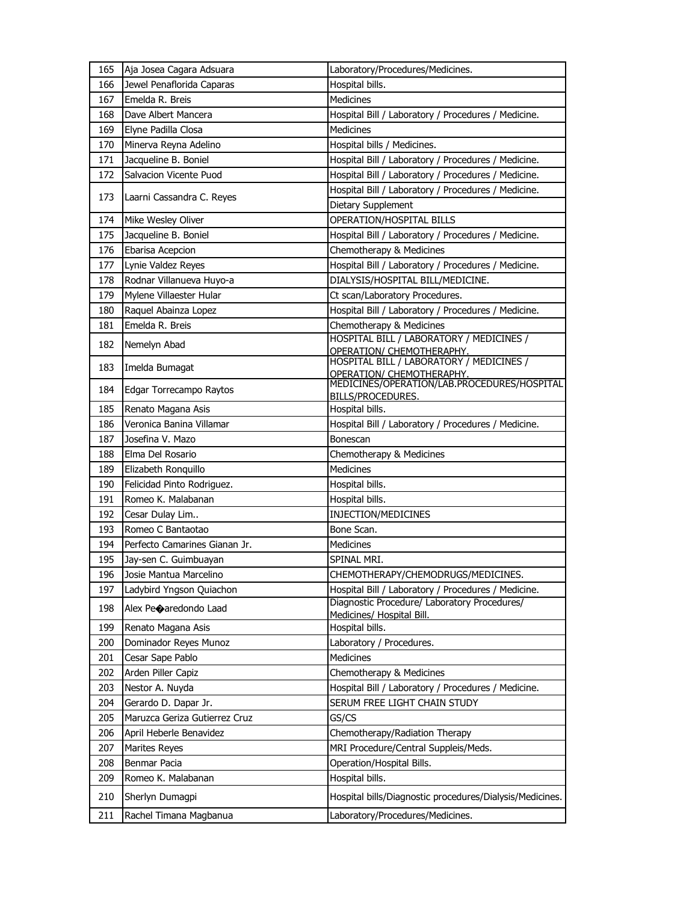| | | |
|---|---|---|
| 165 | Aja Josea Cagara Adsuara | Laboratory/Procedures/Medicines. |
| 166 | Jewel Penaflorida Caparas | Hospital bills. |
| 167 | Emelda R. Breis | Medicines |
| 168 | Dave Albert Mancera | Hospital Bill / Laboratory / Procedures / Medicine. |
| 169 | Elyne Padilla Closa | Medicines |
| 170 | Minerva Reyna Adelino | Hospital bills / Medicines. |
| 171 | Jacqueline B. Boniel | Hospital Bill / Laboratory / Procedures / Medicine. |
| 172 | Salvacion Vicente Puod | Hospital Bill / Laboratory / Procedures / Medicine. |
| 173 | Laarni Cassandra C. Reyes | Hospital Bill / Laboratory / Procedures / Medicine. |
| | | Dietary Supplement |
| 174 | Mike Wesley Oliver | OPERATION/HOSPITAL BILLS |
| 175 | Jacqueline B. Boniel | Hospital Bill / Laboratory / Procedures / Medicine. |
| 176 | Ebarisa Acepcion | Chemotherapy & Medicines |
| 177 | Lynie Valdez Reyes | Hospital Bill / Laboratory / Procedures / Medicine. |
| 178 | Rodnar Villanueva Huyo-a | DIALYSIS/HOSPITAL BILL/MEDICINE. |
| 179 | Mylene Villaester Hular | Ct scan/Laboratory Procedures. |
| 180 | Raquel Abainza Lopez | Hospital Bill / Laboratory / Procedures / Medicine. |
| 181 | Emelda R. Breis | Chemotherapy & Medicines |
| 182 | Nemelyn Abad | HOSPITAL BILL / LABORATORY / MEDICINES / OPERATION/ CHEMOTHERAPHY. |
| 183 | Imelda Bumagat | HOSPITAL BILL / LABORATORY / MEDICINES / OPERATION/ CHEMOTHERAPHY. |
| 184 | Edgar Torrecampo Raytos | MEDICINES/OPERATION/LAB.PROCEDURES/HOSPITAL BILLS/PROCEDURES. |
| 185 | Renato Magana Asis | Hospital bills. |
| 186 | Veronica Banina Villamar | Hospital Bill / Laboratory / Procedures / Medicine. |
| 187 | Josefina V. Mazo | Bonescan |
| 188 | Elma Del Rosario | Chemotherapy & Medicines |
| 189 | Elizabeth Ronquillo | Medicines |
| 190 | Felicidad Pinto Rodriguez. | Hospital bills. |
| 191 | Romeo K. Malabanan | Hospital bills. |
| 192 | Cesar Dulay Lim.. | INJECTION/MEDICINES |
| 193 | Romeo C Bantaotao | Bone Scan. |
| 194 | Perfecto Camarines Gianan Jr. | Medicines |
| 195 | Jay-sen C. Guimbuayan | SPINAL MRI. |
| 196 | Josie Mantua Marcelino | CHEMOTHERAPY/CHEMODRUGS/MEDICINES. |
| 197 | Ladybird Yngson Quiachon | Hospital Bill / Laboratory / Procedures / Medicine. |
| 198 | Alex Pe�aredondo Laad | Diagnostic Procedure/ Laboratory Procedures/ Medicines/ Hospital Bill. |
| 199 | Renato Magana Asis | Hospital bills. |
| 200 | Dominador Reyes Munoz | Laboratory / Procedures. |
| 201 | Cesar Sape Pablo | Medicines |
| 202 | Arden Piller Capiz | Chemotherapy & Medicines |
| 203 | Nestor A. Nuyda | Hospital Bill / Laboratory / Procedures / Medicine. |
| 204 | Gerardo D. Dapar Jr. | SERUM FREE LIGHT CHAIN STUDY |
| 205 | Maruzca Geriza Gutierrez Cruz | GS/CS |
| 206 | April Heberle Benavidez | Chemotherapy/Radiation Therapy |
| 207 | Marites Reyes | MRI Procedure/Central Suppleis/Meds. |
| 208 | Benmar Pacia | Operation/Hospital Bills. |
| 209 | Romeo K. Malabanan | Hospital bills. |
| 210 | Sherlyn Dumagpi | Hospital bills/Diagnostic procedures/Dialysis/Medicines. |
| 211 | Rachel Timana Magbanua | Laboratory/Procedures/Medicines. |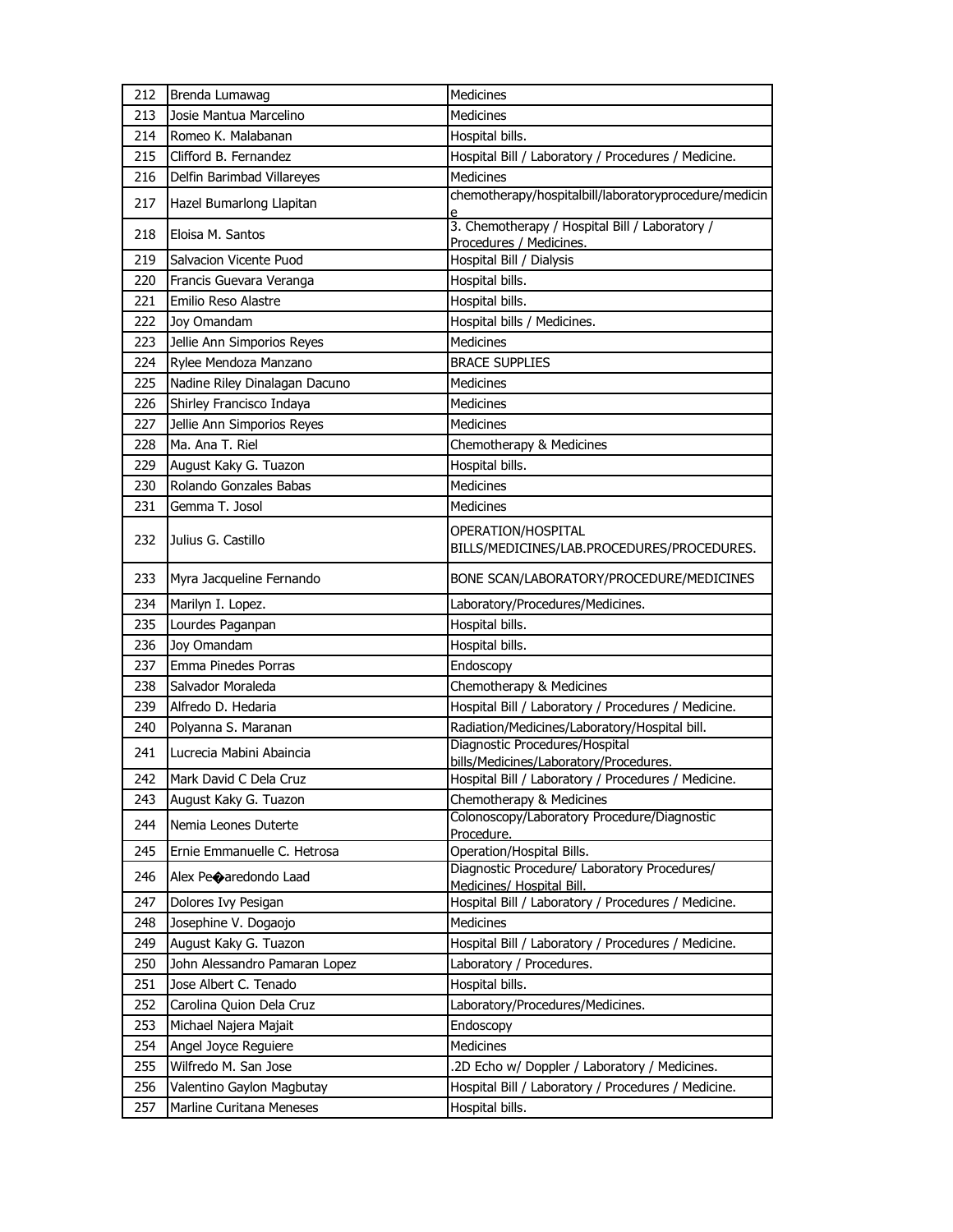| 212 | Brenda Lumawag | Medicines |
|---|---|---|
| 213 | Josie Mantua Marcelino | Medicines |
| 214 | Romeo K. Malabanan | Hospital bills. |
| 215 | Clifford B. Fernandez | Hospital Bill / Laboratory / Procedures / Medicine. |
| 216 | Delfin Barimbad Villareyes | Medicines |
| 217 | Hazel Bumarlong Llapitan | chemotherapy/hospitalbill/laboratoryprocedure/medicine |
| 218 | Eloisa M. Santos | 3. Chemotherapy / Hospital Bill / Laboratory / Procedures / Medicines. |
| 219 | Salvacion Vicente Puod | Hospital Bill / Dialysis |
| 220 | Francis Guevara Veranga | Hospital bills. |
| 221 | Emilio Reso Alastre | Hospital bills. |
| 222 | Joy Omandam | Hospital bills / Medicines. |
| 223 | Jellie Ann Simporios Reyes | Medicines |
| 224 | Rylee Mendoza Manzano | BRACE SUPPLIES |
| 225 | Nadine Riley Dinalagan Dacuno | Medicines |
| 226 | Shirley Francisco Indaya | Medicines |
| 227 | Jellie Ann Simporios Reyes | Medicines |
| 228 | Ma. Ana T. Riel | Chemotherapy & Medicines |
| 229 | August Kaky G. Tuazon | Hospital bills. |
| 230 | Rolando Gonzales Babas | Medicines |
| 231 | Gemma T. Josol | Medicines |
| 232 | Julius G. Castillo | OPERATION/HOSPITAL BILLS/MEDICINES/LAB.PROCEDURES/PROCEDURES. |
| 233 | Myra Jacqueline Fernando | BONE SCAN/LABORATORY/PROCEDURE/MEDICINES |
| 234 | Marilyn I. Lopez. | Laboratory/Procedures/Medicines. |
| 235 | Lourdes Paganpan | Hospital bills. |
| 236 | Joy Omandam | Hospital bills. |
| 237 | Emma Pinedes Porras | Endoscopy |
| 238 | Salvador Moraleda | Chemotherapy & Medicines |
| 239 | Alfredo D. Hedaria | Hospital Bill / Laboratory / Procedures / Medicine. |
| 240 | Polyanna S. Maranan | Radiation/Medicines/Laboratory/Hospital bill. |
| 241 | Lucrecia Mabini Abaincia | Diagnostic Procedures/Hospital bills/Medicines/Laboratory/Procedures. |
| 242 | Mark David C Dela Cruz | Hospital Bill / Laboratory / Procedures / Medicine. |
| 243 | August Kaky G. Tuazon | Chemotherapy & Medicines |
| 244 | Nemia Leones Duterte | Colonoscopy/Laboratory Procedure/Diagnostic Procedure. |
| 245 | Ernie Emmanuelle C. Hetrosa | Operation/Hospital Bills. |
| 246 | Alex Pe�aredondo Laad | Diagnostic Procedure/ Laboratory Procedures/ Medicines/ Hospital Bill. |
| 247 | Dolores Ivy Pesigan | Hospital Bill / Laboratory / Procedures / Medicine. |
| 248 | Josephine V. Dogaojo | Medicines |
| 249 | August Kaky G. Tuazon | Hospital Bill / Laboratory / Procedures / Medicine. |
| 250 | John Alessandro Pamaran Lopez | Laboratory / Procedures. |
| 251 | Jose Albert C. Tenado | Hospital bills. |
| 252 | Carolina Quion Dela Cruz | Laboratory/Procedures/Medicines. |
| 253 | Michael Najera Majait | Endoscopy |
| 254 | Angel Joyce Reguiere | Medicines |
| 255 | Wilfredo M. San Jose | .2D Echo w/ Doppler / Laboratory / Medicines. |
| 256 | Valentino Gaylon Magbutay | Hospital Bill / Laboratory / Procedures / Medicine. |
| 257 | Marline Curitana Meneses | Hospital bills. |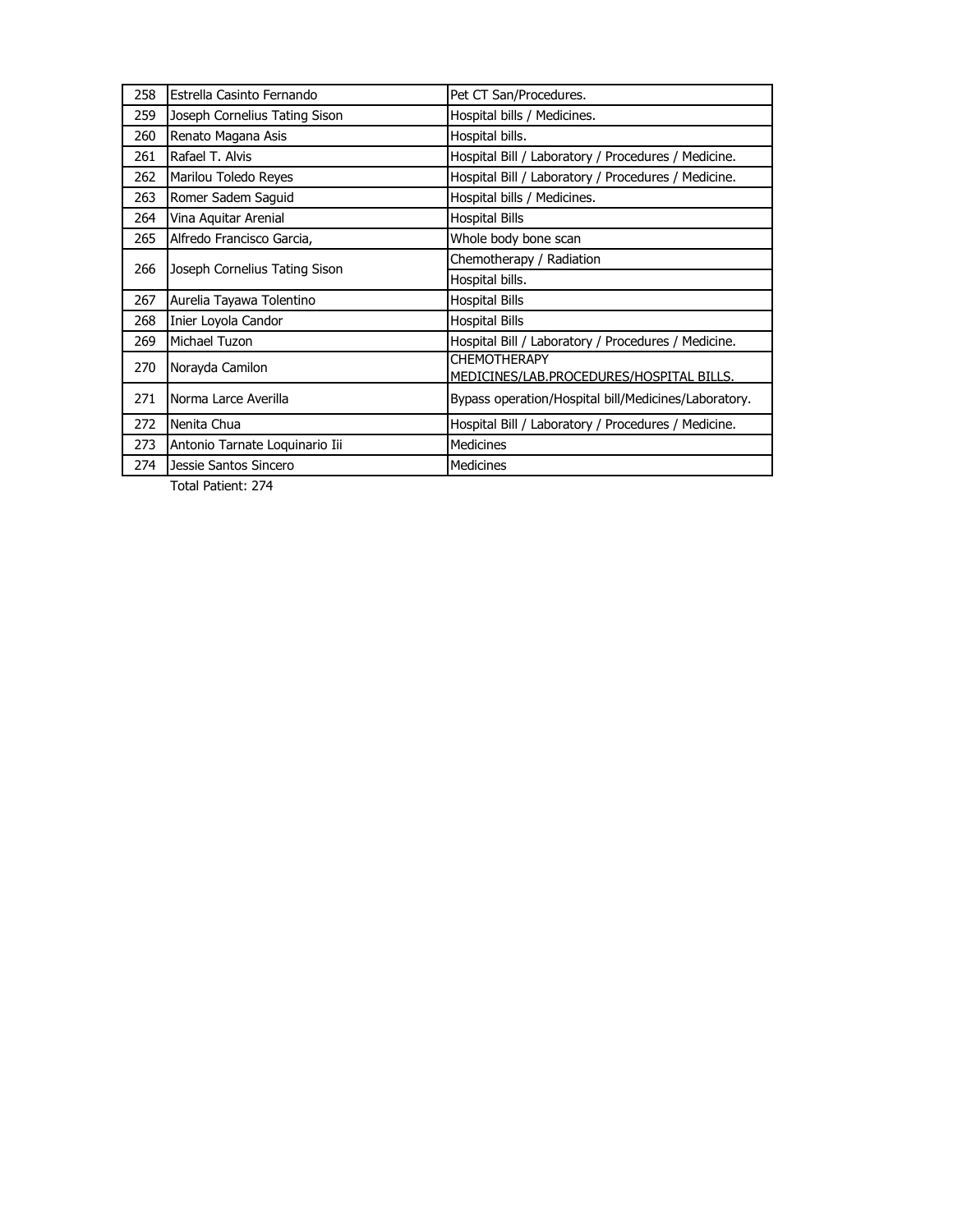| | | |
|---|---|---|
| 258 | Estrella Casinto Fernando | Pet CT San/Procedures. |
| 259 | Joseph Cornelius Tating Sison | Hospital bills / Medicines. |
| 260 | Renato Magana Asis | Hospital bills. |
| 261 | Rafael T. Alvis | Hospital Bill / Laboratory / Procedures / Medicine. |
| 262 | Marilou Toledo Reyes | Hospital Bill / Laboratory / Procedures / Medicine. |
| 263 | Romer Sadem Saguid | Hospital bills / Medicines. |
| 264 | Vina Aquitar Arenial | Hospital Bills |
| 265 | Alfredo Francisco Garcia, | Whole body bone scan |
| 266 | Joseph Cornelius Tating Sison | Chemotherapy / Radiation |
| | | Hospital bills. |
| 267 | Aurelia Tayawa Tolentino | Hospital Bills |
| 268 | Inier Loyola Candor | Hospital Bills |
| 269 | Michael Tuzon | Hospital Bill / Laboratory / Procedures / Medicine. |
| 270 | Norayda Camilon | CHEMOTHERAPY MEDICINES/LAB.PROCEDURES/HOSPITAL BILLS. |
| 271 | Norma Larce Averilla | Bypass operation/Hospital bill/Medicines/Laboratory. |
| 272 | Nenita Chua | Hospital Bill / Laboratory / Procedures / Medicine. |
| 273 | Antonio Tarnate Loquinario Iii | Medicines |
| 274 | Jessie Santos Sincero | Medicines |

Total Patient: 274